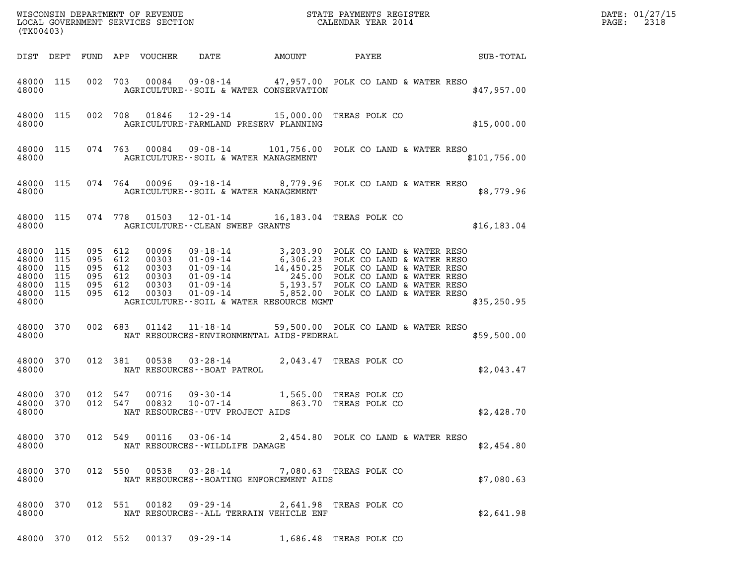WISCONSIN DEPARTMENT OF REVENUE
LOCAL GOVERNMENT SERVICES SECTION
(TX00403)

STATE PAYMENTS REGISTER
CALENDAR YEAR 2014

DATE: 01/27/15
PAGE: 2318

| DIST | DEPT | FUND | APP | VOUCHER | DATE | AMOUNT | PAYEE | SUB-TOTAL |
|---|---|---|---|---|---|---|---|---|
| 48000 | 115 | 002 | 703 | 00084 | 09-08-14 | 47,957.00 | POLK CO LAND & WATER RESO | |
| 48000 | | | | | AGRICULTURE--SOIL & WATER CONSERVATION | | | $47,957.00 |
| 48000 | 115 | 002 | 708 | 01846 | 12-29-14 | 15,000.00 | TREAS POLK CO | |
| 48000 | | | | | AGRICULTURE-FARMLAND PRESERV PLANNING | | | $15,000.00 |
| 48000 | 115 | 074 | 763 | 00084 | 09-08-14 | 101,756.00 | POLK CO LAND & WATER RESO | |
| 48000 | | | | | AGRICULTURE--SOIL & WATER MANAGEMENT | | | $101,756.00 |
| 48000 | 115 | 074 | 764 | 00096 | 09-18-14 | 8,779.96 | POLK CO LAND & WATER RESO | |
| 48000 | | | | | AGRICULTURE--SOIL & WATER MANAGEMENT | | | $8,779.96 |
| 48000 | 115 | 074 | 778 | 01503 | 12-01-14 | 16,183.04 | TREAS POLK CO | |
| 48000 | | | | | AGRICULTURE--CLEAN SWEEP GRANTS | | | $16,183.04 |
| 48000 | 115 | 095 | 612 | 00096 | 09-18-14 | 3,203.90 | POLK CO LAND & WATER RESO | |
| 48000 | 115 | 095 | 612 | 00303 | 01-09-14 | 6,306.23 | POLK CO LAND & WATER RESO | |
| 48000 | 115 | 095 | 612 | 00303 | 01-09-14 | 14,450.25 | POLK CO LAND & WATER RESO | |
| 48000 | 115 | 095 | 612 | 00303 | 01-09-14 | 245.00 | POLK CO LAND & WATER RESO | |
| 48000 | 115 | 095 | 612 | 00303 | 01-09-14 | 5,193.57 | POLK CO LAND & WATER RESO | |
| 48000 | 115 | 095 | 612 | 00303 | 01-09-14 | 5,852.00 | POLK CO LAND & WATER RESO | |
| 48000 | | | | | AGRICULTURE--SOIL & WATER RESOURCE MGMT | | | $35,250.95 |
| 48000 | 370 | 002 | 683 | 01142 | 11-18-14 | 59,500.00 | POLK CO LAND & WATER RESO | |
| 48000 | | | | | NAT RESOURCES-ENVIRONMENTAL AIDS-FEDERAL | | | $59,500.00 |
| 48000 | 370 | 012 | 381 | 00538 | 03-28-14 | 2,043.47 | TREAS POLK CO | |
| 48000 | | | | | NAT RESOURCES--BOAT PATROL | | | $2,043.47 |
| 48000 | 370 | 012 | 547 | 00716 | 09-30-14 | 1,565.00 | TREAS POLK CO | |
| 48000 | 370 | 012 | 547 | 00832 | 10-07-14 | 863.70 | TREAS POLK CO | |
| 48000 | | | | | NAT RESOURCES--UTV PROJECT AIDS | | | $2,428.70 |
| 48000 | 370 | 012 | 549 | 00116 | 03-06-14 | 2,454.80 | POLK CO LAND & WATER RESO | |
| 48000 | | | | | NAT RESOURCES--WILDLIFE DAMAGE | | | $2,454.80 |
| 48000 | 370 | 012 | 550 | 00538 | 03-28-14 | 7,080.63 | TREAS POLK CO | |
| 48000 | | | | | NAT RESOURCES--BOATING ENFORCEMENT AIDS | | | $7,080.63 |
| 48000 | 370 | 012 | 551 | 00182 | 09-29-14 | 2,641.98 | TREAS POLK CO | |
| 48000 | | | | | NAT RESOURCES--ALL TERRAIN VEHICLE ENF | | | $2,641.98 |
| 48000 | 370 | 012 | 552 | 00137 | 09-29-14 | 1,686.48 | TREAS POLK CO | |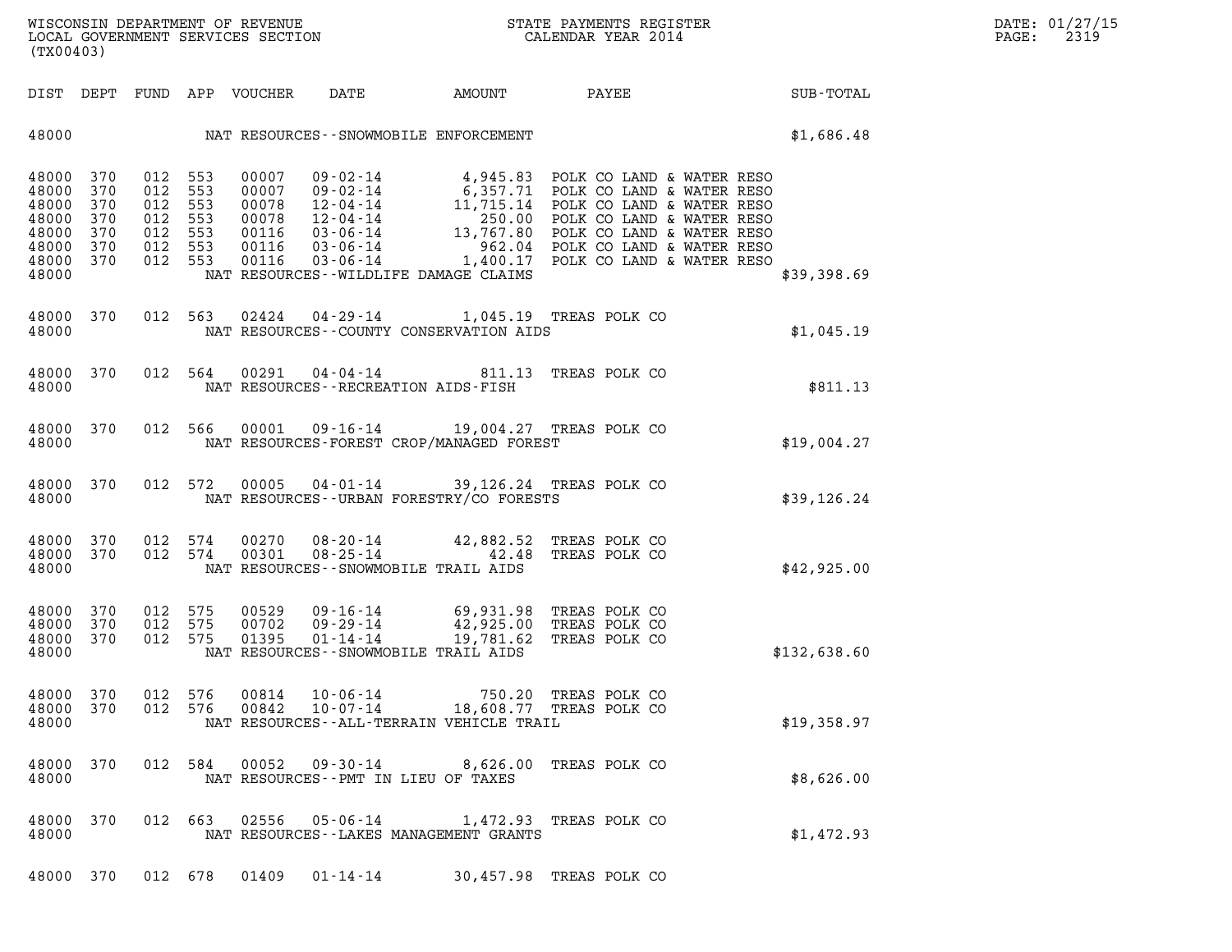| DIST | DEPT | FUND | APP | VOUCHER | DATE | AMOUNT | PAYEE | SUB-TOTAL |
|---|---|---|---|---|---|---|---|---|
| 48000 | | | | | NAT RESOURCES--SNOWMOBILE ENFORCEMENT | | | $1,686.48 |
| 48000 | 370 | 012 | 553 | 00007 | 09-02-14 | 4,945.83 | POLK CO LAND & WATER RESO | |
| 48000 | 370 | 012 | 553 | 00007 | 09-02-14 | 6,357.71 | POLK CO LAND & WATER RESO | |
| 48000 | 370 | 012 | 553 | 00078 | 12-04-14 | 11,715.14 | POLK CO LAND & WATER RESO | |
| 48000 | 370 | 012 | 553 | 00078 | 12-04-14 | 250.00 | POLK CO LAND & WATER RESO | |
| 48000 | 370 | 012 | 553 | 00116 | 03-06-14 | 13,767.80 | POLK CO LAND & WATER RESO | |
| 48000 | 370 | 012 | 553 | 00116 | 03-06-14 | 962.04 | POLK CO LAND & WATER RESO | |
| 48000 | 370 | 012 | 553 | 00116 | 03-06-14 | 1,400.17 | POLK CO LAND & WATER RESO | |
| 48000 | | | | | NAT RESOURCES--WILDLIFE DAMAGE CLAIMS | | | $39,398.69 |
| 48000 | 370 | 012 | 563 | 02424 | 04-29-14 | 1,045.19 | TREAS POLK CO | |
| 48000 | | | | | NAT RESOURCES--COUNTY CONSERVATION AIDS | | | $1,045.19 |
| 48000 | 370 | 012 | 564 | 00291 | 04-04-14 | 811.13 | TREAS POLK CO | |
| 48000 | | | | | NAT RESOURCES--RECREATION AIDS-FISH | | | $811.13 |
| 48000 | 370 | 012 | 566 | 00001 | 09-16-14 | 19,004.27 | TREAS POLK CO | |
| 48000 | | | | | NAT RESOURCES-FOREST CROP/MANAGED FOREST | | | $19,004.27 |
| 48000 | 370 | 012 | 572 | 00005 | 04-01-14 | 39,126.24 | TREAS POLK CO | |
| 48000 | | | | | NAT RESOURCES--URBAN FORESTRY/CO FORESTS | | | $39,126.24 |
| 48000 | 370 | 012 | 574 | 00270 | 08-20-14 | 42,882.52 | TREAS POLK CO | |
| 48000 | 370 | 012 | 574 | 00301 | 08-25-14 | 42.48 | TREAS POLK CO | |
| 48000 | | | | | NAT RESOURCES--SNOWMOBILE TRAIL AIDS | | | $42,925.00 |
| 48000 | 370 | 012 | 575 | 00529 | 09-16-14 | 69,931.98 | TREAS POLK CO | |
| 48000 | 370 | 012 | 575 | 00702 | 09-29-14 | 42,925.00 | TREAS POLK CO | |
| 48000 | 370 | 012 | 575 | 01395 | 01-14-14 | 19,781.62 | TREAS POLK CO | |
| 48000 | | | | | NAT RESOURCES--SNOWMOBILE TRAIL AIDS | | | $132,638.60 |
| 48000 | 370 | 012 | 576 | 00814 | 10-06-14 | 750.20 | TREAS POLK CO | |
| 48000 | 370 | 012 | 576 | 00842 | 10-07-14 | 18,608.77 | TREAS POLK CO | |
| 48000 | | | | | NAT RESOURCES--ALL-TERRAIN VEHICLE TRAIL | | | $19,358.97 |
| 48000 | 370 | 012 | 584 | 00052 | 09-30-14 | 8,626.00 | TREAS POLK CO | |
| 48000 | | | | | NAT RESOURCES--PMT IN LIEU OF TAXES | | | $8,626.00 |
| 48000 | 370 | 012 | 663 | 02556 | 05-06-14 | 1,472.93 | TREAS POLK CO | |
| 48000 | | | | | NAT RESOURCES--LAKES MANAGEMENT GRANTS | | | $1,472.93 |
| 48000 | 370 | 012 | 678 | 01409 | 01-14-14 | 30,457.98 | TREAS POLK CO | |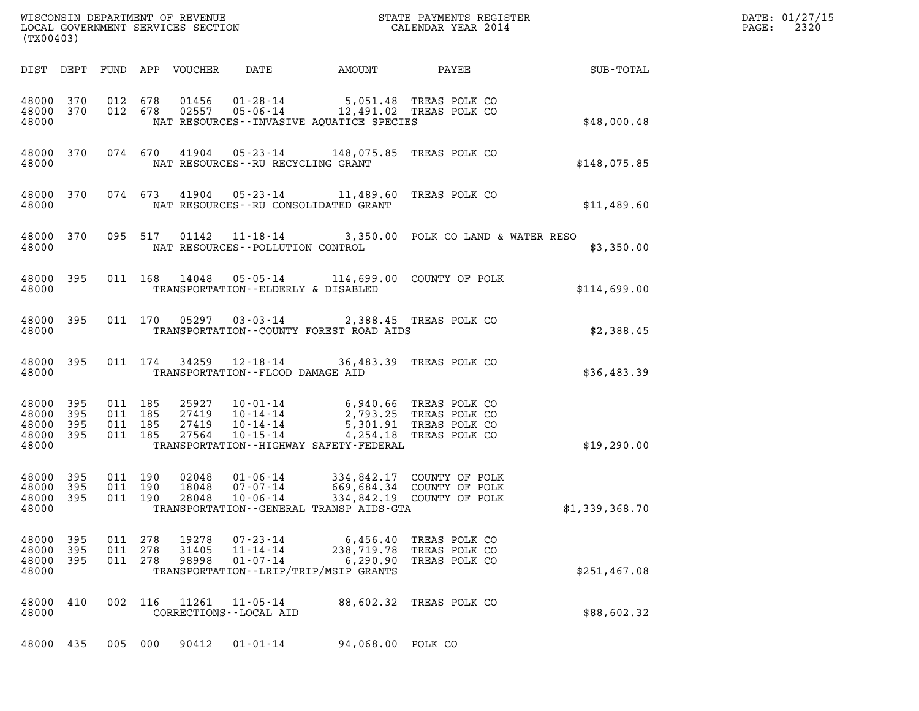WISCONSIN DEPARTMENT OF REVENUE
LOCAL GOVERNMENT SERVICES SECTION
(TX00403)

STATE PAYMENTS REGISTER
CALENDAR YEAR 2014

DATE: 01/27/15
PAGE: 2320

| DIST | DEPT | FUND | APP | VOUCHER | DATE | AMOUNT | PAYEE | SUB-TOTAL |
|---|---|---|---|---|---|---|---|---|
| 48000 | 370 | 012 | 678 | 01456 | 01-28-14 | 5,051.48 | TREAS POLK CO | |
| 48000 | 370 | 012 | 678 | 02557 | 05-06-14 | 12,491.02 | TREAS POLK CO | |
| 48000 | | | | | NAT RESOURCES--INVASIVE AQUATICE SPECIES | | | $48,000.48 |
| 48000 | 370 | 074 | 670 | 41904 | 05-23-14 | 148,075.85 | TREAS POLK CO | |
| 48000 | | | | | NAT RESOURCES--RU RECYCLING GRANT | | | $148,075.85 |
| 48000 | 370 | 074 | 673 | 41904 | 05-23-14 | 11,489.60 | TREAS POLK CO | |
| 48000 | | | | | NAT RESOURCES--RU CONSOLIDATED GRANT | | | $11,489.60 |
| 48000 | 370 | 095 | 517 | 01142 | 11-18-14 | 3,350.00 | POLK CO LAND & WATER RESO | |
| 48000 | | | | | NAT RESOURCES--POLLUTION CONTROL | | | $3,350.00 |
| 48000 | 395 | 011 | 168 | 14048 | 05-05-14 | 114,699.00 | COUNTY OF POLK | |
| 48000 | | | | | TRANSPORTATION--ELDERLY & DISABLED | | | $114,699.00 |
| 48000 | 395 | 011 | 170 | 05297 | 03-03-14 | 2,388.45 | TREAS POLK CO | |
| 48000 | | | | | TRANSPORTATION--COUNTY FOREST ROAD AIDS | | | $2,388.45 |
| 48000 | 395 | 011 | 174 | 34259 | 12-18-14 | 36,483.39 | TREAS POLK CO | |
| 48000 | | | | | TRANSPORTATION--FLOOD DAMAGE AID | | | $36,483.39 |
| 48000 | 395 | 011 | 185 | 25927 | 10-01-14 | 6,940.66 | TREAS POLK CO | |
| 48000 | 395 | 011 | 185 | 27419 | 10-14-14 | 2,793.25 | TREAS POLK CO | |
| 48000 | 395 | 011 | 185 | 27419 | 10-14-14 | 5,301.91 | TREAS POLK CO | |
| 48000 | 395 | 011 | 185 | 27564 | 10-15-14 | 4,254.18 | TREAS POLK CO | |
| 48000 | | | | | TRANSPORTATION--HIGHWAY SAFETY-FEDERAL | | | $19,290.00 |
| 48000 | 395 | 011 | 190 | 02048 | 01-06-14 | 334,842.17 | COUNTY OF POLK | |
| 48000 | 395 | 011 | 190 | 18048 | 07-07-14 | 669,684.34 | COUNTY OF POLK | |
| 48000 | 395 | 011 | 190 | 28048 | 10-06-14 | 334,842.19 | COUNTY OF POLK | |
| 48000 | | | | | TRANSPORTATION--GENERAL TRANSP AIDS-GTA | | | $1,339,368.70 |
| 48000 | 395 | 011 | 278 | 19278 | 07-23-14 | 6,456.40 | TREAS POLK CO | |
| 48000 | 395 | 011 | 278 | 31405 | 11-14-14 | 238,719.78 | TREAS POLK CO | |
| 48000 | 395 | 011 | 278 | 98998 | 01-07-14 | 6,290.90 | TREAS POLK CO | |
| 48000 | | | | | TRANSPORTATION--LRIP/TRIP/MSIP GRANTS | | | $251,467.08 |
| 48000 | 410 | 002 | 116 | 11261 | 11-05-14 | 88,602.32 | TREAS POLK CO | |
| 48000 | | | | | CORRECTIONS--LOCAL AID | | | $88,602.32 |
| 48000 | 435 | 005 | 000 | 90412 | 01-01-14 | 94,068.00 | POLK CO | |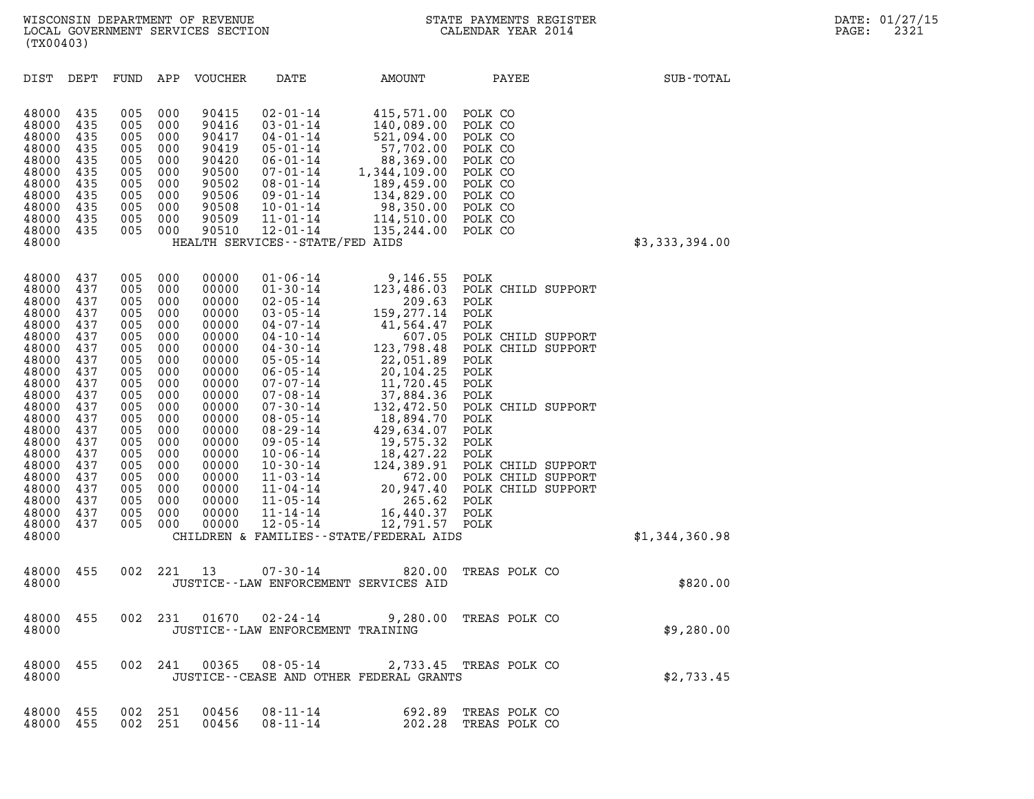WISCONSIN DEPARTMENT OF REVENUE
LOCAL GOVERNMENT SERVICES SECTION
(TX00403)

STATE PAYMENTS REGISTER
CALENDAR YEAR 2014

DATE: 01/27/15
PAGE: 2321

| DIST | DEPT | FUND | APP | VOUCHER | DATE | AMOUNT | PAYEE | SUB-TOTAL |
|---|---|---|---|---|---|---|---|---|
| 48000 | 435 | 005 | 000 | 90415 | 02-01-14 | 415,571.00 | POLK CO | |
| 48000 | 435 | 005 | 000 | 90416 | 03-01-14 | 140,089.00 | POLK CO | |
| 48000 | 435 | 005 | 000 | 90417 | 04-01-14 | 521,094.00 | POLK CO | |
| 48000 | 435 | 005 | 000 | 90419 | 05-01-14 | 57,702.00 | POLK CO | |
| 48000 | 435 | 005 | 000 | 90420 | 06-01-14 | 88,369.00 | POLK CO | |
| 48000 | 435 | 005 | 000 | 90500 | 07-01-14 | 1,344,109.00 | POLK CO | |
| 48000 | 435 | 005 | 000 | 90502 | 08-01-14 | 189,459.00 | POLK CO | |
| 48000 | 435 | 005 | 000 | 90506 | 09-01-14 | 134,829.00 | POLK CO | |
| 48000 | 435 | 005 | 000 | 90508 | 10-01-14 | 98,350.00 | POLK CO | |
| 48000 | 435 | 005 | 000 | 90509 | 11-01-14 | 114,510.00 | POLK CO | |
| 48000 | 435 | 005 | 000 | 90510 | 12-01-14 | 135,244.00 | POLK CO | |
| 48000 | | | | | HEALTH SERVICES--STATE/FED AIDS | | | $3,333,394.00 |
| 48000 | 437 | 005 | 000 | 00000 | 01-06-14 | 9,146.55 | POLK | |
| 48000 | 437 | 005 | 000 | 00000 | 01-30-14 | 123,486.03 | POLK CHILD SUPPORT | |
| 48000 | 437 | 005 | 000 | 00000 | 02-05-14 | 209.63 | POLK | |
| 48000 | 437 | 005 | 000 | 00000 | 03-05-14 | 159,277.14 | POLK | |
| 48000 | 437 | 005 | 000 | 00000 | 04-07-14 | 41,564.47 | POLK | |
| 48000 | 437 | 005 | 000 | 00000 | 04-10-14 | 607.05 | POLK CHILD SUPPORT | |
| 48000 | 437 | 005 | 000 | 00000 | 04-30-14 | 123,798.48 | POLK CHILD SUPPORT | |
| 48000 | 437 | 005 | 000 | 00000 | 05-05-14 | 22,051.89 | POLK | |
| 48000 | 437 | 005 | 000 | 00000 | 06-05-14 | 20,104.25 | POLK | |
| 48000 | 437 | 005 | 000 | 00000 | 07-07-14 | 11,720.45 | POLK | |
| 48000 | 437 | 005 | 000 | 00000 | 07-08-14 | 37,884.36 | POLK | |
| 48000 | 437 | 005 | 000 | 00000 | 07-30-14 | 132,472.50 | POLK CHILD SUPPORT | |
| 48000 | 437 | 005 | 000 | 00000 | 08-05-14 | 18,894.70 | POLK | |
| 48000 | 437 | 005 | 000 | 00000 | 08-29-14 | 429,634.07 | POLK | |
| 48000 | 437 | 005 | 000 | 00000 | 09-05-14 | 19,575.32 | POLK | |
| 48000 | 437 | 005 | 000 | 00000 | 10-06-14 | 18,427.22 | POLK | |
| 48000 | 437 | 005 | 000 | 00000 | 10-30-14 | 124,389.91 | POLK CHILD SUPPORT | |
| 48000 | 437 | 005 | 000 | 00000 | 11-03-14 | 672.00 | POLK CHILD SUPPORT | |
| 48000 | 437 | 005 | 000 | 00000 | 11-04-14 | 20,947.40 | POLK CHILD SUPPORT | |
| 48000 | 437 | 005 | 000 | 00000 | 11-05-14 | 265.62 | POLK | |
| 48000 | 437 | 005 | 000 | 00000 | 11-14-14 | 16,440.37 | POLK | |
| 48000 | 437 | 005 | 000 | 00000 | 12-05-14 | 12,791.57 | POLK | |
| 48000 | | | | | CHILDREN & FAMILIES--STATE/FEDERAL AIDS | | | $1,344,360.98 |
| 48000 | 455 | 002 | 221 | 13 | 07-30-14 | 820.00 | TREAS POLK CO | |
| 48000 | | | | | JUSTICE--LAW ENFORCEMENT SERVICES AID | | | $820.00 |
| 48000 | 455 | 002 | 231 | 01670 | 02-24-14 | 9,280.00 | TREAS POLK CO | |
| 48000 | | | | | JUSTICE--LAW ENFORCEMENT TRAINING | | | $9,280.00 |
| 48000 | 455 | 002 | 241 | 00365 | 08-05-14 | 2,733.45 | TREAS POLK CO | |
| 48000 | | | | | JUSTICE--CEASE AND OTHER FEDERAL GRANTS | | | $2,733.45 |
| 48000 | 455 | 002 | 251 | 00456 | 08-11-14 | 692.89 | TREAS POLK CO | |
| 48000 | 455 | 002 | 251 | 00456 | 08-11-14 | 202.28 | TREAS POLK CO | |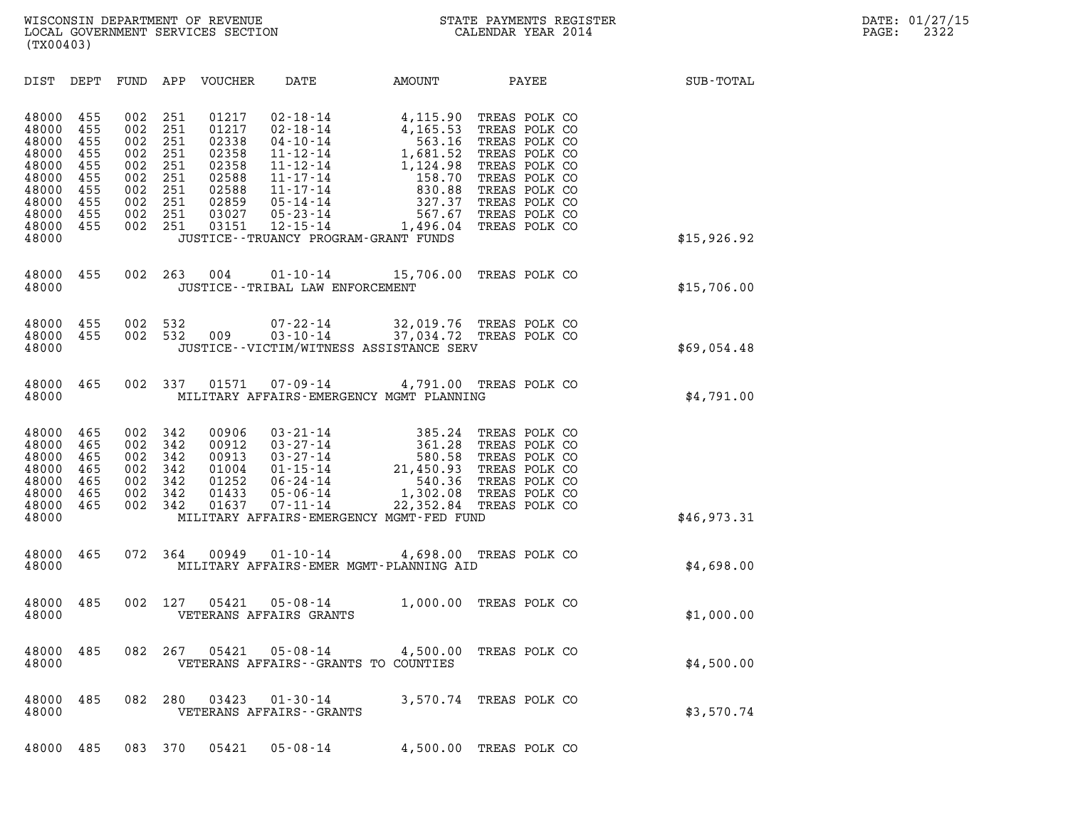| DIST | DEPT | FUND | APP | VOUCHER | DATE | AMOUNT | PAYEE | SUB-TOTAL |
|---|---|---|---|---|---|---|---|---|
| 48000 | 455 | 002 | 251 | 01217 | 02-18-14 | 4,115.90 | TREAS POLK CO | |
| 48000 | 455 | 002 | 251 | 01217 | 02-18-14 | 4,165.53 | TREAS POLK CO | |
| 48000 | 455 | 002 | 251 | 02338 | 04-10-14 | 563.16 | TREAS POLK CO | |
| 48000 | 455 | 002 | 251 | 02358 | 11-12-14 | 1,681.52 | TREAS POLK CO | |
| 48000 | 455 | 002 | 251 | 02358 | 11-12-14 | 1,124.98 | TREAS POLK CO | |
| 48000 | 455 | 002 | 251 | 02588 | 11-17-14 | 158.70 | TREAS POLK CO | |
| 48000 | 455 | 002 | 251 | 02588 | 11-17-14 | 830.88 | TREAS POLK CO | |
| 48000 | 455 | 002 | 251 | 02859 | 05-14-14 | 327.37 | TREAS POLK CO | |
| 48000 | 455 | 002 | 251 | 03027 | 05-23-14 | 567.67 | TREAS POLK CO | |
| 48000 | 455 | 002 | 251 | 03151 | 12-15-14 | 1,496.04 | TREAS POLK CO | |
| 48000 | | | | | JUSTICE--TRUANCY PROGRAM-GRANT FUNDS | | | $15,926.92 |
| 48000 | 455 | 002 | 263 | 004 | 01-10-14 | 15,706.00 | TREAS POLK CO | |
| 48000 | | | | | JUSTICE--TRIBAL LAW ENFORCEMENT | | | $15,706.00 |
| 48000 | 455 | 002 | 532 | | 07-22-14 | 32,019.76 | TREAS POLK CO | |
| 48000 | 455 | 002 | 532 | 009 | 03-10-14 | 37,034.72 | TREAS POLK CO | |
| 48000 | | | | | JUSTICE--VICTIM/WITNESS ASSISTANCE SERV | | | $69,054.48 |
| 48000 | 465 | 002 | 337 | 01571 | 07-09-14 | 4,791.00 | TREAS POLK CO | |
| 48000 | | | | | MILITARY AFFAIRS-EMERGENCY MGMT PLANNING | | | $4,791.00 |
| 48000 | 465 | 002 | 342 | 00906 | 03-21-14 | 385.24 | TREAS POLK CO | |
| 48000 | 465 | 002 | 342 | 00912 | 03-27-14 | 361.28 | TREAS POLK CO | |
| 48000 | 465 | 002 | 342 | 00913 | 03-27-14 | 580.58 | TREAS POLK CO | |
| 48000 | 465 | 002 | 342 | 01004 | 01-15-14 | 21,450.93 | TREAS POLK CO | |
| 48000 | 465 | 002 | 342 | 01252 | 06-24-14 | 540.36 | TREAS POLK CO | |
| 48000 | 465 | 002 | 342 | 01433 | 05-06-14 | 1,302.08 | TREAS POLK CO | |
| 48000 | 465 | 002 | 342 | 01637 | 07-11-14 | 22,352.84 | TREAS POLK CO | |
| 48000 | | | | | MILITARY AFFAIRS-EMERGENCY MGMT-FED FUND | | | $46,973.31 |
| 48000 | 465 | 072 | 364 | 00949 | 01-10-14 | 4,698.00 | TREAS POLK CO | |
| 48000 | | | | | MILITARY AFFAIRS-EMER MGMT-PLANNING AID | | | $4,698.00 |
| 48000 | 485 | 002 | 127 | 05421 | 05-08-14 | 1,000.00 | TREAS POLK CO | |
| 48000 | | | | | VETERANS AFFAIRS GRANTS | | | $1,000.00 |
| 48000 | 485 | 082 | 267 | 05421 | 05-08-14 | 4,500.00 | TREAS POLK CO | |
| 48000 | | | | | VETERANS AFFAIRS--GRANTS TO COUNTIES | | | $4,500.00 |
| 48000 | 485 | 082 | 280 | 03423 | 01-30-14 | 3,570.74 | TREAS POLK CO | |
| 48000 | | | | | VETERANS AFFAIRS--GRANTS | | | $3,570.74 |
| 48000 | 485 | 083 | 370 | 05421 | 05-08-14 | 4,500.00 | TREAS POLK CO | |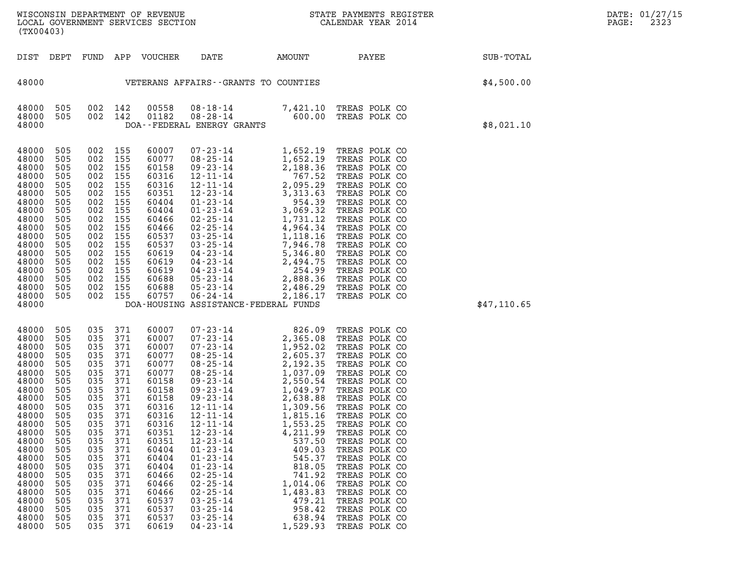| DIST | DEPT | FUND | APP | VOUCHER | DATE | AMOUNT | PAYEE | SUB-TOTAL |
|---|---|---|---|---|---|---|---|---|
| 48000 | | | | | VETERANS AFFAIRS--GRANTS TO COUNTIES | | | $4,500.00 |
| 48000 | 505 | 002 | 142 | 00558 | 08-18-14 | 7,421.10 | TREAS POLK CO | |
| 48000 | 505 | 002 | 142 | 01182 | 08-28-14 | 600.00 | TREAS POLK CO | |
| 48000 | | | | | DOA--FEDERAL ENERGY GRANTS | | | $8,021.10 |
| 48000 | 505 | 002 | 155 | 60007 | 07-23-14 | 1,652.19 | TREAS POLK CO | |
| 48000 | 505 | 002 | 155 | 60077 | 08-25-14 | 1,652.19 | TREAS POLK CO | |
| 48000 | 505 | 002 | 155 | 60158 | 09-23-14 | 2,188.36 | TREAS POLK CO | |
| 48000 | 505 | 002 | 155 | 60316 | 12-11-14 | 767.52 | TREAS POLK CO | |
| 48000 | 505 | 002 | 155 | 60316 | 12-11-14 | 2,095.29 | TREAS POLK CO | |
| 48000 | 505 | 002 | 155 | 60351 | 12-23-14 | 3,313.63 | TREAS POLK CO | |
| 48000 | 505 | 002 | 155 | 60404 | 01-23-14 | 954.39 | TREAS POLK CO | |
| 48000 | 505 | 002 | 155 | 60404 | 01-23-14 | 3,069.32 | TREAS POLK CO | |
| 48000 | 505 | 002 | 155 | 60466 | 02-25-14 | 1,731.12 | TREAS POLK CO | |
| 48000 | 505 | 002 | 155 | 60466 | 02-25-14 | 4,964.34 | TREAS POLK CO | |
| 48000 | 505 | 002 | 155 | 60537 | 03-25-14 | 1,118.16 | TREAS POLK CO | |
| 48000 | 505 | 002 | 155 | 60537 | 03-25-14 | 7,946.78 | TREAS POLK CO | |
| 48000 | 505 | 002 | 155 | 60619 | 04-23-14 | 5,346.80 | TREAS POLK CO | |
| 48000 | 505 | 002 | 155 | 60619 | 04-23-14 | 2,494.75 | TREAS POLK CO | |
| 48000 | 505 | 002 | 155 | 60619 | 04-23-14 | 254.99 | TREAS POLK CO | |
| 48000 | 505 | 002 | 155 | 60688 | 05-23-14 | 2,888.36 | TREAS POLK CO | |
| 48000 | 505 | 002 | 155 | 60688 | 05-23-14 | 2,486.29 | TREAS POLK CO | |
| 48000 | 505 | 002 | 155 | 60757 | 06-24-14 | 2,186.17 | TREAS POLK CO | |
| 48000 | | | | | DOA-HOUSING ASSISTANCE-FEDERAL FUNDS | | | $47,110.65 |
| 48000 | 505 | 035 | 371 | 60007 | 07-23-14 | 826.09 | TREAS POLK CO | |
| 48000 | 505 | 035 | 371 | 60007 | 07-23-14 | 2,365.08 | TREAS POLK CO | |
| 48000 | 505 | 035 | 371 | 60007 | 07-23-14 | 1,952.02 | TREAS POLK CO | |
| 48000 | 505 | 035 | 371 | 60077 | 08-25-14 | 2,605.37 | TREAS POLK CO | |
| 48000 | 505 | 035 | 371 | 60077 | 08-25-14 | 2,192.35 | TREAS POLK CO | |
| 48000 | 505 | 035 | 371 | 60077 | 08-25-14 | 1,037.09 | TREAS POLK CO | |
| 48000 | 505 | 035 | 371 | 60158 | 09-23-14 | 2,550.54 | TREAS POLK CO | |
| 48000 | 505 | 035 | 371 | 60158 | 09-23-14 | 1,049.97 | TREAS POLK CO | |
| 48000 | 505 | 035 | 371 | 60158 | 09-23-14 | 2,638.88 | TREAS POLK CO | |
| 48000 | 505 | 035 | 371 | 60316 | 12-11-14 | 1,309.56 | TREAS POLK CO | |
| 48000 | 505 | 035 | 371 | 60316 | 12-11-14 | 1,815.16 | TREAS POLK CO | |
| 48000 | 505 | 035 | 371 | 60316 | 12-11-14 | 1,553.25 | TREAS POLK CO | |
| 48000 | 505 | 035 | 371 | 60351 | 12-23-14 | 4,211.99 | TREAS POLK CO | |
| 48000 | 505 | 035 | 371 | 60351 | 12-23-14 | 537.50 | TREAS POLK CO | |
| 48000 | 505 | 035 | 371 | 60404 | 01-23-14 | 409.03 | TREAS POLK CO | |
| 48000 | 505 | 035 | 371 | 60404 | 01-23-14 | 545.37 | TREAS POLK CO | |
| 48000 | 505 | 035 | 371 | 60404 | 01-23-14 | 818.05 | TREAS POLK CO | |
| 48000 | 505 | 035 | 371 | 60466 | 02-25-14 | 741.92 | TREAS POLK CO | |
| 48000 | 505 | 035 | 371 | 60466 | 02-25-14 | 1,014.06 | TREAS POLK CO | |
| 48000 | 505 | 035 | 371 | 60466 | 02-25-14 | 1,483.83 | TREAS POLK CO | |
| 48000 | 505 | 035 | 371 | 60537 | 03-25-14 | 479.21 | TREAS POLK CO | |
| 48000 | 505 | 035 | 371 | 60537 | 03-25-14 | 958.42 | TREAS POLK CO | |
| 48000 | 505 | 035 | 371 | 60537 | 03-25-14 | 638.94 | TREAS POLK CO | |
| 48000 | 505 | 035 | 371 | 60619 | 04-23-14 | 1,529.93 | TREAS POLK CO | |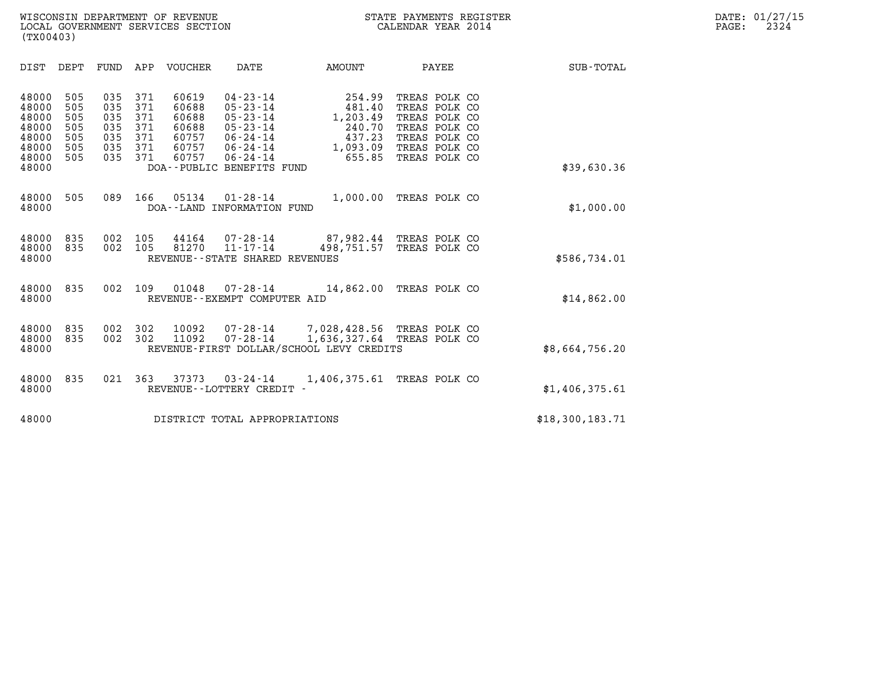WISCONSIN DEPARTMENT OF REVENUE
LOCAL GOVERNMENT SERVICES SECTION
(TX00403)

STATE PAYMENTS REGISTER
CALENDAR YEAR 2014

DATE: 01/27/15
PAGE: 2324

| DIST | DEPT | FUND | APP | VOUCHER | DATE | AMOUNT | PAYEE | SUB-TOTAL |
|---|---|---|---|---|---|---|---|---|
| 48000 | 505 | 035 | 371 | 60619 | 04-23-14 | 254.99 | TREAS POLK CO | |
| 48000 | 505 | 035 | 371 | 60688 | 05-23-14 | 481.40 | TREAS POLK CO | |
| 48000 | 505 | 035 | 371 | 60688 | 05-23-14 | 1,203.49 | TREAS POLK CO | |
| 48000 | 505 | 035 | 371 | 60688 | 05-23-14 | 240.70 | TREAS POLK CO | |
| 48000 | 505 | 035 | 371 | 60757 | 06-24-14 | 437.23 | TREAS POLK CO | |
| 48000 | 505 | 035 | 371 | 60757 | 06-24-14 | 1,093.09 | TREAS POLK CO | |
| 48000 | 505 | 035 | 371 | 60757 | 06-24-14 | 655.85 | TREAS POLK CO | |
| 48000 | | | | DOA--PUBLIC BENEFITS FUND | | | | $39,630.36 |
| 48000 | 505 | 089 | 166 | 05134 | 01-28-14 | 1,000.00 | TREAS POLK CO | |
| 48000 | | | | DOA--LAND INFORMATION FUND | | | | $1,000.00 |
| 48000 | 835 | 002 | 105 | 44164 | 07-28-14 | 87,982.44 | TREAS POLK CO | |
| 48000 | 835 | 002 | 105 | 81270 | 11-17-14 | 498,751.57 | TREAS POLK CO | |
| 48000 | | | | REVENUE--STATE SHARED REVENUES | | | | $586,734.01 |
| 48000 | 835 | 002 | 109 | 01048 | 07-28-14 | 14,862.00 | TREAS POLK CO | |
| 48000 | | | | REVENUE--EXEMPT COMPUTER AID | | | | $14,862.00 |
| 48000 | 835 | 002 | 302 | 10092 | 07-28-14 | 7,028,428.56 | TREAS POLK CO | |
| 48000 | 835 | 002 | 302 | 11092 | 07-28-14 | 1,636,327.64 | TREAS POLK CO | |
| 48000 | | | | REVENUE-FIRST DOLLAR/SCHOOL LEVY CREDITS | | | | $8,664,756.20 |
| 48000 | 835 | 021 | 363 | 37373 | 03-24-14 | 1,406,375.61 | TREAS POLK CO | |
| 48000 | | | | REVENUE--LOTTERY CREDIT - | | | | $1,406,375.61 |
| 48000 | | | | DISTRICT TOTAL APPROPRIATIONS | | | | $18,300,183.71 |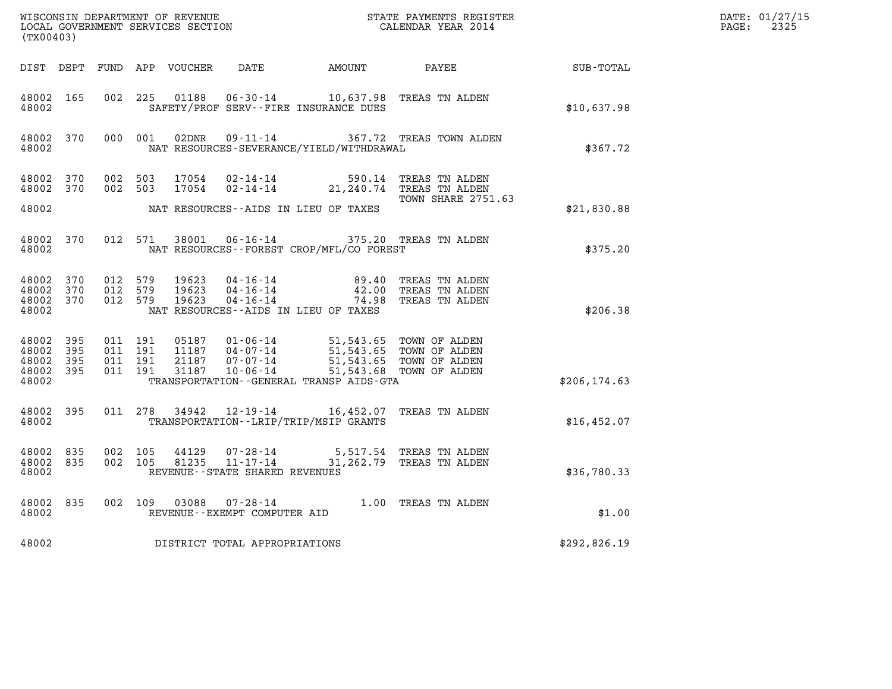WISCONSIN DEPARTMENT OF REVENUE
LOCAL GOVERNMENT SERVICES SECTION
(TX00403)

STATE PAYMENTS REGISTER
CALENDAR YEAR 2014

DATE: 01/27/15
PAGE: 2325

| DIST | DEPT | FUND | APP | VOUCHER | DATE | AMOUNT | PAYEE | SUB-TOTAL |
|---|---|---|---|---|---|---|---|---|
| 48002 | 165 | 002 | 225 | 01188 | 06-30-14 | 10,637.98 | TREAS TN ALDEN | |
| 48002 | | | | | SAFETY/PROF SERV--FIRE INSURANCE DUES | | | $10,637.98 |
| 48002 | 370 | 000 | 001 | 02DNR | 09-11-14 | 367.72 | TREAS TOWN ALDEN | |
| 48002 | | | | | NAT RESOURCES-SEVERANCE/YIELD/WITHDRAWAL | | | $367.72 |
| 48002 | 370 | 002 | 503 | 17054 | 02-14-14 | 590.14 | TREAS TN ALDEN | |
| 48002 | 370 | 002 | 503 | 17054 | 02-14-14 | 21,240.74 | TREAS TN ALDEN | |
| | | | | | | | TOWN SHARE 2751.63 | |
| 48002 | | | | | NAT RESOURCES--AIDS IN LIEU OF TAXES | | | $21,830.88 |
| 48002 | 370 | 012 | 571 | 38001 | 06-16-14 | 375.20 | TREAS TN ALDEN | |
| 48002 | | | | | NAT RESOURCES--FOREST CROP/MFL/CO FOREST | | | $375.20 |
| 48002 | 370 | 012 | 579 | 19623 | 04-16-14 | 89.40 | TREAS TN ALDEN | |
| 48002 | 370 | 012 | 579 | 19623 | 04-16-14 | 42.00 | TREAS TN ALDEN | |
| 48002 | 370 | 012 | 579 | 19623 | 04-16-14 | 74.98 | TREAS TN ALDEN | |
| 48002 | | | | | NAT RESOURCES--AIDS IN LIEU OF TAXES | | | $206.38 |
| 48002 | 395 | 011 | 191 | 05187 | 01-06-14 | 51,543.65 | TOWN OF ALDEN | |
| 48002 | 395 | 011 | 191 | 11187 | 04-07-14 | 51,543.65 | TOWN OF ALDEN | |
| 48002 | 395 | 011 | 191 | 21187 | 07-07-14 | 51,543.65 | TOWN OF ALDEN | |
| 48002 | 395 | 011 | 191 | 31187 | 10-06-14 | 51,543.68 | TOWN OF ALDEN | |
| 48002 | | | | | TRANSPORTATION--GENERAL TRANSP AIDS-GTA | | | $206,174.63 |
| 48002 | 395 | 011 | 278 | 34942 | 12-19-14 | 16,452.07 | TREAS TN ALDEN | |
| 48002 | | | | | TRANSPORTATION--LRIP/TRIP/MSIP GRANTS | | | $16,452.07 |
| 48002 | 835 | 002 | 105 | 44129 | 07-28-14 | 5,517.54 | TREAS TN ALDEN | |
| 48002 | 835 | 002 | 105 | 81235 | 11-17-14 | 31,262.79 | TREAS TN ALDEN | |
| 48002 | | | | | REVENUE--STATE SHARED REVENUES | | | $36,780.33 |
| 48002 | 835 | 002 | 109 | 03088 | 07-28-14 | 1.00 | TREAS TN ALDEN | |
| 48002 | | | | | REVENUE--EXEMPT COMPUTER AID | | | $1.00 |
| 48002 | | | | | DISTRICT TOTAL APPROPRIATIONS | | | $292,826.19 |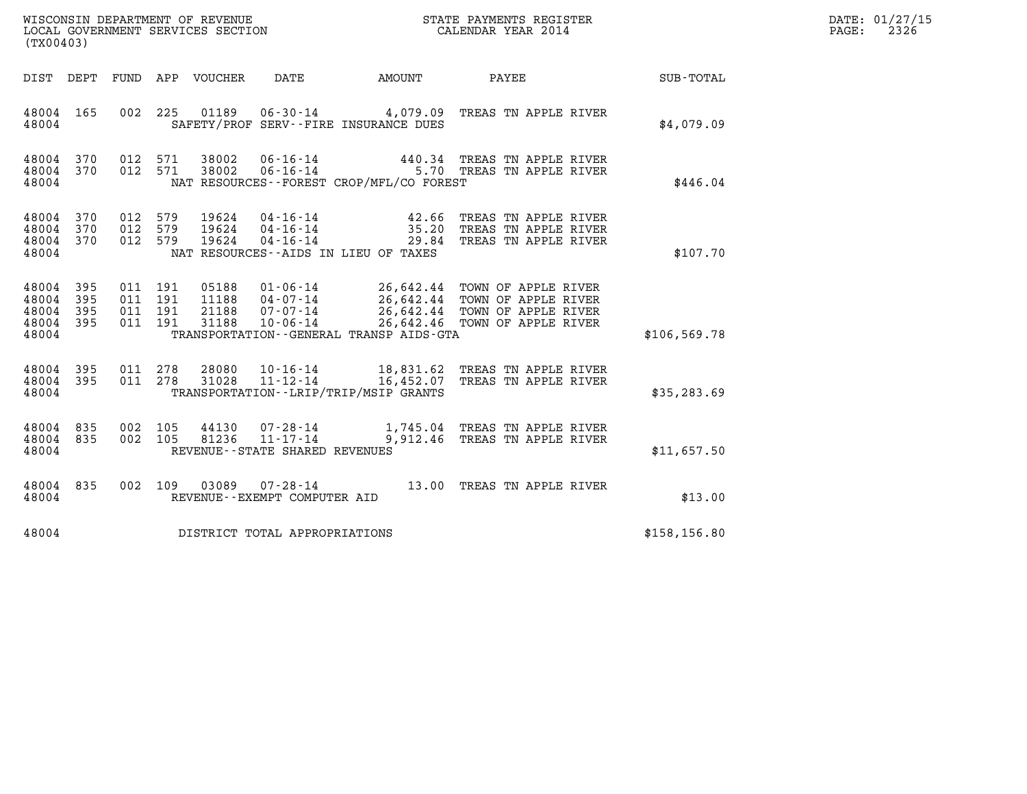WISCONSIN DEPARTMENT OF REVENUE
LOCAL GOVERNMENT SERVICES SECTION
(TX00403)

STATE PAYMENTS REGISTER
CALENDAR YEAR 2014

DATE: 01/27/15
PAGE: 2326

| DIST | DEPT | FUND | APP | VOUCHER | DATE | AMOUNT | PAYEE | SUB-TOTAL |
|---|---|---|---|---|---|---|---|---|
| 48004 | 165 | 002 | 225 | 01189 | 06-30-14 | 4,079.09 | TREAS TN APPLE RIVER | |
| 48004 | | | | | SAFETY/PROF SERV--FIRE INSURANCE DUES | | | $4,079.09 |
| 48004 | 370 | 012 | 571 | 38002 | 06-16-14 | 440.34 | TREAS TN APPLE RIVER | |
| 48004 | 370 | 012 | 571 | 38002 | 06-16-14 | 5.70 | TREAS TN APPLE RIVER | |
| 48004 | | | | | NAT RESOURCES--FOREST CROP/MFL/CO FOREST | | | $446.04 |
| 48004 | 370 | 012 | 579 | 19624 | 04-16-14 | 42.66 | TREAS TN APPLE RIVER | |
| 48004 | 370 | 012 | 579 | 19624 | 04-16-14 | 35.20 | TREAS TN APPLE RIVER | |
| 48004 | 370 | 012 | 579 | 19624 | 04-16-14 | 29.84 | TREAS TN APPLE RIVER | |
| 48004 | | | | | NAT RESOURCES--AIDS IN LIEU OF TAXES | | | $107.70 |
| 48004 | 395 | 011 | 191 | 05188 | 01-06-14 | 26,642.44 | TOWN OF APPLE RIVER | |
| 48004 | 395 | 011 | 191 | 11188 | 04-07-14 | 26,642.44 | TOWN OF APPLE RIVER | |
| 48004 | 395 | 011 | 191 | 21188 | 07-07-14 | 26,642.44 | TOWN OF APPLE RIVER | |
| 48004 | 395 | 011 | 191 | 31188 | 10-06-14 | 26,642.46 | TOWN OF APPLE RIVER | |
| 48004 | | | | | TRANSPORTATION--GENERAL TRANSP AIDS-GTA | | | $106,569.78 |
| 48004 | 395 | 011 | 278 | 28080 | 10-16-14 | 18,831.62 | TREAS TN APPLE RIVER | |
| 48004 | 395 | 011 | 278 | 31028 | 11-12-14 | 16,452.07 | TREAS TN APPLE RIVER | |
| 48004 | | | | | TRANSPORTATION--LRIP/TRIP/MSIP GRANTS | | | $35,283.69 |
| 48004 | 835 | 002 | 105 | 44130 | 07-28-14 | 1,745.04 | TREAS TN APPLE RIVER | |
| 48004 | 835 | 002 | 105 | 81236 | 11-17-14 | 9,912.46 | TREAS TN APPLE RIVER | |
| 48004 | | | | | REVENUE--STATE SHARED REVENUES | | | $11,657.50 |
| 48004 | 835 | 002 | 109 | 03089 | 07-28-14 | 13.00 | TREAS TN APPLE RIVER | |
| 48004 | | | | | REVENUE--EXEMPT COMPUTER AID | | | $13.00 |
| 48004 | | | | | DISTRICT TOTAL APPROPRIATIONS | | | $158,156.80 |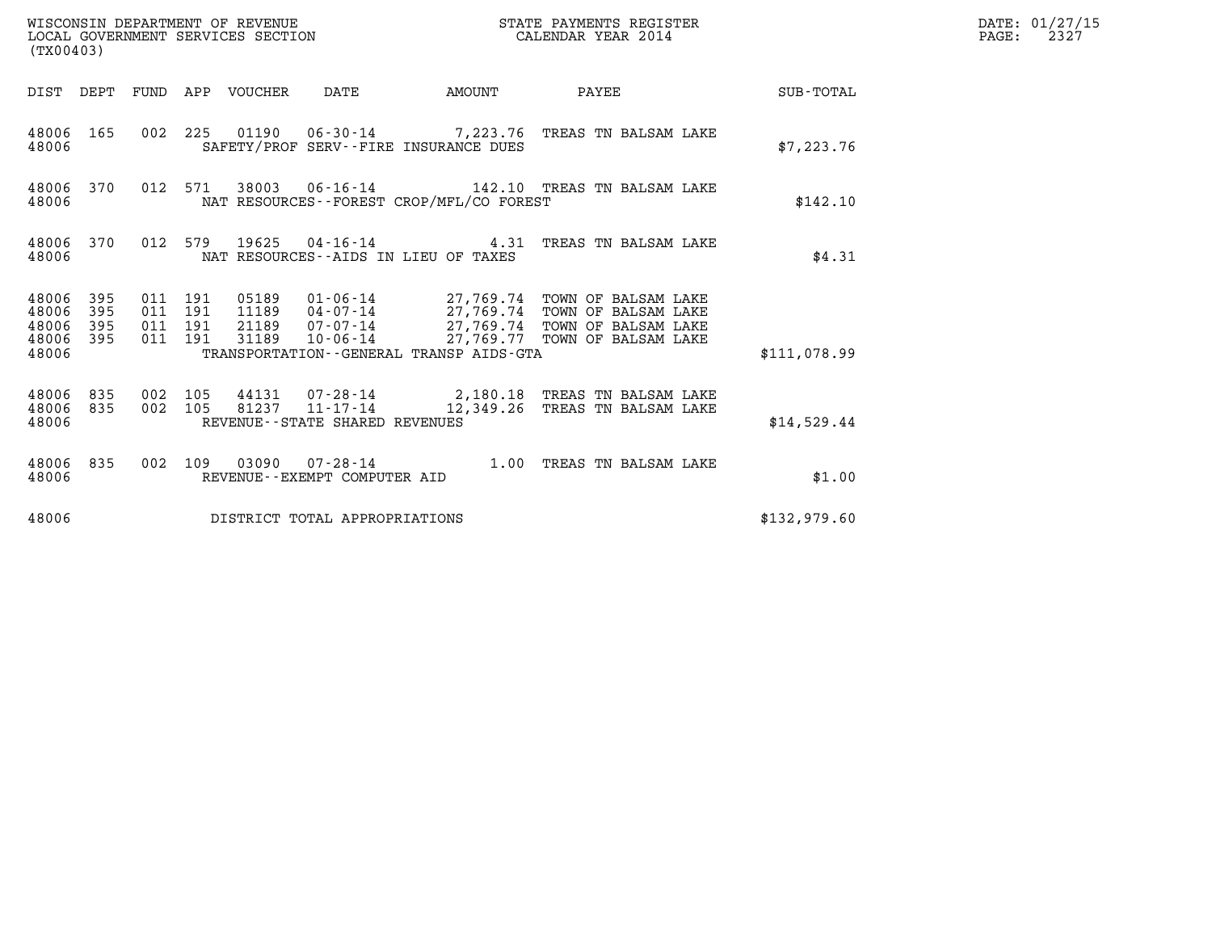WISCONSIN DEPARTMENT OF REVENUE
LOCAL GOVERNMENT SERVICES SECTION
(TX00403)

STATE PAYMENTS REGISTER
CALENDAR YEAR 2014

DATE: 01/27/15
PAGE: 2327

| DIST | DEPT | FUND | APP | VOUCHER | DATE | AMOUNT | PAYEE | SUB-TOTAL |
|---|---|---|---|---|---|---|---|---|
| 48006 | 165 | 002 | 225 | 01190 | 06-30-14 | 7,223.76 | TREAS TN BALSAM LAKE | |
| 48006 | | | | SAFETY/PROF SERV--FIRE INSURANCE DUES | | | | $7,223.76 |
| 48006 | 370 | 012 | 571 | 38003 | 06-16-14 | 142.10 | TREAS TN BALSAM LAKE | |
| 48006 | | | | NAT RESOURCES--FOREST CROP/MFL/CO FOREST | | | | $142.10 |
| 48006 | 370 | 012 | 579 | 19625 | 04-16-14 | 4.31 | TREAS TN BALSAM LAKE | |
| 48006 | | | | NAT RESOURCES--AIDS IN LIEU OF TAXES | | | | $4.31 |
| 48006 | 395 | 011 | 191 | 05189 | 01-06-14 | 27,769.74 | TOWN OF BALSAM LAKE | |
| 48006 | 395 | 011 | 191 | 11189 | 04-07-14 | 27,769.74 | TOWN OF BALSAM LAKE | |
| 48006 | 395 | 011 | 191 | 21189 | 07-07-14 | 27,769.74 | TOWN OF BALSAM LAKE | |
| 48006 | 395 | 011 | 191 | 31189 | 10-06-14 | 27,769.77 | TOWN OF BALSAM LAKE | |
| 48006 | | | | TRANSPORTATION--GENERAL TRANSP AIDS-GTA | | | | $111,078.99 |
| 48006 | 835 | 002 | 105 | 44131 | 07-28-14 | 2,180.18 | TREAS TN BALSAM LAKE | |
| 48006 | 835 | 002 | 105 | 81237 | 11-17-14 | 12,349.26 | TREAS TN BALSAM LAKE | |
| 48006 | | | | REVENUE--STATE SHARED REVENUES | | | | $14,529.44 |
| 48006 | 835 | 002 | 109 | 03090 | 07-28-14 | 1.00 | TREAS TN BALSAM LAKE | |
| 48006 | | | | REVENUE--EXEMPT COMPUTER AID | | | | $1.00 |
| 48006 | | | | DISTRICT TOTAL APPROPRIATIONS | | | | $132,979.60 |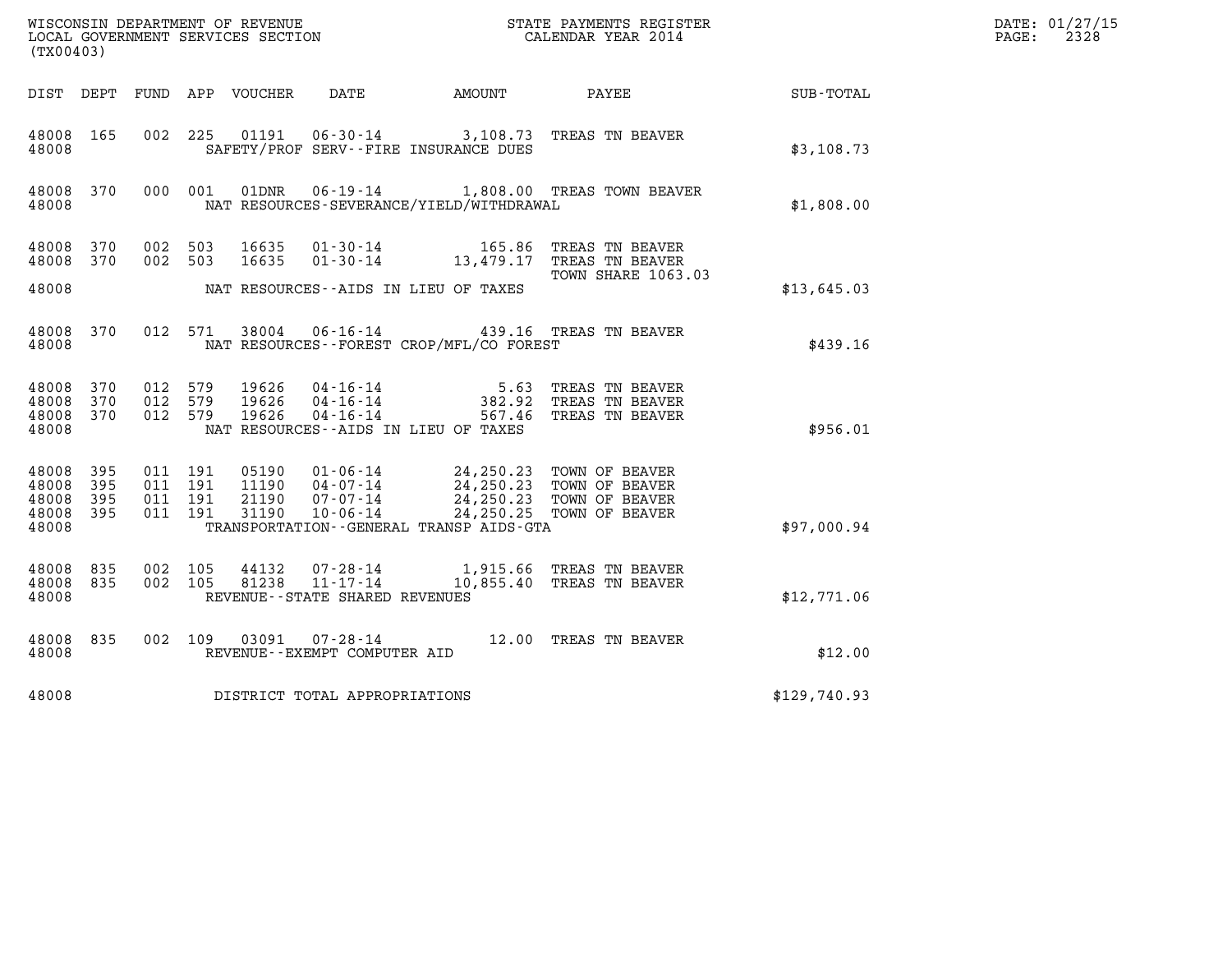WISCONSIN DEPARTMENT OF REVENUE
LOCAL GOVERNMENT SERVICES SECTION
(TX00403)

STATE PAYMENTS REGISTER
CALENDAR YEAR 2014

DATE: 01/27/15
PAGE: 2328

| DIST | DEPT | FUND | APP | VOUCHER | DATE | AMOUNT | PAYEE | SUB-TOTAL |
|---|---|---|---|---|---|---|---|---|
| 48008 | 165 | 002 | 225 | 01191 | 06-30-14 | 3,108.73 | TREAS TN BEAVER | |
| 48008 | | | | | SAFETY/PROF SERV--FIRE INSURANCE DUES | | | $3,108.73 |
| 48008 | 370 | 000 | 001 | 01DNR | 06-19-14 | 1,808.00 | TREAS TOWN BEAVER | |
| 48008 | | | | | NAT RESOURCES-SEVERANCE/YIELD/WITHDRAWAL | | | $1,808.00 |
| 48008 | 370 | 002 | 503 | 16635 | 01-30-14 | 165.86 | TREAS TN BEAVER | |
| 48008 | 370 | 002 | 503 | 16635 | 01-30-14 | 13,479.17 | TREAS TN BEAVER | |
| | | | | | | | TOWN SHARE 1063.03 | |
| 48008 | | | | | NAT RESOURCES--AIDS IN LIEU OF TAXES | | | $13,645.03 |
| 48008 | 370 | 012 | 571 | 38004 | 06-16-14 | 439.16 | TREAS TN BEAVER | |
| 48008 | | | | | NAT RESOURCES--FOREST CROP/MFL/CO FOREST | | | $439.16 |
| 48008 | 370 | 012 | 579 | 19626 | 04-16-14 | 5.63 | TREAS TN BEAVER | |
| 48008 | 370 | 012 | 579 | 19626 | 04-16-14 | 382.92 | TREAS TN BEAVER | |
| 48008 | 370 | 012 | 579 | 19626 | 04-16-14 | 567.46 | TREAS TN BEAVER | |
| 48008 | | | | | NAT RESOURCES--AIDS IN LIEU OF TAXES | | | $956.01 |
| 48008 | 395 | 011 | 191 | 05190 | 01-06-14 | 24,250.23 | TOWN OF BEAVER | |
| 48008 | 395 | 011 | 191 | 11190 | 04-07-14 | 24,250.23 | TOWN OF BEAVER | |
| 48008 | 395 | 011 | 191 | 21190 | 07-07-14 | 24,250.23 | TOWN OF BEAVER | |
| 48008 | 395 | 011 | 191 | 31190 | 10-06-14 | 24,250.25 | TOWN OF BEAVER | |
| 48008 | | | | | TRANSPORTATION--GENERAL TRANSP AIDS-GTA | | | $97,000.94 |
| 48008 | 835 | 002 | 105 | 44132 | 07-28-14 | 1,915.66 | TREAS TN BEAVER | |
| 48008 | 835 | 002 | 105 | 81238 | 11-17-14 | 10,855.40 | TREAS TN BEAVER | |
| 48008 | | | | | REVENUE--STATE SHARED REVENUES | | | $12,771.06 |
| 48008 | 835 | 002 | 109 | 03091 | 07-28-14 | 12.00 | TREAS TN BEAVER | |
| 48008 | | | | | REVENUE--EXEMPT COMPUTER AID | | | $12.00 |
| 48008 | | | | | DISTRICT TOTAL APPROPRIATIONS | | | $129,740.93 |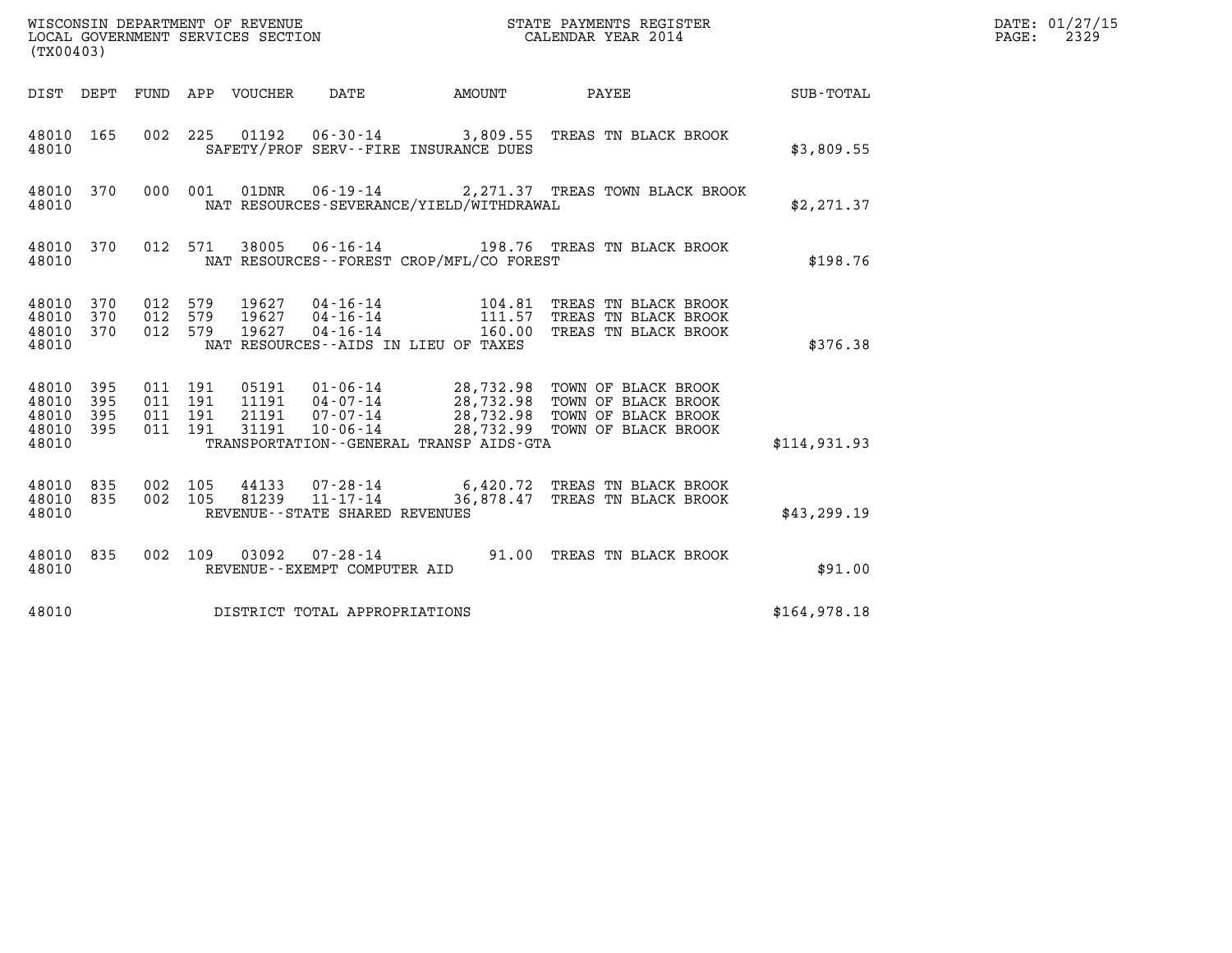WISCONSIN DEPARTMENT OF REVENUE
LOCAL GOVERNMENT SERVICES SECTION
(TX00403)

STATE PAYMENTS REGISTER
CALENDAR YEAR 2014

DATE: 01/27/15
PAGE: 2329

| DIST | DEPT | FUND | APP | VOUCHER | DATE | AMOUNT | PAYEE | SUB-TOTAL |
|---|---|---|---|---|---|---|---|---|
| 48010 | 165 | 002 | 225 | 01192 | 06-30-14 | 3,809.55 | TREAS TN BLACK BROOK | |
| 48010 | | | | | SAFETY/PROF SERV--FIRE INSURANCE DUES | | | $3,809.55 |
| 48010 | 370 | 000 | 001 | 01DNR | 06-19-14 | 2,271.37 | TREAS TOWN BLACK BROOK | |
| 48010 | | | | | NAT RESOURCES-SEVERANCE/YIELD/WITHDRAWAL | | | $2,271.37 |
| 48010 | 370 | 012 | 571 | 38005 | 06-16-14 | 198.76 | TREAS TN BLACK BROOK | |
| 48010 | | | | | NAT RESOURCES--FOREST CROP/MFL/CO FOREST | | | $198.76 |
| 48010 | 370 | 012 | 579 | 19627 | 04-16-14 | 104.81 | TREAS TN BLACK BROOK | |
| 48010 | 370 | 012 | 579 | 19627 | 04-16-14 | 111.57 | TREAS TN BLACK BROOK | |
| 48010 | 370 | 012 | 579 | 19627 | 04-16-14 | 160.00 | TREAS TN BLACK BROOK | |
| 48010 | | | | | NAT RESOURCES--AIDS IN LIEU OF TAXES | | | $376.38 |
| 48010 | 395 | 011 | 191 | 05191 | 01-06-14 | 28,732.98 | TOWN OF BLACK BROOK | |
| 48010 | 395 | 011 | 191 | 11191 | 04-07-14 | 28,732.98 | TOWN OF BLACK BROOK | |
| 48010 | 395 | 011 | 191 | 21191 | 07-07-14 | 28,732.98 | TOWN OF BLACK BROOK | |
| 48010 | 395 | 011 | 191 | 31191 | 10-06-14 | 28,732.99 | TOWN OF BLACK BROOK | |
| 48010 | | | | | TRANSPORTATION--GENERAL TRANSP AIDS-GTA | | | $114,931.93 |
| 48010 | 835 | 002 | 105 | 44133 | 07-28-14 | 6,420.72 | TREAS TN BLACK BROOK | |
| 48010 | 835 | 002 | 105 | 81239 | 11-17-14 | 36,878.47 | TREAS TN BLACK BROOK | |
| 48010 | | | | | REVENUE--STATE SHARED REVENUES | | | $43,299.19 |
| 48010 | 835 | 002 | 109 | 03092 | 07-28-14 | 91.00 | TREAS TN BLACK BROOK | |
| 48010 | | | | | REVENUE--EXEMPT COMPUTER AID | | | $91.00 |
| 48010 | | | | | DISTRICT TOTAL APPROPRIATIONS | | | $164,978.18 |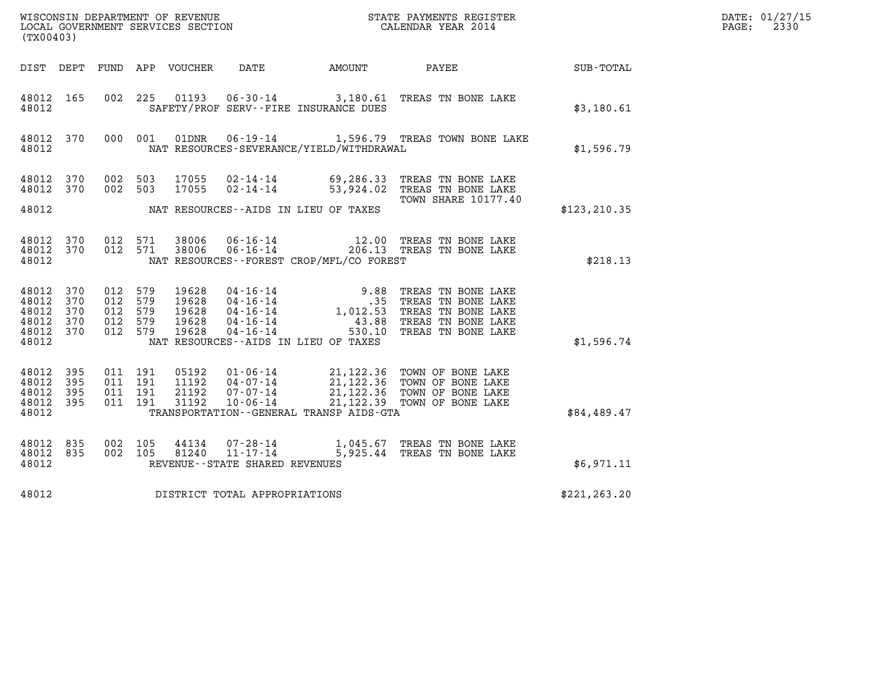WISCONSIN DEPARTMENT OF REVENUE
LOCAL GOVERNMENT SERVICES SECTION
(TX00403)

STATE PAYMENTS REGISTER
CALENDAR YEAR 2014

DATE: 01/27/15
PAGE: 2330

| DIST | DEPT | FUND | APP | VOUCHER | DATE | AMOUNT | PAYEE | SUB-TOTAL |
|---|---|---|---|---|---|---|---|---|
| 48012 | 165 | 002 | 225 | 01193 | 06-30-14 | 3,180.61 | TREAS TN BONE LAKE | |
| 48012 | | | | | SAFETY/PROF SERV--FIRE INSURANCE DUES | | | $3,180.61 |
| 48012 | 370 | 000 | 001 | 01DNR | 06-19-14 | 1,596.79 | TREAS TOWN BONE LAKE | |
| 48012 | | | | | NAT RESOURCES-SEVERANCE/YIELD/WITHDRAWAL | | | $1,596.79 |
| 48012 | 370 | 002 | 503 | 17055 | 02-14-14 | 69,286.33 | TREAS TN BONE LAKE | |
| 48012 | 370 | 002 | 503 | 17055 | 02-14-14 | 53,924.02 | TREAS TN BONE LAKE TOWN SHARE 10177.40 | |
| 48012 | | | | | NAT RESOURCES--AIDS IN LIEU OF TAXES | | | $123,210.35 |
| 48012 | 370 | 012 | 571 | 38006 | 06-16-14 | 12.00 | TREAS TN BONE LAKE | |
| 48012 | 370 | 012 | 571 | 38006 | 06-16-14 | 206.13 | TREAS TN BONE LAKE | |
| 48012 | | | | | NAT RESOURCES--FOREST CROP/MFL/CO FOREST | | | $218.13 |
| 48012 | 370 | 012 | 579 | 19628 | 04-16-14 | 9.88 | TREAS TN BONE LAKE | |
| 48012 | 370 | 012 | 579 | 19628 | 04-16-14 | .35 | TREAS TN BONE LAKE | |
| 48012 | 370 | 012 | 579 | 19628 | 04-16-14 | 1,012.53 | TREAS TN BONE LAKE | |
| 48012 | 370 | 012 | 579 | 19628 | 04-16-14 | 43.88 | TREAS TN BONE LAKE | |
| 48012 | 370 | 012 | 579 | 19628 | 04-16-14 | 530.10 | TREAS TN BONE LAKE | |
| 48012 | | | | | NAT RESOURCES--AIDS IN LIEU OF TAXES | | | $1,596.74 |
| 48012 | 395 | 011 | 191 | 05192 | 01-06-14 | 21,122.36 | TOWN OF BONE LAKE | |
| 48012 | 395 | 011 | 191 | 11192 | 04-07-14 | 21,122.36 | TOWN OF BONE LAKE | |
| 48012 | 395 | 011 | 191 | 21192 | 07-07-14 | 21,122.36 | TOWN OF BONE LAKE | |
| 48012 | 395 | 011 | 191 | 31192 | 10-06-14 | 21,122.39 | TOWN OF BONE LAKE | |
| 48012 | | | | | TRANSPORTATION--GENERAL TRANSP AIDS-GTA | | | $84,489.47 |
| 48012 | 835 | 002 | 105 | 44134 | 07-28-14 | 1,045.67 | TREAS TN BONE LAKE | |
| 48012 | 835 | 002 | 105 | 81240 | 11-17-14 | 5,925.44 | TREAS TN BONE LAKE | |
| 48012 | | | | | REVENUE--STATE SHARED REVENUES | | | $6,971.11 |
| 48012 | | | | | DISTRICT TOTAL APPROPRIATIONS | | | $221,263.20 |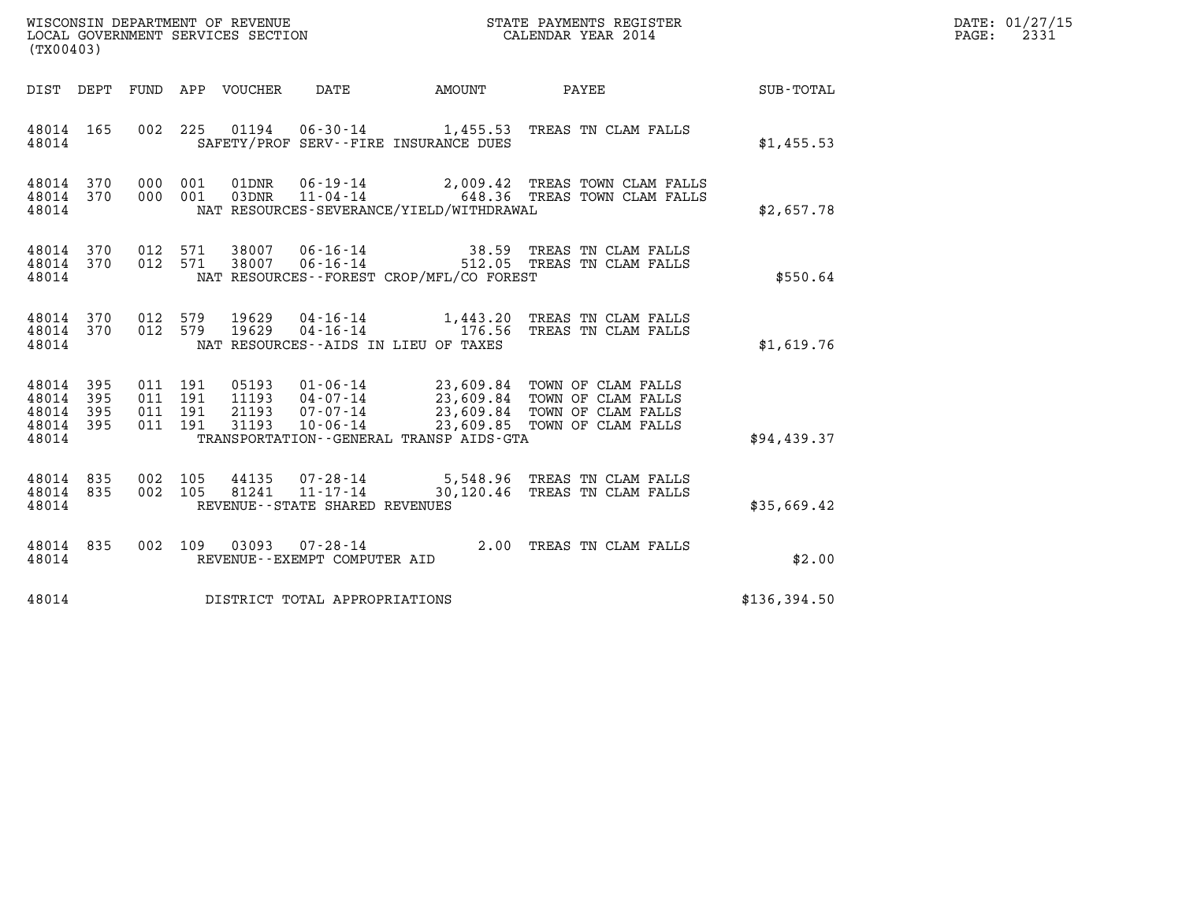WISCONSIN DEPARTMENT OF REVENUE
LOCAL GOVERNMENT SERVICES SECTION
(TX00403)

STATE PAYMENTS REGISTER
CALENDAR YEAR 2014

DATE: 01/27/15
PAGE: 2331

| DIST | DEPT | FUND | APP | VOUCHER | DATE | AMOUNT | PAYEE | SUB-TOTAL |
|---|---|---|---|---|---|---|---|---|
| 48014 | 165 | 002 | 225 | 01194 | 06-30-14 | 1,455.53 | TREAS TN CLAM FALLS | |
| 48014 | | | | SAFETY/PROF SERV--FIRE INSURANCE DUES | | | | $1,455.53 |
| 48014 | 370 | 000 | 001 | 01DNR | 06-19-14 | 2,009.42 | TREAS TOWN CLAM FALLS | |
| 48014 | 370 | 000 | 001 | 03DNR | 11-04-14 | 648.36 | TREAS TOWN CLAM FALLS | |
| 48014 | | | | NAT RESOURCES-SEVERANCE/YIELD/WITHDRAWAL | | | | $2,657.78 |
| 48014 | 370 | 012 | 571 | 38007 | 06-16-14 | 38.59 | TREAS TN CLAM FALLS | |
| 48014 | 370 | 012 | 571 | 38007 | 06-16-14 | 512.05 | TREAS TN CLAM FALLS | |
| 48014 | | | | NAT RESOURCES--FOREST CROP/MFL/CO FOREST | | | | $550.64 |
| 48014 | 370 | 012 | 579 | 19629 | 04-16-14 | 1,443.20 | TREAS TN CLAM FALLS | |
| 48014 | 370 | 012 | 579 | 19629 | 04-16-14 | 176.56 | TREAS TN CLAM FALLS | |
| 48014 | | | | NAT RESOURCES--AIDS IN LIEU OF TAXES | | | | $1,619.76 |
| 48014 | 395 | 011 | 191 | 05193 | 01-06-14 | 23,609.84 | TOWN OF CLAM FALLS | |
| 48014 | 395 | 011 | 191 | 11193 | 04-07-14 | 23,609.84 | TOWN OF CLAM FALLS | |
| 48014 | 395 | 011 | 191 | 21193 | 07-07-14 | 23,609.84 | TOWN OF CLAM FALLS | |
| 48014 | 395 | 011 | 191 | 31193 | 10-06-14 | 23,609.85 | TOWN OF CLAM FALLS | |
| 48014 | | | | TRANSPORTATION--GENERAL TRANSP AIDS-GTA | | | | $94,439.37 |
| 48014 | 835 | 002 | 105 | 44135 | 07-28-14 | 5,548.96 | TREAS TN CLAM FALLS | |
| 48014 | 835 | 002 | 105 | 81241 | 11-17-14 | 30,120.46 | TREAS TN CLAM FALLS | |
| 48014 | | | | REVENUE--STATE SHARED REVENUES | | | | $35,669.42 |
| 48014 | 835 | 002 | 109 | 03093 | 07-28-14 | 2.00 | TREAS TN CLAM FALLS | |
| 48014 | | | | REVENUE--EXEMPT COMPUTER AID | | | | $2.00 |
| 48014 | | | | DISTRICT TOTAL APPROPRIATIONS | | | | $136,394.50 |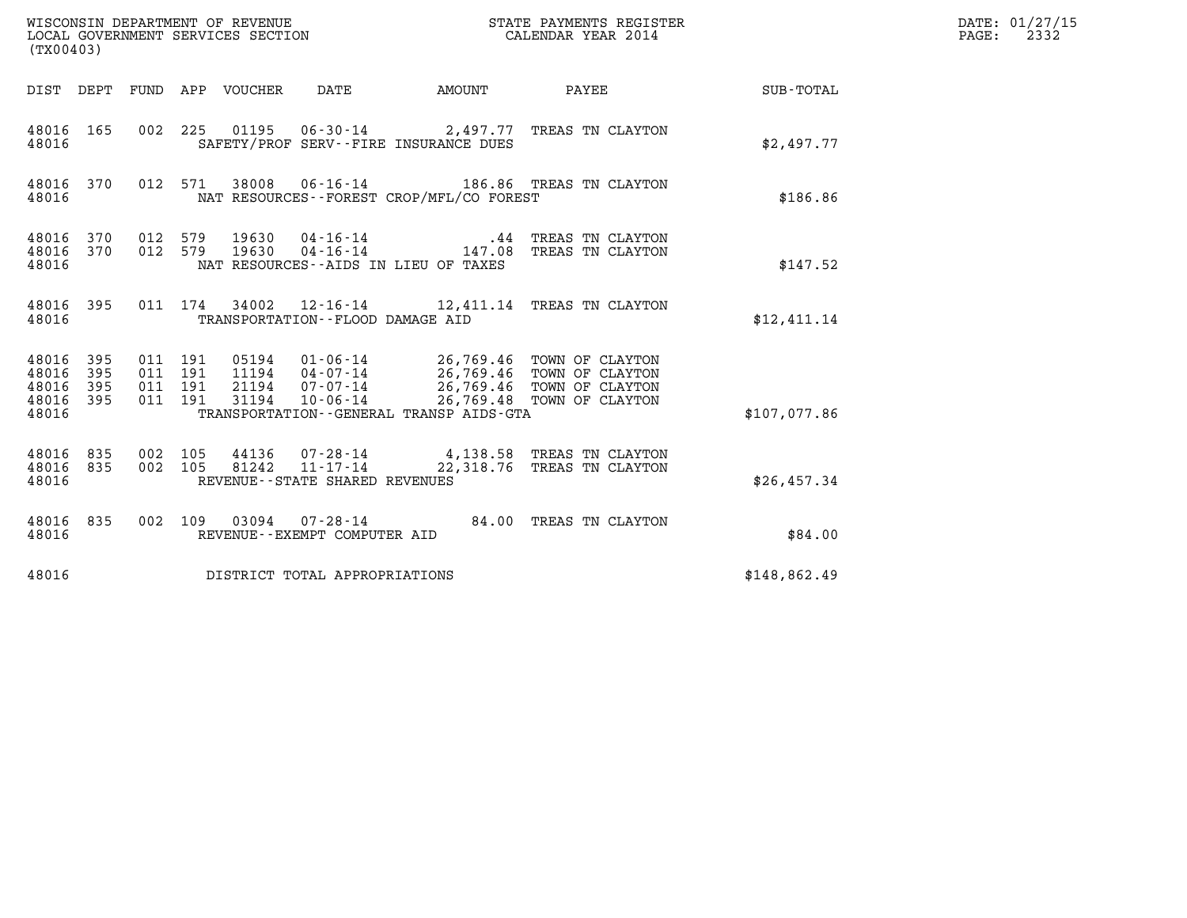WISCONSIN DEPARTMENT OF REVENUE
LOCAL GOVERNMENT SERVICES SECTION
(TX00403)

STATE PAYMENTS REGISTER
CALENDAR YEAR 2014

DATE: 01/27/15
PAGE: 2332

| DIST | DEPT | FUND | APP | VOUCHER | DATE | AMOUNT | PAYEE | SUB-TOTAL |
|---|---|---|---|---|---|---|---|---|
| 48016 | 165 | 002 | 225 | 01195 | 06-30-14 | 2,497.77 | TREAS TN CLAYTON | |
| 48016 | | | | | SAFETY/PROF SERV--FIRE INSURANCE DUES | | | $2,497.77 |
| 48016 | 370 | 012 | 571 | 38008 | 06-16-14 | 186.86 | TREAS TN CLAYTON | |
| 48016 | | | | | NAT RESOURCES--FOREST CROP/MFL/CO FOREST | | | $186.86 |
| 48016 | 370 | 012 | 579 | 19630 | 04-16-14 | .44 | TREAS TN CLAYTON | |
| 48016 | 370 | 012 | 579 | 19630 | 04-16-14 | 147.08 | TREAS TN CLAYTON | |
| 48016 | | | | | NAT RESOURCES--AIDS IN LIEU OF TAXES | | | $147.52 |
| 48016 | 395 | 011 | 174 | 34002 | 12-16-14 | 12,411.14 | TREAS TN CLAYTON | |
| 48016 | | | | | TRANSPORTATION--FLOOD DAMAGE AID | | | $12,411.14 |
| 48016 | 395 | 011 | 191 | 05194 | 01-06-14 | 26,769.46 | TOWN OF CLAYTON | |
| 48016 | 395 | 011 | 191 | 11194 | 04-07-14 | 26,769.46 | TOWN OF CLAYTON | |
| 48016 | 395 | 011 | 191 | 21194 | 07-07-14 | 26,769.46 | TOWN OF CLAYTON | |
| 48016 | 395 | 011 | 191 | 31194 | 10-06-14 | 26,769.48 | TOWN OF CLAYTON | |
| 48016 | | | | | TRANSPORTATION--GENERAL TRANSP AIDS-GTA | | | $107,077.86 |
| 48016 | 835 | 002 | 105 | 44136 | 07-28-14 | 4,138.58 | TREAS TN CLAYTON | |
| 48016 | 835 | 002 | 105 | 81242 | 11-17-14 | 22,318.76 | TREAS TN CLAYTON | |
| 48016 | | | | | REVENUE--STATE SHARED REVENUES | | | $26,457.34 |
| 48016 | 835 | 002 | 109 | 03094 | 07-28-14 | 84.00 | TREAS TN CLAYTON | |
| 48016 | | | | | REVENUE--EXEMPT COMPUTER AID | | | $84.00 |
| 48016 | | | | | DISTRICT TOTAL APPROPRIATIONS | | | $148,862.49 |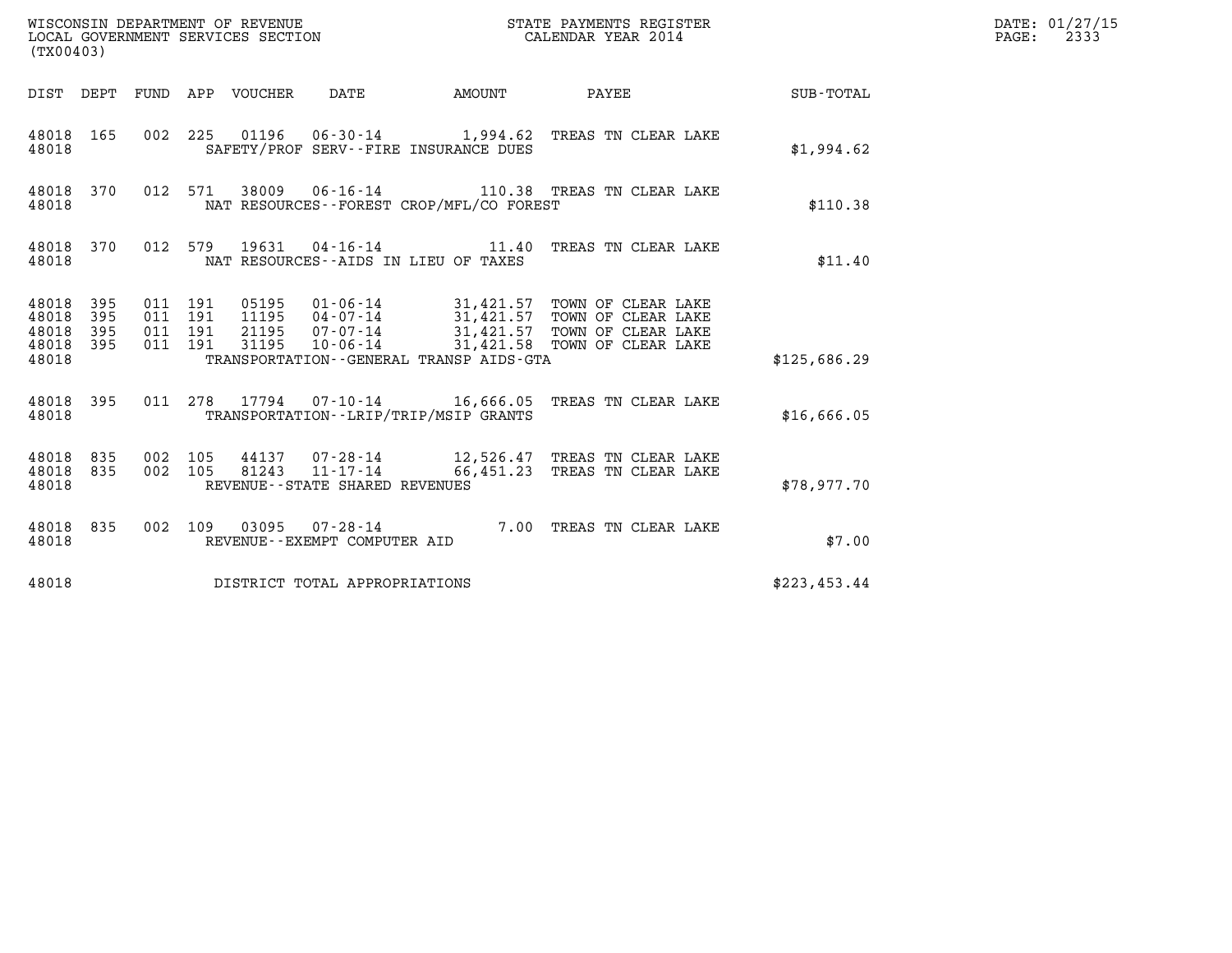WISCONSIN DEPARTMENT OF REVENUE
LOCAL GOVERNMENT SERVICES SECTION
(TX00403)

STATE PAYMENTS REGISTER
CALENDAR YEAR 2014

DATE: 01/27/15

| DIST | DEPT | FUND | APP | VOUCHER | DATE | AMOUNT | PAYEE | SUB-TOTAL |
|---|---|---|---|---|---|---|---|---|
| 48018 | 165 | 002 | 225 | 01196 | 06-30-14 | 1,994.62 | TREAS TN CLEAR LAKE | |
| 48018 | | | | | SAFETY/PROF SERV--FIRE INSURANCE DUES | | | $1,994.62 |
| 48018 | 370 | 012 | 571 | 38009 | 06-16-14 | 110.38 | TREAS TN CLEAR LAKE | |
| 48018 | | | | | NAT RESOURCES--FOREST CROP/MFL/CO FOREST | | | $110.38 |
| 48018 | 370 | 012 | 579 | 19631 | 04-16-14 | 11.40 | TREAS TN CLEAR LAKE | |
| 48018 | | | | | NAT RESOURCES--AIDS IN LIEU OF TAXES | | | $11.40 |
| 48018 | 395 | 011 | 191 | 05195 | 01-06-14 | 31,421.57 | TOWN OF CLEAR LAKE | |
| 48018 | 395 | 011 | 191 | 11195 | 04-07-14 | 31,421.57 | TOWN OF CLEAR LAKE | |
| 48018 | 395 | 011 | 191 | 21195 | 07-07-14 | 31,421.57 | TOWN OF CLEAR LAKE | |
| 48018 | 395 | 011 | 191 | 31195 | 10-06-14 | 31,421.58 | TOWN OF CLEAR LAKE | |
| 48018 | | | | | TRANSPORTATION--GENERAL TRANSP AIDS-GTA | | | $125,686.29 |
| 48018 | 395 | 011 | 278 | 17794 | 07-10-14 | 16,666.05 | TREAS TN CLEAR LAKE | |
| 48018 | | | | | TRANSPORTATION--LRIP/TRIP/MSIP GRANTS | | | $16,666.05 |
| 48018 | 835 | 002 | 105 | 44137 | 07-28-14 | 12,526.47 | TREAS TN CLEAR LAKE | |
| 48018 | 835 | 002 | 105 | 81243 | 11-17-14 | 66,451.23 | TREAS TN CLEAR LAKE | |
| 48018 | | | | | REVENUE--STATE SHARED REVENUES | | | $78,977.70 |
| 48018 | 835 | 002 | 109 | 03095 | 07-28-14 | 7.00 | TREAS TN CLEAR LAKE | |
| 48018 | | | | | REVENUE--EXEMPT COMPUTER AID | | | $7.00 |
| 48018 | | | | | DISTRICT TOTAL APPROPRIATIONS | | | $223,453.44 |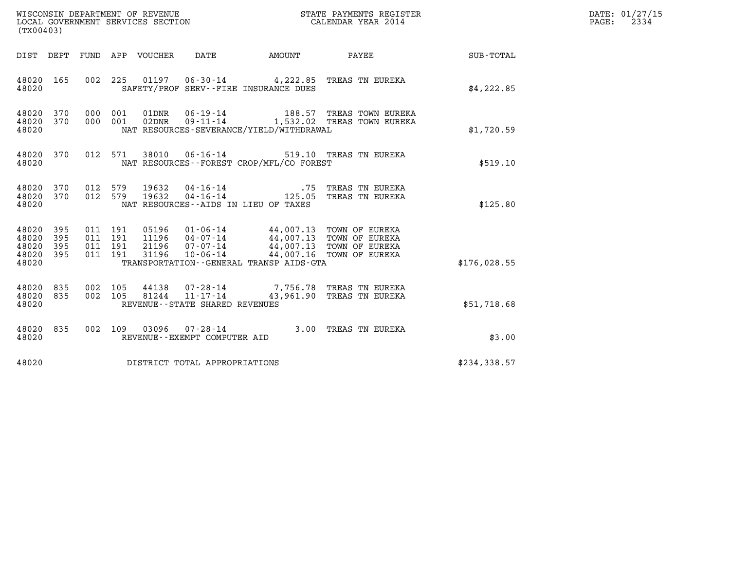WISCONSIN DEPARTMENT OF REVENUE
LOCAL GOVERNMENT SERVICES SECTION
(TX00403)

STATE PAYMENTS REGISTER
CALENDAR YEAR 2014

DATE: 01/27/15
PAGE: 2334

| DIST | DEPT | FUND | APP | VOUCHER | DATE | AMOUNT | PAYEE | SUB-TOTAL |
|---|---|---|---|---|---|---|---|---|
| 48020 | 165 | 002 | 225 | 01197 | 06-30-14 | 4,222.85 | TREAS TN EUREKA | |
| 48020 | | | | SAFETY/PROF SERV--FIRE INSURANCE DUES | | | | $4,222.85 |
| 48020 | 370 | 000 | 001 | 01DNR | 06-19-14 | 188.57 | TREAS TOWN EUREKA | |
| 48020 | 370 | 000 | 001 | 02DNR | 09-11-14 | 1,532.02 | TREAS TOWN EUREKA | |
| 48020 | | | | NAT RESOURCES-SEVERANCE/YIELD/WITHDRAWAL | | | | $1,720.59 |
| 48020 | 370 | 012 | 571 | 38010 | 06-16-14 | 519.10 | TREAS TN EUREKA | |
| 48020 | | | | NAT RESOURCES--FOREST CROP/MFL/CO FOREST | | | | $519.10 |
| 48020 | 370 | 012 | 579 | 19632 | 04-16-14 | .75 | TREAS TN EUREKA | |
| 48020 | 370 | 012 | 579 | 19632 | 04-16-14 | 125.05 | TREAS TN EUREKA | |
| 48020 | | | | NAT RESOURCES--AIDS IN LIEU OF TAXES | | | | $125.80 |
| 48020 | 395 | 011 | 191 | 05196 | 01-06-14 | 44,007.13 | TOWN OF EUREKA | |
| 48020 | 395 | 011 | 191 | 11196 | 04-07-14 | 44,007.13 | TOWN OF EUREKA | |
| 48020 | 395 | 011 | 191 | 21196 | 07-07-14 | 44,007.13 | TOWN OF EUREKA | |
| 48020 | 395 | 011 | 191 | 31196 | 10-06-14 | 44,007.16 | TOWN OF EUREKA | |
| 48020 | | | | TRANSPORTATION--GENERAL TRANSP AIDS-GTA | | | | $176,028.55 |
| 48020 | 835 | 002 | 105 | 44138 | 07-28-14 | 7,756.78 | TREAS TN EUREKA | |
| 48020 | 835 | 002 | 105 | 81244 | 11-17-14 | 43,961.90 | TREAS TN EUREKA | |
| 48020 | | | | REVENUE--STATE SHARED REVENUES | | | | $51,718.68 |
| 48020 | 835 | 002 | 109 | 03096 | 07-28-14 | 3.00 | TREAS TN EUREKA | |
| 48020 | | | | REVENUE--EXEMPT COMPUTER AID | | | | $3.00 |
| 48020 | | | | DISTRICT TOTAL APPROPRIATIONS | | | | $234,338.57 |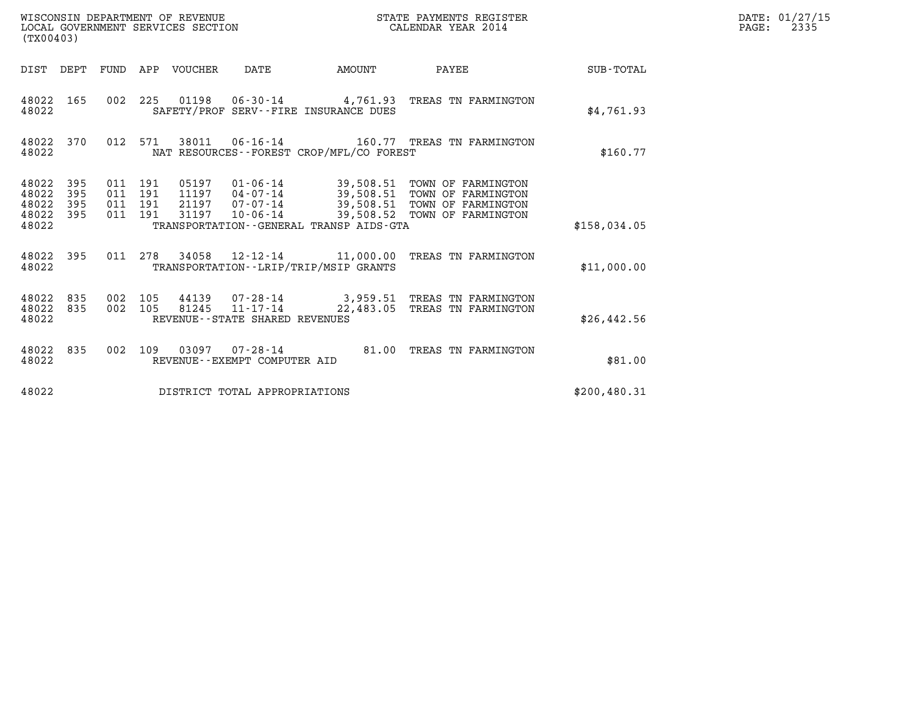WISCONSIN DEPARTMENT OF REVENUE
LOCAL GOVERNMENT SERVICES SECTION
(TX00403)

STATE PAYMENTS REGISTER
CALENDAR YEAR 2014

DATE: 01/27/15
PAGE: 2335

| DIST | DEPT | FUND | APP | VOUCHER | DATE | AMOUNT | PAYEE | SUB-TOTAL |
|---|---|---|---|---|---|---|---|---|
| 48022 | 165 | 002 | 225 | 01198 | 06-30-14 | 4,761.93 | TREAS TN FARMINGTON | |
| 48022 | | | | SAFETY/PROF SERV--FIRE INSURANCE DUES | | | | $4,761.93 |
| 48022 | 370 | 012 | 571 | 38011 | 06-16-14 | 160.77 | TREAS TN FARMINGTON | |
| 48022 | | | | NAT RESOURCES--FOREST CROP/MFL/CO FOREST | | | | $160.77 |
| 48022 | 395 | 011 | 191 | 05197 | 01-06-14 | 39,508.51 | TOWN OF FARMINGTON | |
| 48022 | 395 | 011 | 191 | 11197 | 04-07-14 | 39,508.51 | TOWN OF FARMINGTON | |
| 48022 | 395 | 011 | 191 | 21197 | 07-07-14 | 39,508.51 | TOWN OF FARMINGTON | |
| 48022 | 395 | 011 | 191 | 31197 | 10-06-14 | 39,508.52 | TOWN OF FARMINGTON | |
| 48022 | | | | TRANSPORTATION--GENERAL TRANSP AIDS-GTA | | | | $158,034.05 |
| 48022 | 395 | 011 | 278 | 34058 | 12-12-14 | 11,000.00 | TREAS TN FARMINGTON | |
| 48022 | | | | TRANSPORTATION--LRIP/TRIP/MSIP GRANTS | | | | $11,000.00 |
| 48022 | 835 | 002 | 105 | 44139 | 07-28-14 | 3,959.51 | TREAS TN FARMINGTON | |
| 48022 | 835 | 002 | 105 | 81245 | 11-17-14 | 22,483.05 | TREAS TN FARMINGTON | |
| 48022 | | | | REVENUE--STATE SHARED REVENUES | | | | $26,442.56 |
| 48022 | 835 | 002 | 109 | 03097 | 07-28-14 | 81.00 | TREAS TN FARMINGTON | |
| 48022 | | | | REVENUE--EXEMPT COMPUTER AID | | | | $81.00 |
| 48022 | | | | DISTRICT TOTAL APPROPRIATIONS | | | | $200,480.31 |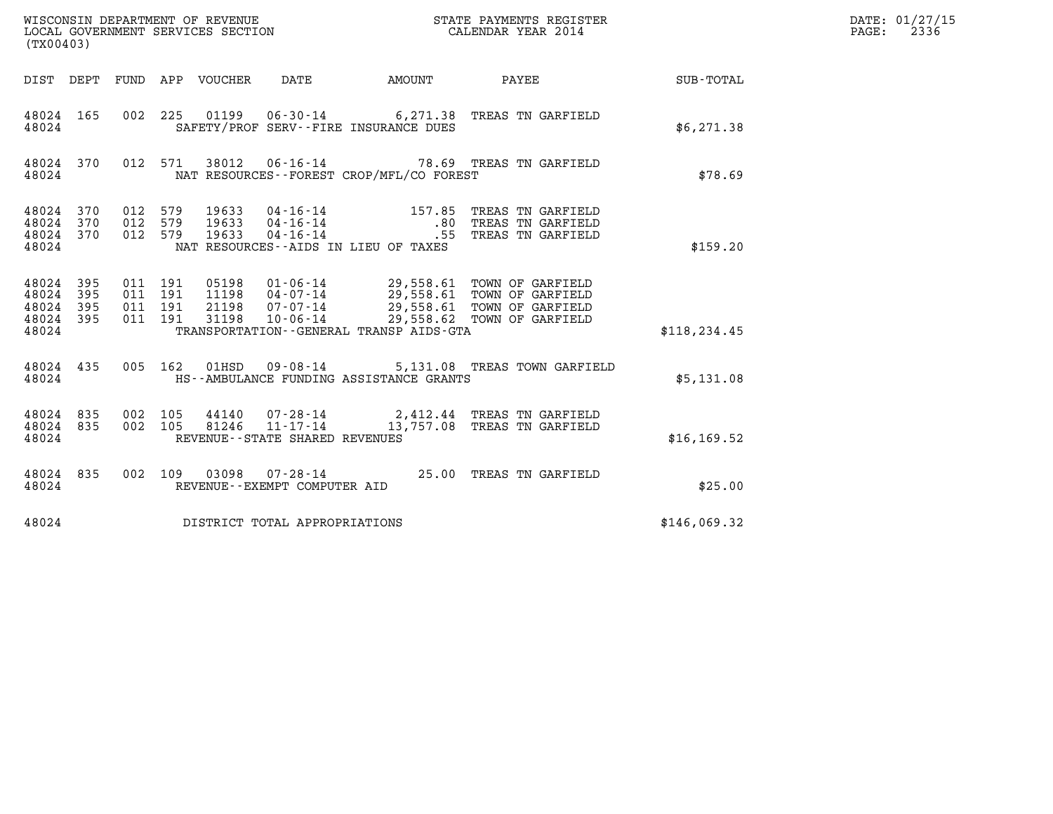WISCONSIN DEPARTMENT OF REVENUE
LOCAL GOVERNMENT SERVICES SECTION
(TX00403)

STATE PAYMENTS REGISTER
CALENDAR YEAR 2014

DATE: 01/27/15
PAGE: 2336

| DIST | DEPT | FUND | APP | VOUCHER | DATE | AMOUNT | PAYEE | SUB-TOTAL |
|---|---|---|---|---|---|---|---|---|
| 48024 | 165 | 002 | 225 | 01199 | 06-30-14 | 6,271.38 | TREAS TN GARFIELD | |
| 48024 | | | | | SAFETY/PROF SERV--FIRE INSURANCE DUES | | | $6,271.38 |
| 48024 | 370 | 012 | 571 | 38012 | 06-16-14 | 78.69 | TREAS TN GARFIELD | |
| 48024 | | | | | NAT RESOURCES--FOREST CROP/MFL/CO FOREST | | | $78.69 |
| 48024 | 370 | 012 | 579 | 19633 | 04-16-14 | 157.85 | TREAS TN GARFIELD | |
| 48024 | 370 | 012 | 579 | 19633 | 04-16-14 | .80 | TREAS TN GARFIELD | |
| 48024 | 370 | 012 | 579 | 19633 | 04-16-14 | .55 | TREAS TN GARFIELD | |
| 48024 | | | | | NAT RESOURCES--AIDS IN LIEU OF TAXES | | | $159.20 |
| 48024 | 395 | 011 | 191 | 05198 | 01-06-14 | 29,558.61 | TOWN OF GARFIELD | |
| 48024 | 395 | 011 | 191 | 11198 | 04-07-14 | 29,558.61 | TOWN OF GARFIELD | |
| 48024 | 395 | 011 | 191 | 21198 | 07-07-14 | 29,558.61 | TOWN OF GARFIELD | |
| 48024 | 395 | 011 | 191 | 31198 | 10-06-14 | 29,558.62 | TOWN OF GARFIELD | |
| 48024 | | | | | TRANSPORTATION--GENERAL TRANSP AIDS-GTA | | | $118,234.45 |
| 48024 | 435 | 005 | 162 | 01HSD | 09-08-14 | 5,131.08 | TREAS TOWN GARFIELD | |
| 48024 | | | | | HS--AMBULANCE FUNDING ASSISTANCE GRANTS | | | $5,131.08 |
| 48024 | 835 | 002 | 105 | 44140 | 07-28-14 | 2,412.44 | TREAS TN GARFIELD | |
| 48024 | 835 | 002 | 105 | 81246 | 11-17-14 | 13,757.08 | TREAS TN GARFIELD | |
| 48024 | | | | | REVENUE--STATE SHARED REVENUES | | | $16,169.52 |
| 48024 | 835 | 002 | 109 | 03098 | 07-28-14 | 25.00 | TREAS TN GARFIELD | |
| 48024 | | | | | REVENUE--EXEMPT COMPUTER AID | | | $25.00 |
| 48024 | | | | | DISTRICT TOTAL APPROPRIATIONS | | | $146,069.32 |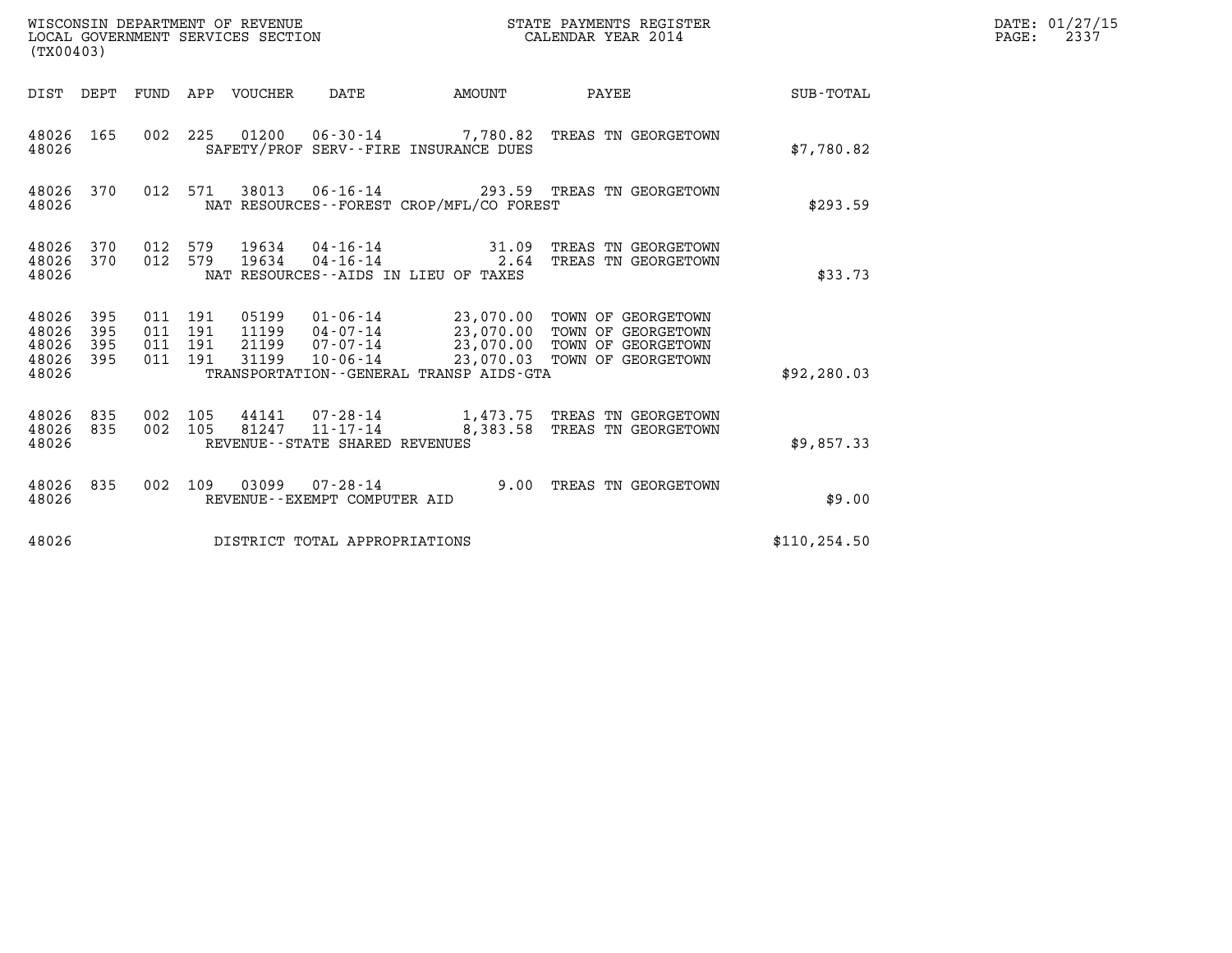WISCONSIN DEPARTMENT OF REVENUE
LOCAL GOVERNMENT SERVICES SECTION
(TX00403)

STATE PAYMENTS REGISTER
CALENDAR YEAR 2014

DATE: 01/27/15
PAGE: 2337

| DIST | DEPT | FUND | APP | VOUCHER | DATE | AMOUNT | PAYEE | SUB-TOTAL |
|---|---|---|---|---|---|---|---|---|
| 48026 | 165 | 002 | 225 | 01200 | 06-30-14 | 7,780.82 | TREAS TN GEORGETOWN | |
| 48026 | | | | SAFETY/PROF SERV--FIRE INSURANCE DUES | | | | $7,780.82 |
| 48026 | 370 | 012 | 571 | 38013 | 06-16-14 | 293.59 | TREAS TN GEORGETOWN | |
| 48026 | | | | NAT RESOURCES--FOREST CROP/MFL/CO FOREST | | | | $293.59 |
| 48026 | 370 | 012 | 579 | 19634 | 04-16-14 | 31.09 | TREAS TN GEORGETOWN | |
| 48026 | 370 | 012 | 579 | 19634 | 04-16-14 | 2.64 | TREAS TN GEORGETOWN | |
| 48026 | | | | NAT RESOURCES--AIDS IN LIEU OF TAXES | | | | $33.73 |
| 48026 | 395 | 011 | 191 | 05199 | 01-06-14 | 23,070.00 | TOWN OF GEORGETOWN | |
| 48026 | 395 | 011 | 191 | 11199 | 04-07-14 | 23,070.00 | TOWN OF GEORGETOWN | |
| 48026 | 395 | 011 | 191 | 21199 | 07-07-14 | 23,070.00 | TOWN OF GEORGETOWN | |
| 48026 | 395 | 011 | 191 | 31199 | 10-06-14 | 23,070.03 | TOWN OF GEORGETOWN | |
| 48026 | | | | TRANSPORTATION--GENERAL TRANSP AIDS-GTA | | | | $92,280.03 |
| 48026 | 835 | 002 | 105 | 44141 | 07-28-14 | 1,473.75 | TREAS TN GEORGETOWN | |
| 48026 | 835 | 002 | 105 | 81247 | 11-17-14 | 8,383.58 | TREAS TN GEORGETOWN | |
| 48026 | | | | REVENUE--STATE SHARED REVENUES | | | | $9,857.33 |
| 48026 | 835 | 002 | 109 | 03099 | 07-28-14 | 9.00 | TREAS TN GEORGETOWN | |
| 48026 | | | | REVENUE--EXEMPT COMPUTER AID | | | | $9.00 |
| 48026 | | | | DISTRICT TOTAL APPROPRIATIONS | | | | $110,254.50 |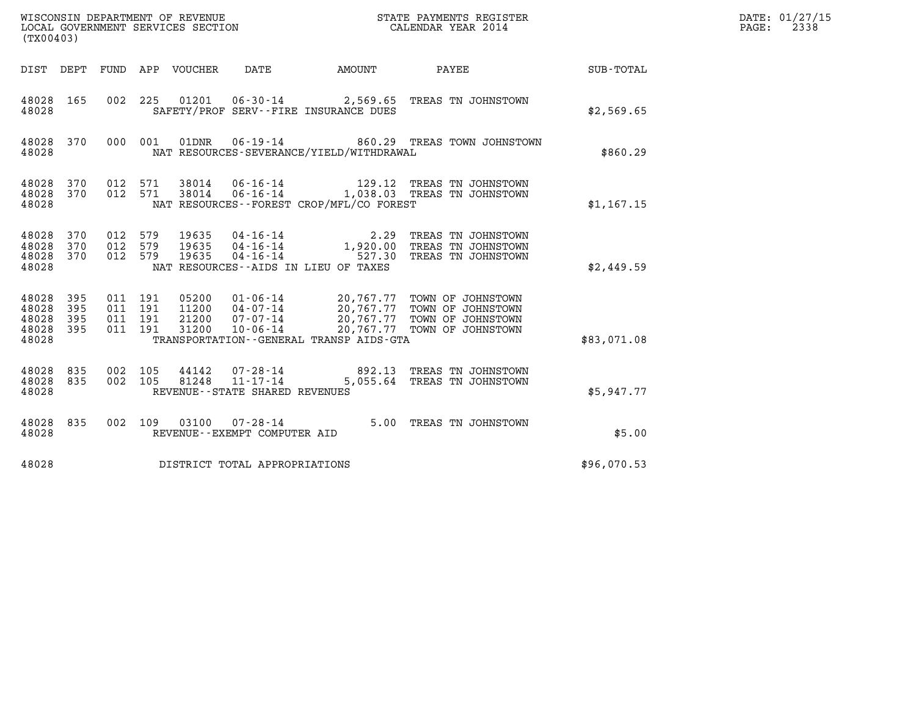WISCONSIN DEPARTMENT OF REVENUE
LOCAL GOVERNMENT SERVICES SECTION
(TX00403)

STATE PAYMENTS REGISTER
CALENDAR YEAR 2014

DATE: 01/27/15
PAGE: 2338

| DIST | DEPT | FUND | APP | VOUCHER | DATE | AMOUNT | PAYEE | SUB-TOTAL |
|---|---|---|---|---|---|---|---|---|
| 48028 | 165 | 002 | 225 | 01201 | 06-30-14 | 2,569.65 | TREAS TN JOHNSTOWN | |
| 48028 | | | | | SAFETY/PROF SERV--FIRE INSURANCE DUES | | | $2,569.65 |
| 48028 | 370 | 000 | 001 | 01DNR | 06-19-14 | 860.29 | TREAS TOWN JOHNSTOWN | |
| 48028 | | | | | NAT RESOURCES-SEVERANCE/YIELD/WITHDRAWAL | | | $860.29 |
| 48028 | 370 | 012 | 571 | 38014 | 06-16-14 | 129.12 | TREAS TN JOHNSTOWN | |
| 48028 | 370 | 012 | 571 | 38014 | 06-16-14 | 1,038.03 | TREAS TN JOHNSTOWN | |
| 48028 | | | | | NAT RESOURCES--FOREST CROP/MFL/CO FOREST | | | $1,167.15 |
| 48028 | 370 | 012 | 579 | 19635 | 04-16-14 | 2.29 | TREAS TN JOHNSTOWN | |
| 48028 | 370 | 012 | 579 | 19635 | 04-16-14 | 1,920.00 | TREAS TN JOHNSTOWN | |
| 48028 | 370 | 012 | 579 | 19635 | 04-16-14 | 527.30 | TREAS TN JOHNSTOWN | |
| 48028 | | | | | NAT RESOURCES--AIDS IN LIEU OF TAXES | | | $2,449.59 |
| 48028 | 395 | 011 | 191 | 05200 | 01-06-14 | 20,767.77 | TOWN OF JOHNSTOWN | |
| 48028 | 395 | 011 | 191 | 11200 | 04-07-14 | 20,767.77 | TOWN OF JOHNSTOWN | |
| 48028 | 395 | 011 | 191 | 21200 | 07-07-14 | 20,767.77 | TOWN OF JOHNSTOWN | |
| 48028 | 395 | 011 | 191 | 31200 | 10-06-14 | 20,767.77 | TOWN OF JOHNSTOWN | |
| 48028 | | | | | TRANSPORTATION--GENERAL TRANSP AIDS-GTA | | | $83,071.08 |
| 48028 | 835 | 002 | 105 | 44142 | 07-28-14 | 892.13 | TREAS TN JOHNSTOWN | |
| 48028 | 835 | 002 | 105 | 81248 | 11-17-14 | 5,055.64 | TREAS TN JOHNSTOWN | |
| 48028 | | | | | REVENUE--STATE SHARED REVENUES | | | $5,947.77 |
| 48028 | 835 | 002 | 109 | 03100 | 07-28-14 | 5.00 | TREAS TN JOHNSTOWN | |
| 48028 | | | | | REVENUE--EXEMPT COMPUTER AID | | | $5.00 |
| 48028 | | | | | DISTRICT TOTAL APPROPRIATIONS | | | $96,070.53 |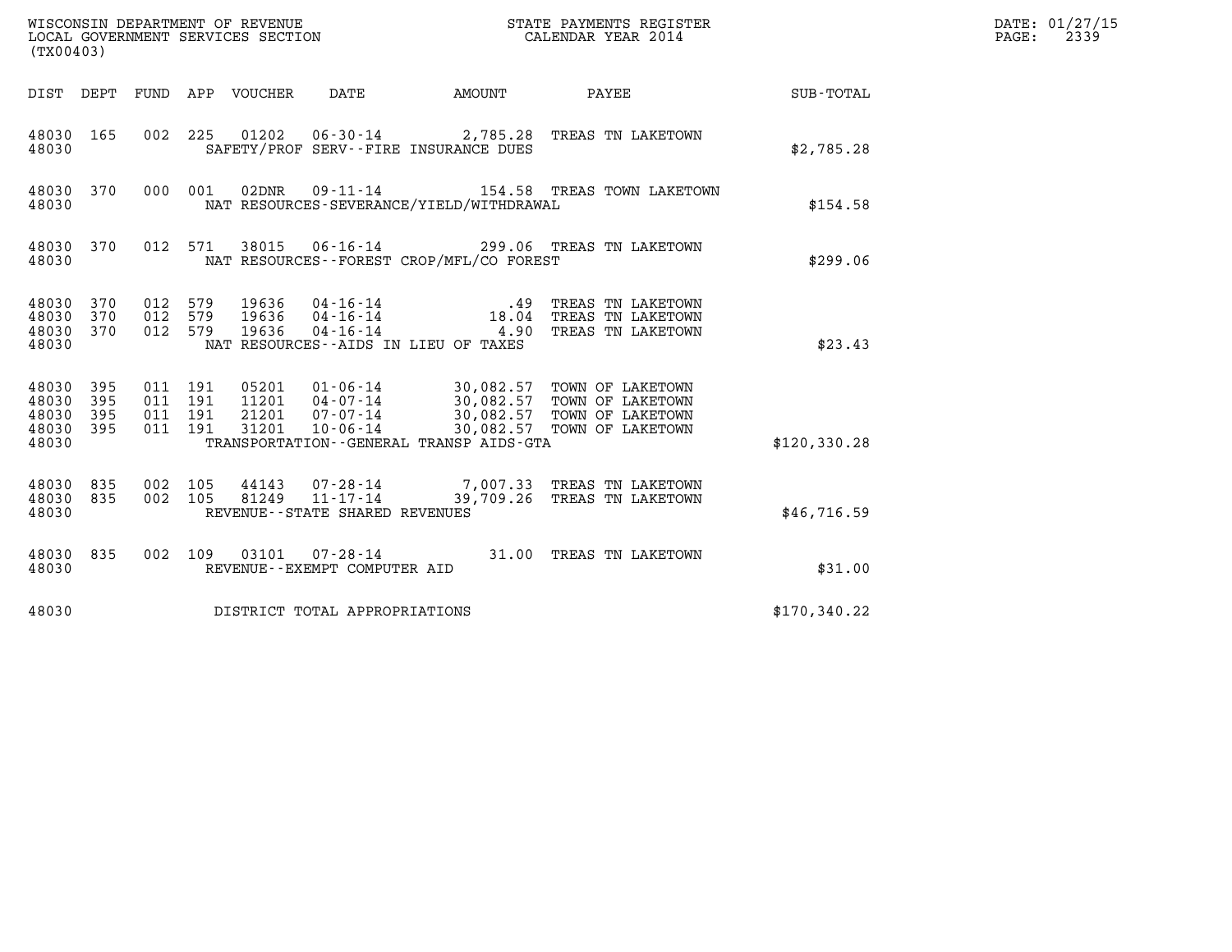WISCONSIN DEPARTMENT OF REVENUE
LOCAL GOVERNMENT SERVICES SECTION
(TX00403)

STATE PAYMENTS REGISTER
CALENDAR YEAR 2014

DATE: 01/27/15
PAGE: 2339

| DIST | DEPT | FUND | APP | VOUCHER | DATE | AMOUNT | PAYEE | SUB-TOTAL |
|---|---|---|---|---|---|---|---|---|
| 48030 | 165 | 002 | 225 | 01202 | 06-30-14 | 2,785.28 | TREAS TN LAKETOWN | |
| 48030 | | | | | SAFETY/PROF SERV--FIRE INSURANCE DUES | | | $2,785.28 |
| 48030 | 370 | 000 | 001 | 02DNR | 09-11-14 | 154.58 | TREAS TOWN LAKETOWN | |
| 48030 | | | | | NAT RESOURCES-SEVERANCE/YIELD/WITHDRAWAL | | | $154.58 |
| 48030 | 370 | 012 | 571 | 38015 | 06-16-14 | 299.06 | TREAS TN LAKETOWN | |
| 48030 | | | | | NAT RESOURCES--FOREST CROP/MFL/CO FOREST | | | $299.06 |
| 48030 | 370 | 012 | 579 | 19636 | 04-16-14 | .49 | TREAS TN LAKETOWN | |
| 48030 | 370 | 012 | 579 | 19636 | 04-16-14 | 18.04 | TREAS TN LAKETOWN | |
| 48030 | 370 | 012 | 579 | 19636 | 04-16-14 | 4.90 | TREAS TN LAKETOWN | |
| 48030 | | | | | NAT RESOURCES--AIDS IN LIEU OF TAXES | | | $23.43 |
| 48030 | 395 | 011 | 191 | 05201 | 01-06-14 | 30,082.57 | TOWN OF LAKETOWN | |
| 48030 | 395 | 011 | 191 | 11201 | 04-07-14 | 30,082.57 | TOWN OF LAKETOWN | |
| 48030 | 395 | 011 | 191 | 21201 | 07-07-14 | 30,082.57 | TOWN OF LAKETOWN | |
| 48030 | 395 | 011 | 191 | 31201 | 10-06-14 | 30,082.57 | TOWN OF LAKETOWN | |
| 48030 | | | | | TRANSPORTATION--GENERAL TRANSP AIDS-GTA | | | $120,330.28 |
| 48030 | 835 | 002 | 105 | 44143 | 07-28-14 | 7,007.33 | TREAS TN LAKETOWN | |
| 48030 | 835 | 002 | 105 | 81249 | 11-17-14 | 39,709.26 | TREAS TN LAKETOWN | |
| 48030 | | | | | REVENUE--STATE SHARED REVENUES | | | $46,716.59 |
| 48030 | 835 | 002 | 109 | 03101 | 07-28-14 | 31.00 | TREAS TN LAKETOWN | |
| 48030 | | | | | REVENUE--EXEMPT COMPUTER AID | | | $31.00 |
| 48030 | | | | | DISTRICT TOTAL APPROPRIATIONS | | | $170,340.22 |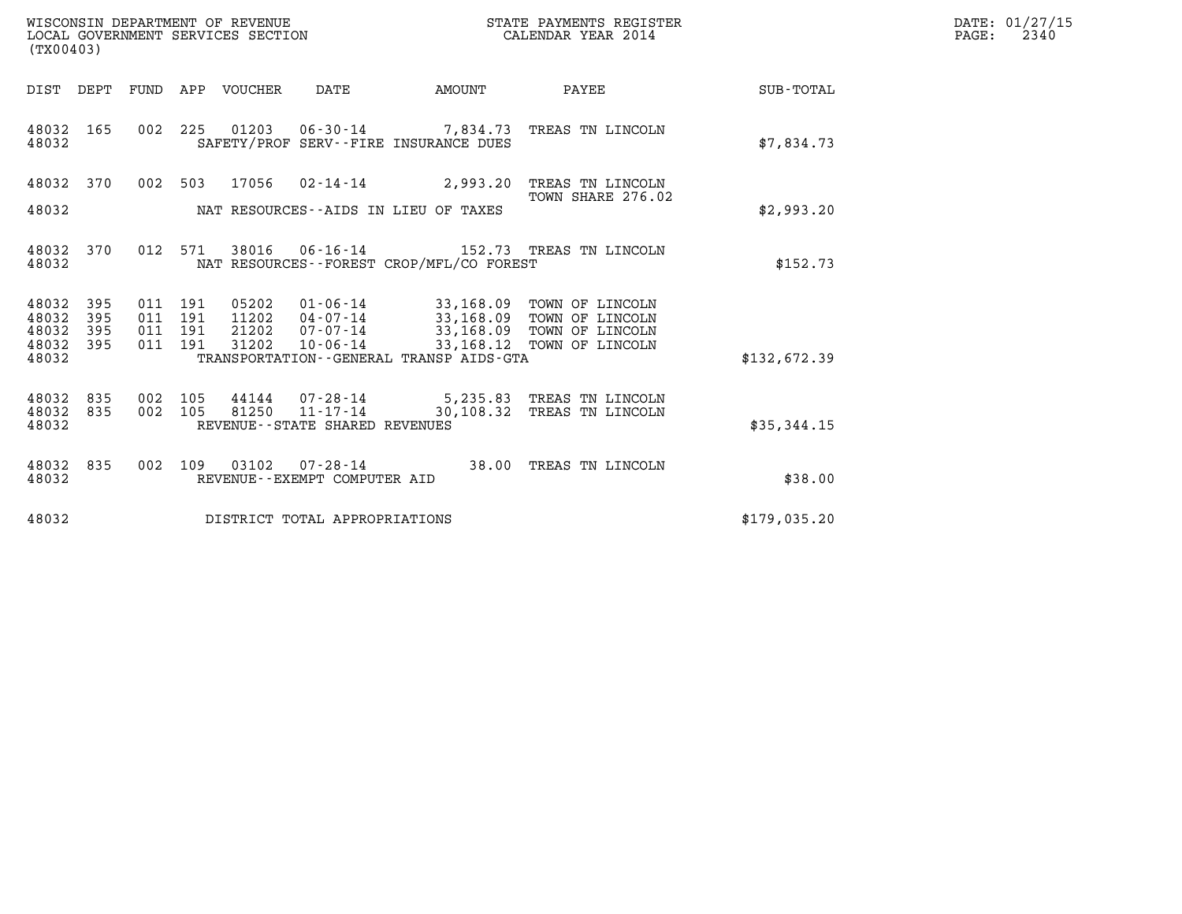WISCONSIN DEPARTMENT OF REVENUE
LOCAL GOVERNMENT SERVICES SECTION
(TX00403)

STATE PAYMENTS REGISTER
CALENDAR YEAR 2014

DATE: 01/27/15
PAGE: 2340

| DIST | DEPT | FUND | APP | VOUCHER | DATE | AMOUNT | PAYEE | SUB-TOTAL |
|---|---|---|---|---|---|---|---|---|
| 48032 | 165 | 002 | 225 | 01203 | 06-30-14 | 7,834.73 | TREAS TN LINCOLN | |
| 48032 | | | | | SAFETY/PROF SERV--FIRE INSURANCE DUES | | | $7,834.73 |
| 48032 | 370 | 002 | 503 | 17056 | 02-14-14 | 2,993.20 | TREAS TN LINCOLN TOWN SHARE 276.02 | |
| 48032 | | | | | NAT RESOURCES--AIDS IN LIEU OF TAXES | | | $2,993.20 |
| 48032 | 370 | 012 | 571 | 38016 | 06-16-14 | 152.73 | TREAS TN LINCOLN | |
| 48032 | | | | | NAT RESOURCES--FOREST CROP/MFL/CO FOREST | | | $152.73 |
| 48032 | 395 | 011 | 191 | 05202 | 01-06-14 | 33,168.09 | TOWN OF LINCOLN | |
| 48032 | 395 | 011 | 191 | 11202 | 04-07-14 | 33,168.09 | TOWN OF LINCOLN | |
| 48032 | 395 | 011 | 191 | 21202 | 07-07-14 | 33,168.09 | TOWN OF LINCOLN | |
| 48032 | 395 | 011 | 191 | 31202 | 10-06-14 | 33,168.12 | TOWN OF LINCOLN | |
| 48032 | | | | | TRANSPORTATION--GENERAL TRANSP AIDS-GTA | | | $132,672.39 |
| 48032 | 835 | 002 | 105 | 44144 | 07-28-14 | 5,235.83 | TREAS TN LINCOLN | |
| 48032 | 835 | 002 | 105 | 81250 | 11-17-14 | 30,108.32 | TREAS TN LINCOLN | |
| 48032 | | | | | REVENUE--STATE SHARED REVENUES | | | $35,344.15 |
| 48032 | 835 | 002 | 109 | 03102 | 07-28-14 | 38.00 | TREAS TN LINCOLN | |
| 48032 | | | | | REVENUE--EXEMPT COMPUTER AID | | | $38.00 |
| 48032 | | | | | DISTRICT TOTAL APPROPRIATIONS | | | $179,035.20 |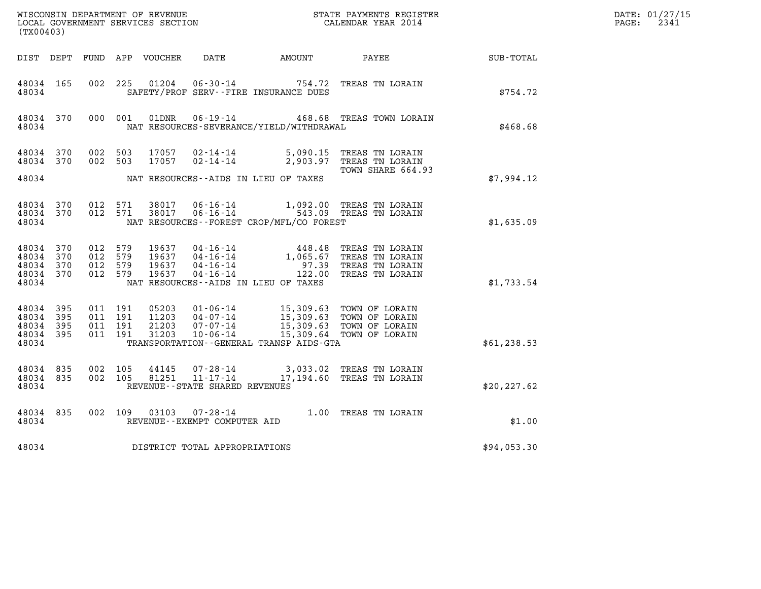WISCONSIN DEPARTMENT OF REVENUE
LOCAL GOVERNMENT SERVICES SECTION
(TX00403)

STATE PAYMENTS REGISTER
CALENDAR YEAR 2014

DATE: 01/27/15
PAGE: 2341

| DIST | DEPT | FUND | APP | VOUCHER | DATE | AMOUNT | PAYEE | SUB-TOTAL |
|---|---|---|---|---|---|---|---|---|
| 48034 | 165 | 002 | 225 | 01204 | 06-30-14 | 754.72 | TREAS TN LORAIN | |
| 48034 | | | | | SAFETY/PROF SERV--FIRE INSURANCE DUES | | | $754.72 |
| 48034 | 370 | 000 | 001 | 01DNR | 06-19-14 | 468.68 | TREAS TOWN LORAIN | |
| 48034 | | | | | NAT RESOURCES-SEVERANCE/YIELD/WITHDRAWAL | | | $468.68 |
| 48034 | 370 | 002 | 503 | 17057 | 02-14-14 | 5,090.15 | TREAS TN LORAIN | |
| 48034 | 370 | 002 | 503 | 17057 | 02-14-14 | 2,903.97 | TREAS TN LORAIN TOWN SHARE 664.93 | |
| 48034 | | | | | NAT RESOURCES--AIDS IN LIEU OF TAXES | | | $7,994.12 |
| 48034 | 370 | 012 | 571 | 38017 | 06-16-14 | 1,092.00 | TREAS TN LORAIN | |
| 48034 | 370 | 012 | 571 | 38017 | 06-16-14 | 543.09 | TREAS TN LORAIN | |
| 48034 | | | | | NAT RESOURCES--FOREST CROP/MFL/CO FOREST | | | $1,635.09 |
| 48034 | 370 | 012 | 579 | 19637 | 04-16-14 | 448.48 | TREAS TN LORAIN | |
| 48034 | 370 | 012 | 579 | 19637 | 04-16-14 | 1,065.67 | TREAS TN LORAIN | |
| 48034 | 370 | 012 | 579 | 19637 | 04-16-14 | 97.39 | TREAS TN LORAIN | |
| 48034 | 370 | 012 | 579 | 19637 | 04-16-14 | 122.00 | TREAS TN LORAIN | |
| 48034 | | | | | NAT RESOURCES--AIDS IN LIEU OF TAXES | | | $1,733.54 |
| 48034 | 395 | 011 | 191 | 05203 | 01-06-14 | 15,309.63 | TOWN OF LORAIN | |
| 48034 | 395 | 011 | 191 | 11203 | 04-07-14 | 15,309.63 | TOWN OF LORAIN | |
| 48034 | 395 | 011 | 191 | 21203 | 07-07-14 | 15,309.63 | TOWN OF LORAIN | |
| 48034 | 395 | 011 | 191 | 31203 | 10-06-14 | 15,309.64 | TOWN OF LORAIN | |
| 48034 | | | | | TRANSPORTATION--GENERAL TRANSP AIDS-GTA | | | $61,238.53 |
| 48034 | 835 | 002 | 105 | 44145 | 07-28-14 | 3,033.02 | TREAS TN LORAIN | |
| 48034 | 835 | 002 | 105 | 81251 | 11-17-14 | 17,194.60 | TREAS TN LORAIN | |
| 48034 | | | | | REVENUE--STATE SHARED REVENUES | | | $20,227.62 |
| 48034 | 835 | 002 | 109 | 03103 | 07-28-14 | 1.00 | TREAS TN LORAIN | |
| 48034 | | | | | REVENUE--EXEMPT COMPUTER AID | | | $1.00 |
| 48034 | | | | | DISTRICT TOTAL APPROPRIATIONS | | | $94,053.30 |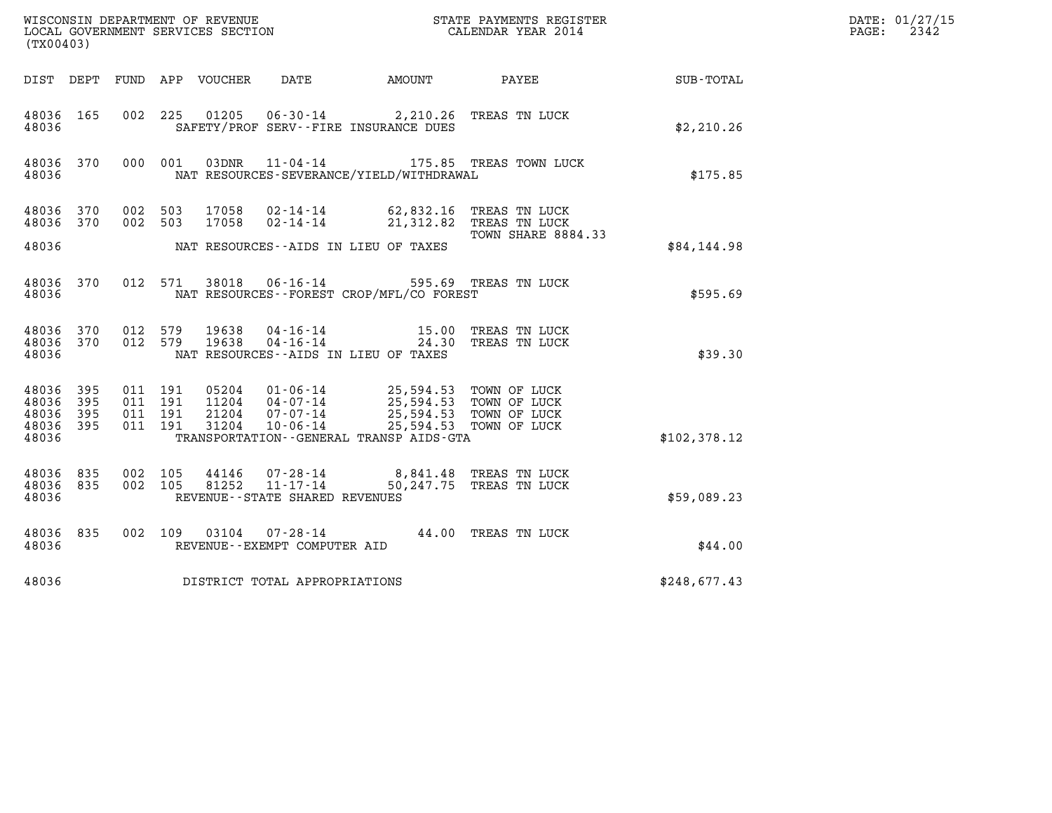WISCONSIN DEPARTMENT OF REVENUE
LOCAL GOVERNMENT SERVICES SECTION
(TX00403)

STATE PAYMENTS REGISTER
CALENDAR YEAR 2014

DATE: 01/27/15
PAGE: 2342

| DIST | DEPT | FUND | APP | VOUCHER | DATE | AMOUNT | PAYEE | SUB-TOTAL |
|---|---|---|---|---|---|---|---|---|
| 48036 | 165 | 002 | 225 | 01205 | 06-30-14 | 2,210.26 | TREAS TN LUCK | |
| 48036 | | | | SAFETY/PROF SERV--FIRE INSURANCE DUES | | | | $2,210.26 |
| 48036 | 370 | 000 | 001 | 03DNR | 11-04-14 | 175.85 | TREAS TOWN LUCK | |
| 48036 | | | | NAT RESOURCES-SEVERANCE/YIELD/WITHDRAWAL | | | | $175.85 |
| 48036 | 370 | 002 | 503 | 17058 | 02-14-14 | 62,832.16 | TREAS TN LUCK | |
| 48036 | 370 | 002 | 503 | 17058 | 02-14-14 | 21,312.82 | TREAS TN LUCK TOWN SHARE 8884.33 | |
| 48036 | | | | NAT RESOURCES--AIDS IN LIEU OF TAXES | | | | $84,144.98 |
| 48036 | 370 | 012 | 571 | 38018 | 06-16-14 | 595.69 | TREAS TN LUCK | |
| 48036 | | | | NAT RESOURCES--FOREST CROP/MFL/CO FOREST | | | | $595.69 |
| 48036 | 370 | 012 | 579 | 19638 | 04-16-14 | 15.00 | TREAS TN LUCK | |
| 48036 | 370 | 012 | 579 | 19638 | 04-16-14 | 24.30 | TREAS TN LUCK | |
| 48036 | | | | NAT RESOURCES--AIDS IN LIEU OF TAXES | | | | $39.30 |
| 48036 | 395 | 011 | 191 | 05204 | 01-06-14 | 25,594.53 | TOWN OF LUCK | |
| 48036 | 395 | 011 | 191 | 11204 | 04-07-14 | 25,594.53 | TOWN OF LUCK | |
| 48036 | 395 | 011 | 191 | 21204 | 07-07-14 | 25,594.53 | TOWN OF LUCK | |
| 48036 | 395 | 011 | 191 | 31204 | 10-06-14 | 25,594.53 | TOWN OF LUCK | |
| 48036 | | | | TRANSPORTATION--GENERAL TRANSP AIDS-GTA | | | | $102,378.12 |
| 48036 | 835 | 002 | 105 | 44146 | 07-28-14 | 8,841.48 | TREAS TN LUCK | |
| 48036 | 835 | 002 | 105 | 81252 | 11-17-14 | 50,247.75 | TREAS TN LUCK | |
| 48036 | | | | REVENUE--STATE SHARED REVENUES | | | | $59,089.23 |
| 48036 | 835 | 002 | 109 | 03104 | 07-28-14 | 44.00 | TREAS TN LUCK | |
| 48036 | | | | REVENUE--EXEMPT COMPUTER AID | | | | $44.00 |
| 48036 | | | | DISTRICT TOTAL APPROPRIATIONS | | | | $248,677.43 |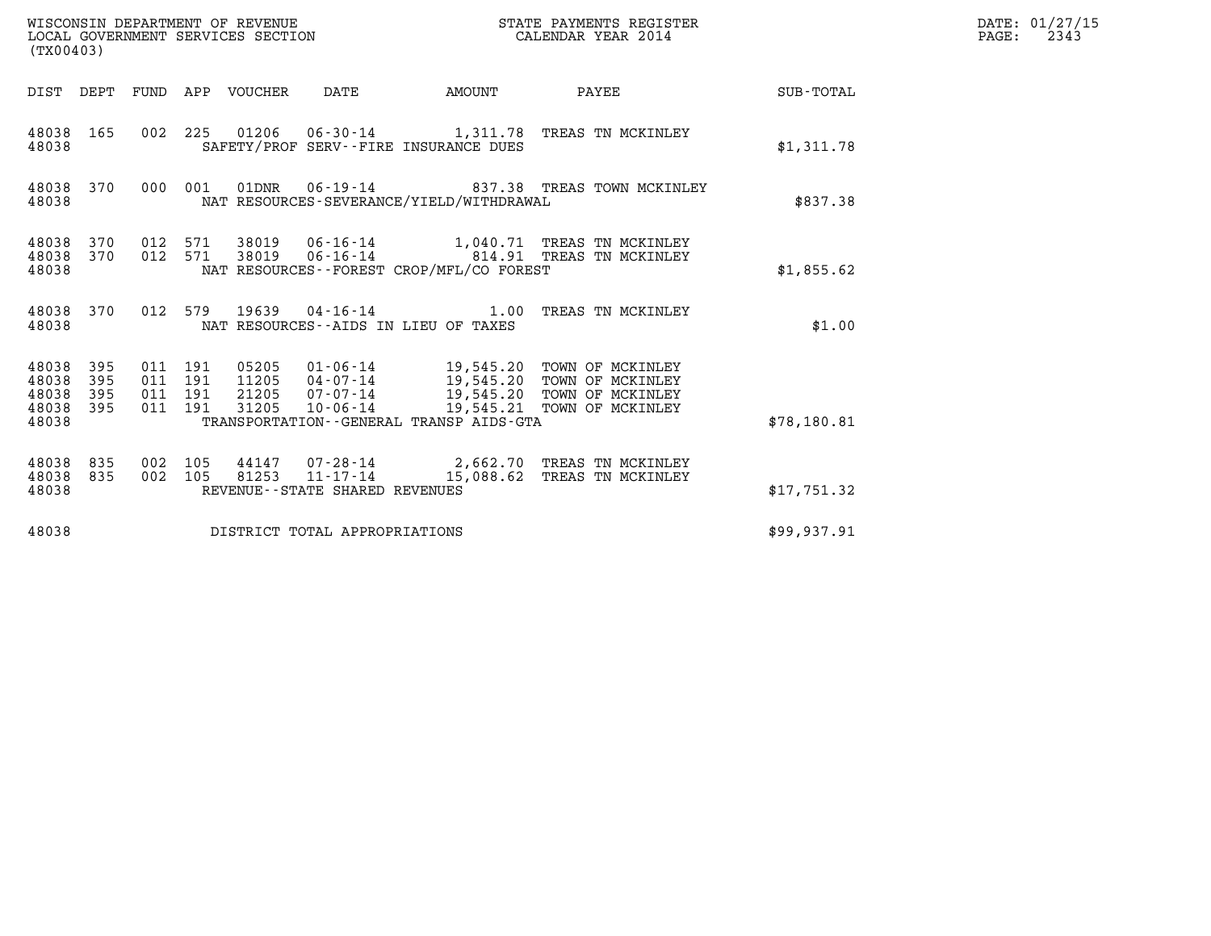WISCONSIN DEPARTMENT OF REVENUE
LOCAL GOVERNMENT SERVICES SECTION
(TX00403)

STATE PAYMENTS REGISTER
CALENDAR YEAR 2014

DATE: 01/27/15
PAGE: 2343

| DIST | DEPT | FUND | APP | VOUCHER | DATE | AMOUNT | PAYEE | SUB-TOTAL |
|---|---|---|---|---|---|---|---|---|
| 48038 | 165 | 002 | 225 | 01206 | 06-30-14 | 1,311.78 | TREAS TN MCKINLEY | |
| 48038 | | | | SAFETY/PROF SERV--FIRE INSURANCE DUES | | | | $1,311.78 |
| 48038 | 370 | 000 | 001 | 01DNR | 06-19-14 | 837.38 | TREAS TOWN MCKINLEY | |
| 48038 | | | | NAT RESOURCES-SEVERANCE/YIELD/WITHDRAWAL | | | | $837.38 |
| 48038 | 370 | 012 | 571 | 38019 | 06-16-14 | 1,040.71 | TREAS TN MCKINLEY | |
| 48038 | 370 | 012 | 571 | 38019 | 06-16-14 | 814.91 | TREAS TN MCKINLEY | |
| 48038 | | | | NAT RESOURCES--FOREST CROP/MFL/CO FOREST | | | | $1,855.62 |
| 48038 | 370 | 012 | 579 | 19639 | 04-16-14 | 1.00 | TREAS TN MCKINLEY | |
| 48038 | | | | NAT RESOURCES--AIDS IN LIEU OF TAXES | | | | $1.00 |
| 48038 | 395 | 011 | 191 | 05205 | 01-06-14 | 19,545.20 | TOWN OF MCKINLEY | |
| 48038 | 395 | 011 | 191 | 11205 | 04-07-14 | 19,545.20 | TOWN OF MCKINLEY | |
| 48038 | 395 | 011 | 191 | 21205 | 07-07-14 | 19,545.20 | TOWN OF MCKINLEY | |
| 48038 | 395 | 011 | 191 | 31205 | 10-06-14 | 19,545.21 | TOWN OF MCKINLEY | |
| 48038 | | | | TRANSPORTATION--GENERAL TRANSP AIDS-GTA | | | | $78,180.81 |
| 48038 | 835 | 002 | 105 | 44147 | 07-28-14 | 2,662.70 | TREAS TN MCKINLEY | |
| 48038 | 835 | 002 | 105 | 81253 | 11-17-14 | 15,088.62 | TREAS TN MCKINLEY | |
| 48038 | | | | REVENUE--STATE SHARED REVENUES | | | | $17,751.32 |
| 48038 | | | | DISTRICT TOTAL APPROPRIATIONS | | | | $99,937.91 |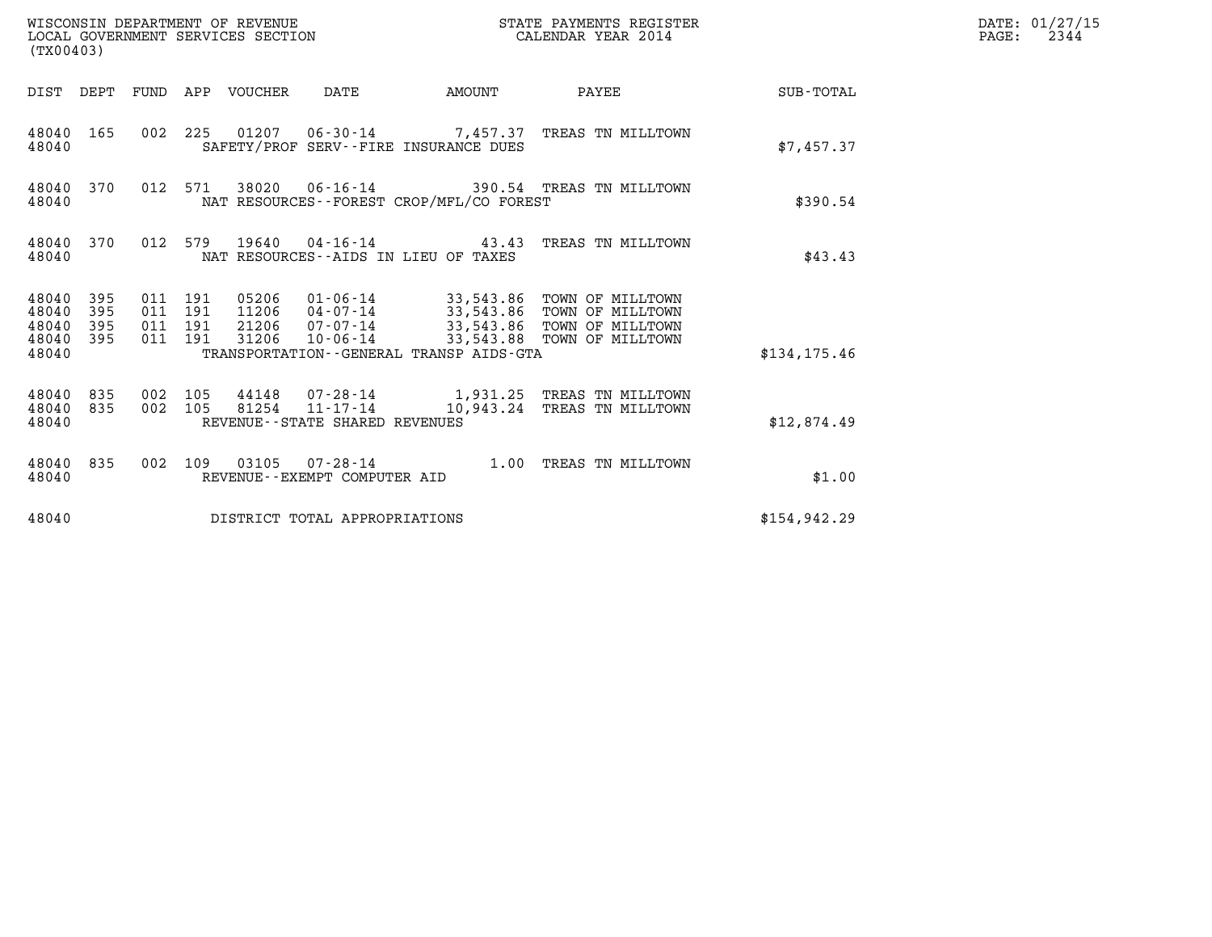WISCONSIN DEPARTMENT OF REVENUE
LOCAL GOVERNMENT SERVICES SECTION
(TX00403)

STATE PAYMENTS REGISTER
CALENDAR YEAR 2014

DATE: 01/27/15
PAGE: 2344

| DIST | DEPT | FUND | APP | VOUCHER | DATE | AMOUNT | PAYEE | SUB-TOTAL |
|---|---|---|---|---|---|---|---|---|
| 48040 | 165 | 002 | 225 | 01207 | 06-30-14 | 7,457.37 | TREAS TN MILLTOWN | |
| 48040 | | | | | SAFETY/PROF SERV--FIRE INSURANCE DUES | | | $7,457.37 |
| 48040 | 370 | 012 | 571 | 38020 | 06-16-14 | 390.54 | TREAS TN MILLTOWN | |
| 48040 | | | | | NAT RESOURCES--FOREST CROP/MFL/CO FOREST | | | $390.54 |
| 48040 | 370 | 012 | 579 | 19640 | 04-16-14 | 43.43 | TREAS TN MILLTOWN | |
| 48040 | | | | | NAT RESOURCES--AIDS IN LIEU OF TAXES | | | $43.43 |
| 48040 | 395 | 011 | 191 | 05206 | 01-06-14 | 33,543.86 | TOWN OF MILLTOWN | |
| 48040 | 395 | 011 | 191 | 11206 | 04-07-14 | 33,543.86 | TOWN OF MILLTOWN | |
| 48040 | 395 | 011 | 191 | 21206 | 07-07-14 | 33,543.86 | TOWN OF MILLTOWN | |
| 48040 | 395 | 011 | 191 | 31206 | 10-06-14 | 33,543.88 | TOWN OF MILLTOWN | |
| 48040 | | | | | TRANSPORTATION--GENERAL TRANSP AIDS-GTA | | | $134,175.46 |
| 48040 | 835 | 002 | 105 | 44148 | 07-28-14 | 1,931.25 | TREAS TN MILLTOWN | |
| 48040 | 835 | 002 | 105 | 81254 | 11-17-14 | 10,943.24 | TREAS TN MILLTOWN | |
| 48040 | | | | | REVENUE--STATE SHARED REVENUES | | | $12,874.49 |
| 48040 | 835 | 002 | 109 | 03105 | 07-28-14 | 1.00 | TREAS TN MILLTOWN | |
| 48040 | | | | | REVENUE--EXEMPT COMPUTER AID | | | $1.00 |
| 48040 | | | | | DISTRICT TOTAL APPROPRIATIONS | | | $154,942.29 |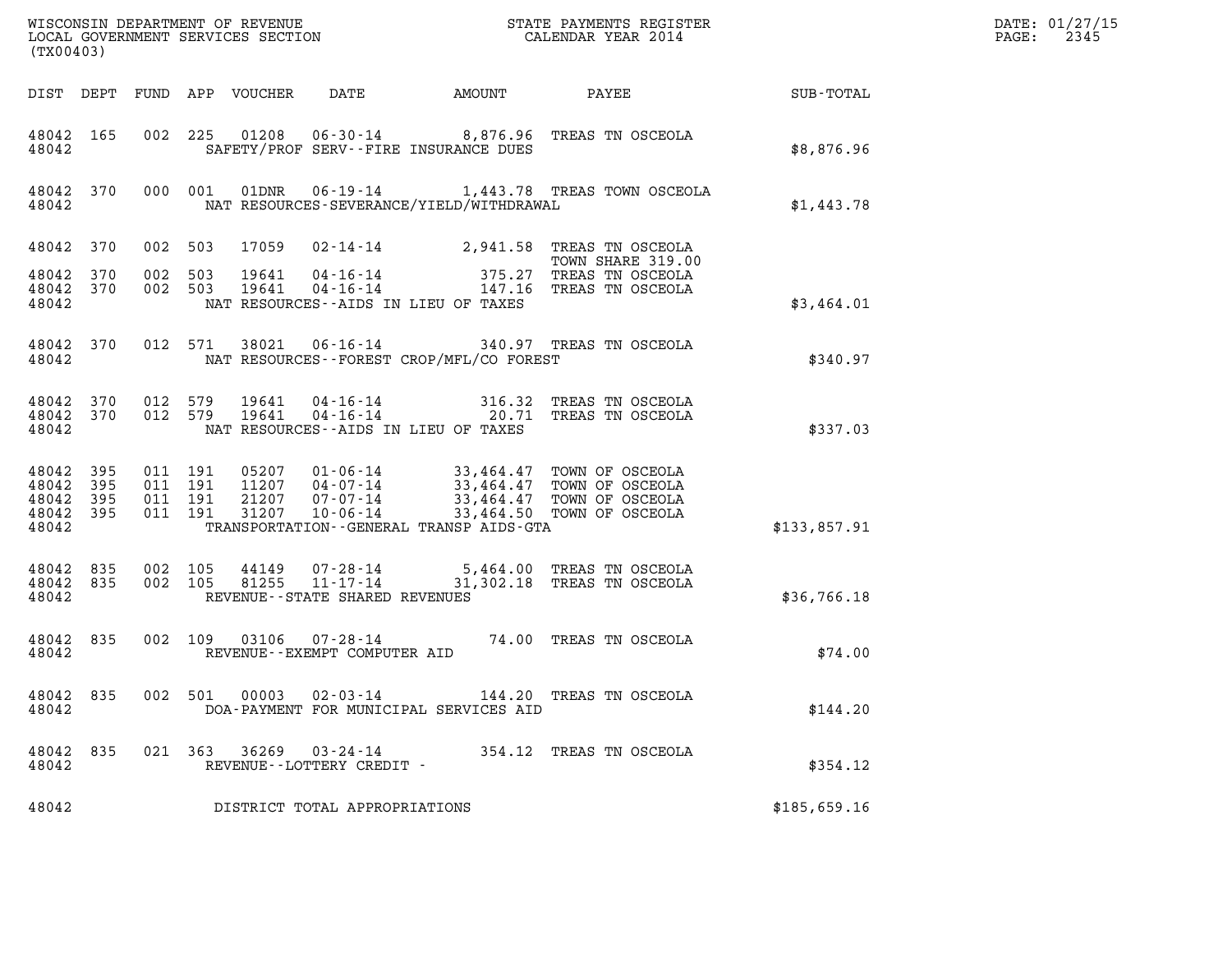WISCONSIN DEPARTMENT OF REVENUE
LOCAL GOVERNMENT SERVICES SECTION
(TX00403)

STATE PAYMENTS REGISTER
CALENDAR YEAR 2014

DATE: 01/27/15
PAGE: 2345

| DIST | DEPT | FUND | APP | VOUCHER | DATE | AMOUNT | PAYEE | SUB-TOTAL |
|---|---|---|---|---|---|---|---|---|
| 48042 | 165 | 002 | 225 | 01208 | 06-30-14 | 8,876.96 | TREAS TN OSCEOLA | |
| 48042 | | | | | SAFETY/PROF SERV--FIRE INSURANCE DUES | | | $8,876.96 |
| 48042 | 370 | 000 | 001 | 01DNR | 06-19-14 | 1,443.78 | TREAS TOWN OSCEOLA | |
| 48042 | | | | | NAT RESOURCES-SEVERANCE/YIELD/WITHDRAWAL | | | $1,443.78 |
| 48042 | 370 | 002 | 503 | 17059 | 02-14-14 | 2,941.58 | TREAS TN OSCEOLA TOWN SHARE 319.00 | |
| 48042 | 370 | 002 | 503 | 19641 | 04-16-14 | 375.27 | TREAS TN OSCEOLA | |
| 48042 | 370 | 002 | 503 | 19641 | 04-16-14 | 147.16 | TREAS TN OSCEOLA | |
| 48042 | | | | | NAT RESOURCES--AIDS IN LIEU OF TAXES | | | $3,464.01 |
| 48042 | 370 | 012 | 571 | 38021 | 06-16-14 | 340.97 | TREAS TN OSCEOLA | |
| 48042 | | | | | NAT RESOURCES--FOREST CROP/MFL/CO FOREST | | | $340.97 |
| 48042 | 370 | 012 | 579 | 19641 | 04-16-14 | 316.32 | TREAS TN OSCEOLA | |
| 48042 | 370 | 012 | 579 | 19641 | 04-16-14 | 20.71 | TREAS TN OSCEOLA | |
| 48042 | | | | | NAT RESOURCES--AIDS IN LIEU OF TAXES | | | $337.03 |
| 48042 | 395 | 011 | 191 | 05207 | 01-06-14 | 33,464.47 | TOWN OF OSCEOLA | |
| 48042 | 395 | 011 | 191 | 11207 | 04-07-14 | 33,464.47 | TOWN OF OSCEOLA | |
| 48042 | 395 | 011 | 191 | 21207 | 07-07-14 | 33,464.47 | TOWN OF OSCEOLA | |
| 48042 | 395 | 011 | 191 | 31207 | 10-06-14 | 33,464.50 | TOWN OF OSCEOLA | |
| 48042 | | | | | TRANSPORTATION--GENERAL TRANSP AIDS-GTA | | | $133,857.91 |
| 48042 | 835 | 002 | 105 | 44149 | 07-28-14 | 5,464.00 | TREAS TN OSCEOLA | |
| 48042 | 835 | 002 | 105 | 81255 | 11-17-14 | 31,302.18 | TREAS TN OSCEOLA | |
| 48042 | | | | | REVENUE--STATE SHARED REVENUES | | | $36,766.18 |
| 48042 | 835 | 002 | 109 | 03106 | 07-28-14 | 74.00 | TREAS TN OSCEOLA | |
| 48042 | | | | | REVENUE--EXEMPT COMPUTER AID | | | $74.00 |
| 48042 | 835 | 002 | 501 | 00003 | 02-03-14 | 144.20 | TREAS TN OSCEOLA | |
| 48042 | | | | | DOA-PAYMENT FOR MUNICIPAL SERVICES AID | | | $144.20 |
| 48042 | 835 | 021 | 363 | 36269 | 03-24-14 | 354.12 | TREAS TN OSCEOLA | |
| 48042 | | | | | REVENUE--LOTTERY CREDIT - | | | $354.12 |
| 48042 | | | | | DISTRICT TOTAL APPROPRIATIONS | | | $185,659.16 |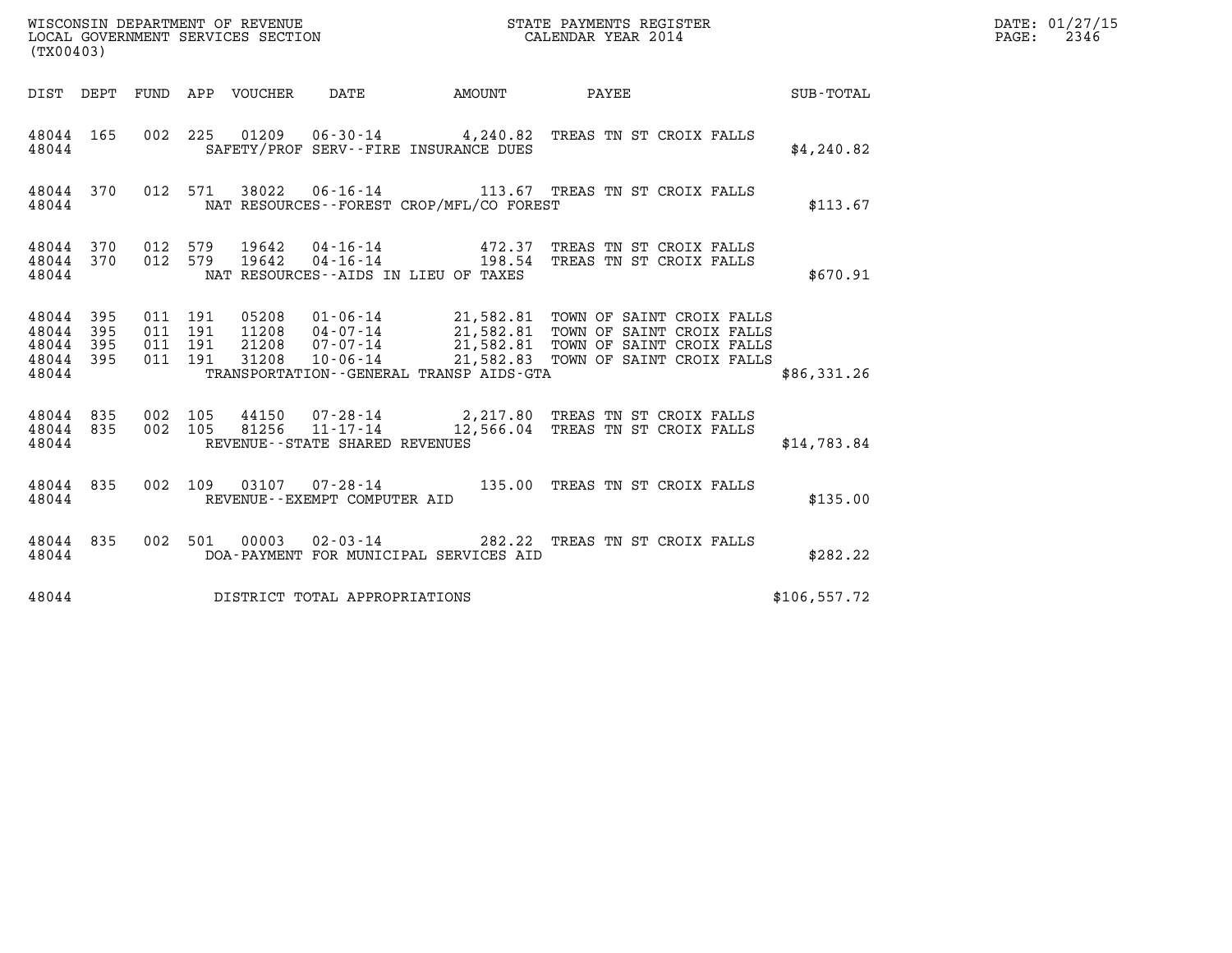WISCONSIN DEPARTMENT OF REVENUE
LOCAL GOVERNMENT SERVICES SECTION
(TX00403)

STATE PAYMENTS REGISTER
CALENDAR YEAR 2014

DATE: 01/27/15
PAGE: 2346

| DIST | DEPT | FUND | APP | VOUCHER | DATE | AMOUNT | PAYEE | SUB-TOTAL |
|---|---|---|---|---|---|---|---|---|
| 48044 | 165 | 002 | 225 | 01209 | 06-30-14 | 4,240.82 | TREAS TN ST CROIX FALLS | |
| 48044 | | | | SAFETY/PROF SERV--FIRE INSURANCE DUES | | | | $4,240.82 |
| 48044 | 370 | 012 | 571 | 38022 | 06-16-14 | 113.67 | TREAS TN ST CROIX FALLS | |
| 48044 | | | | NAT RESOURCES--FOREST CROP/MFL/CO FOREST | | | | $113.67 |
| 48044 | 370 | 012 | 579 | 19642 | 04-16-14 | 472.37 | TREAS TN ST CROIX FALLS | |
| 48044 | 370 | 012 | 579 | 19642 | 04-16-14 | 198.54 | TREAS TN ST CROIX FALLS | |
| 48044 | | | | NAT RESOURCES--AIDS IN LIEU OF TAXES | | | | $670.91 |
| 48044 | 395 | 011 | 191 | 05208 | 01-06-14 | 21,582.81 | TOWN OF SAINT CROIX FALLS | |
| 48044 | 395 | 011 | 191 | 11208 | 04-07-14 | 21,582.81 | TOWN OF SAINT CROIX FALLS | |
| 48044 | 395 | 011 | 191 | 21208 | 07-07-14 | 21,582.81 | TOWN OF SAINT CROIX FALLS | |
| 48044 | 395 | 011 | 191 | 31208 | 10-06-14 | 21,582.83 | TOWN OF SAINT CROIX FALLS | |
| 48044 | | | | TRANSPORTATION--GENERAL TRANSP AIDS-GTA | | | | $86,331.26 |
| 48044 | 835 | 002 | 105 | 44150 | 07-28-14 | 2,217.80 | TREAS TN ST CROIX FALLS | |
| 48044 | 835 | 002 | 105 | 81256 | 11-17-14 | 12,566.04 | TREAS TN ST CROIX FALLS | |
| 48044 | | | | REVENUE--STATE SHARED REVENUES | | | | $14,783.84 |
| 48044 | 835 | 002 | 109 | 03107 | 07-28-14 | 135.00 | TREAS TN ST CROIX FALLS | |
| 48044 | | | | REVENUE--EXEMPT COMPUTER AID | | | | $135.00 |
| 48044 | 835 | 002 | 501 | 00003 | 02-03-14 | 282.22 | TREAS TN ST CROIX FALLS | |
| 48044 | | | | DOA-PAYMENT FOR MUNICIPAL SERVICES AID | | | | $282.22 |
| 48044 | | | | DISTRICT TOTAL APPROPRIATIONS | | | | $106,557.72 |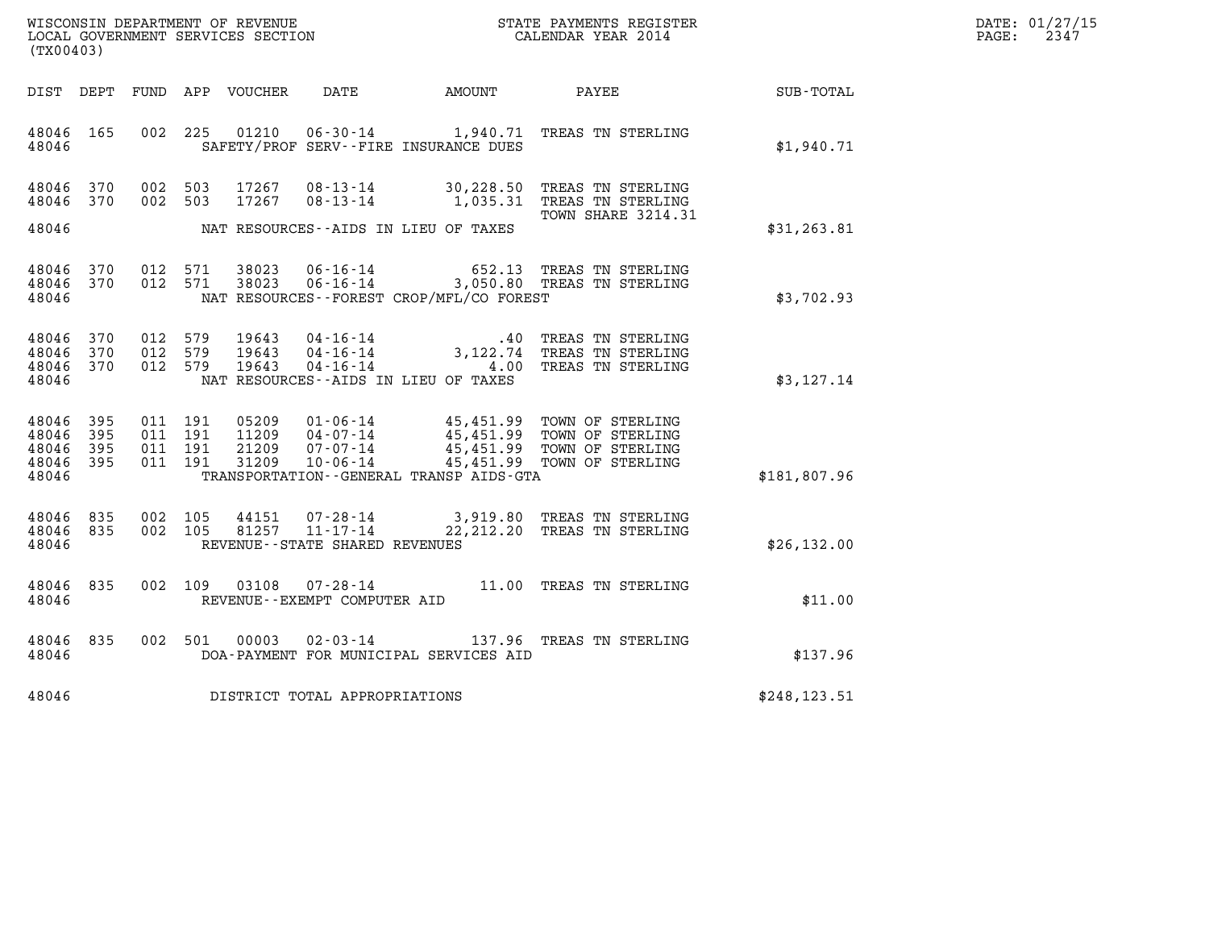WISCONSIN DEPARTMENT OF REVENUE
LOCAL GOVERNMENT SERVICES SECTION
(TX00403)

STATE PAYMENTS REGISTER
CALENDAR YEAR 2014

DATE: 01/27/15
PAGE: 2347

| DIST | DEPT | FUND | APP | VOUCHER | DATE | AMOUNT | PAYEE | SUB-TOTAL |
|---|---|---|---|---|---|---|---|---|
| 48046 | 165 | 002 | 225 | 01210 | 06-30-14 | 1,940.71 | TREAS TN STERLING | |
| 48046 | | | | | SAFETY/PROF SERV--FIRE INSURANCE DUES | | | $1,940.71 |
| 48046 | 370 | 002 | 503 | 17267 | 08-13-14 | 30,228.50 | TREAS TN STERLING | |
| 48046 | 370 | 002 | 503 | 17267 | 08-13-14 | 1,035.31 | TREAS TN STERLING | |
| | | | | | | | TOWN SHARE 3214.31 | |
| 48046 | | | | | NAT RESOURCES--AIDS IN LIEU OF TAXES | | | $31,263.81 |
| 48046 | 370 | 012 | 571 | 38023 | 06-16-14 | 652.13 | TREAS TN STERLING | |
| 48046 | 370 | 012 | 571 | 38023 | 06-16-14 | 3,050.80 | TREAS TN STERLING | |
| 48046 | | | | | NAT RESOURCES--FOREST CROP/MFL/CO FOREST | | | $3,702.93 |
| 48046 | 370 | 012 | 579 | 19643 | 04-16-14 | .40 | TREAS TN STERLING | |
| 48046 | 370 | 012 | 579 | 19643 | 04-16-14 | 3,122.74 | TREAS TN STERLING | |
| 48046 | 370 | 012 | 579 | 19643 | 04-16-14 | 4.00 | TREAS TN STERLING | |
| 48046 | | | | | NAT RESOURCES--AIDS IN LIEU OF TAXES | | | $3,127.14 |
| 48046 | 395 | 011 | 191 | 05209 | 01-06-14 | 45,451.99 | TOWN OF STERLING | |
| 48046 | 395 | 011 | 191 | 11209 | 04-07-14 | 45,451.99 | TOWN OF STERLING | |
| 48046 | 395 | 011 | 191 | 21209 | 07-07-14 | 45,451.99 | TOWN OF STERLING | |
| 48046 | 395 | 011 | 191 | 31209 | 10-06-14 | 45,451.99 | TOWN OF STERLING | |
| 48046 | | | | | TRANSPORTATION--GENERAL TRANSP AIDS-GTA | | | $181,807.96 |
| 48046 | 835 | 002 | 105 | 44151 | 07-28-14 | 3,919.80 | TREAS TN STERLING | |
| 48046 | 835 | 002 | 105 | 81257 | 11-17-14 | 22,212.20 | TREAS TN STERLING | |
| 48046 | | | | | REVENUE--STATE SHARED REVENUES | | | $26,132.00 |
| 48046 | 835 | 002 | 109 | 03108 | 07-28-14 | 11.00 | TREAS TN STERLING | |
| 48046 | | | | | REVENUE--EXEMPT COMPUTER AID | | | $11.00 |
| 48046 | 835 | 002 | 501 | 00003 | 02-03-14 | 137.96 | TREAS TN STERLING | |
| 48046 | | | | | DOA-PAYMENT FOR MUNICIPAL SERVICES AID | | | $137.96 |
| 48046 | | | | | DISTRICT TOTAL APPROPRIATIONS | | | $248,123.51 |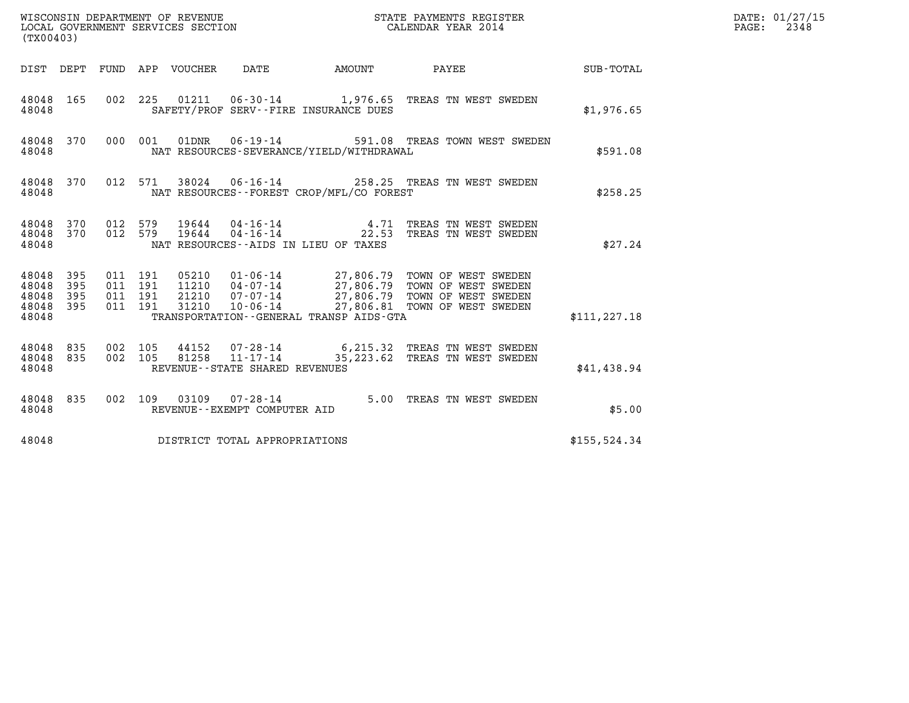WISCONSIN DEPARTMENT OF REVENUE
LOCAL GOVERNMENT SERVICES SECTION
(TX00403)

STATE PAYMENTS REGISTER
CALENDAR YEAR 2014

DATE: 01/27/15
PAGE: 2348

| DIST | DEPT | FUND | APP | VOUCHER | DATE | AMOUNT | PAYEE | SUB-TOTAL |
|---|---|---|---|---|---|---|---|---|
| 48048 | 165 | 002 | 225 | 01211 | 06-30-14 | 1,976.65 | TREAS TN WEST SWEDEN | |
| 48048 | | | | SAFETY/PROF SERV--FIRE INSURANCE DUES | | | | $1,976.65 |
| 48048 | 370 | 000 | 001 | 01DNR | 06-19-14 | 591.08 | TREAS TOWN WEST SWEDEN | |
| 48048 | | | | NAT RESOURCES-SEVERANCE/YIELD/WITHDRAWAL | | | | $591.08 |
| 48048 | 370 | 012 | 571 | 38024 | 06-16-14 | 258.25 | TREAS TN WEST SWEDEN | |
| 48048 | | | | NAT RESOURCES--FOREST CROP/MFL/CO FOREST | | | | $258.25 |
| 48048 | 370 | 012 | 579 | 19644 | 04-16-14 | 4.71 | TREAS TN WEST SWEDEN | |
| 48048 | 370 | 012 | 579 | 19644 | 04-16-14 | 22.53 | TREAS TN WEST SWEDEN | |
| 48048 | | | | NAT RESOURCES--AIDS IN LIEU OF TAXES | | | | $27.24 |
| 48048 | 395 | 011 | 191 | 05210 | 01-06-14 | 27,806.79 | TOWN OF WEST SWEDEN | |
| 48048 | 395 | 011 | 191 | 11210 | 04-07-14 | 27,806.79 | TOWN OF WEST SWEDEN | |
| 48048 | 395 | 011 | 191 | 21210 | 07-07-14 | 27,806.79 | TOWN OF WEST SWEDEN | |
| 48048 | 395 | 011 | 191 | 31210 | 10-06-14 | 27,806.81 | TOWN OF WEST SWEDEN | |
| 48048 | | | | TRANSPORTATION--GENERAL TRANSP AIDS-GTA | | | | $111,227.18 |
| 48048 | 835 | 002 | 105 | 44152 | 07-28-14 | 6,215.32 | TREAS TN WEST SWEDEN | |
| 48048 | 835 | 002 | 105 | 81258 | 11-17-14 | 35,223.62 | TREAS TN WEST SWEDEN | |
| 48048 | | | | REVENUE--STATE SHARED REVENUES | | | | $41,438.94 |
| 48048 | 835 | 002 | 109 | 03109 | 07-28-14 | 5.00 | TREAS TN WEST SWEDEN | |
| 48048 | | | | REVENUE--EXEMPT COMPUTER AID | | | | $5.00 |
| 48048 | | | | DISTRICT TOTAL APPROPRIATIONS | | | | $155,524.34 |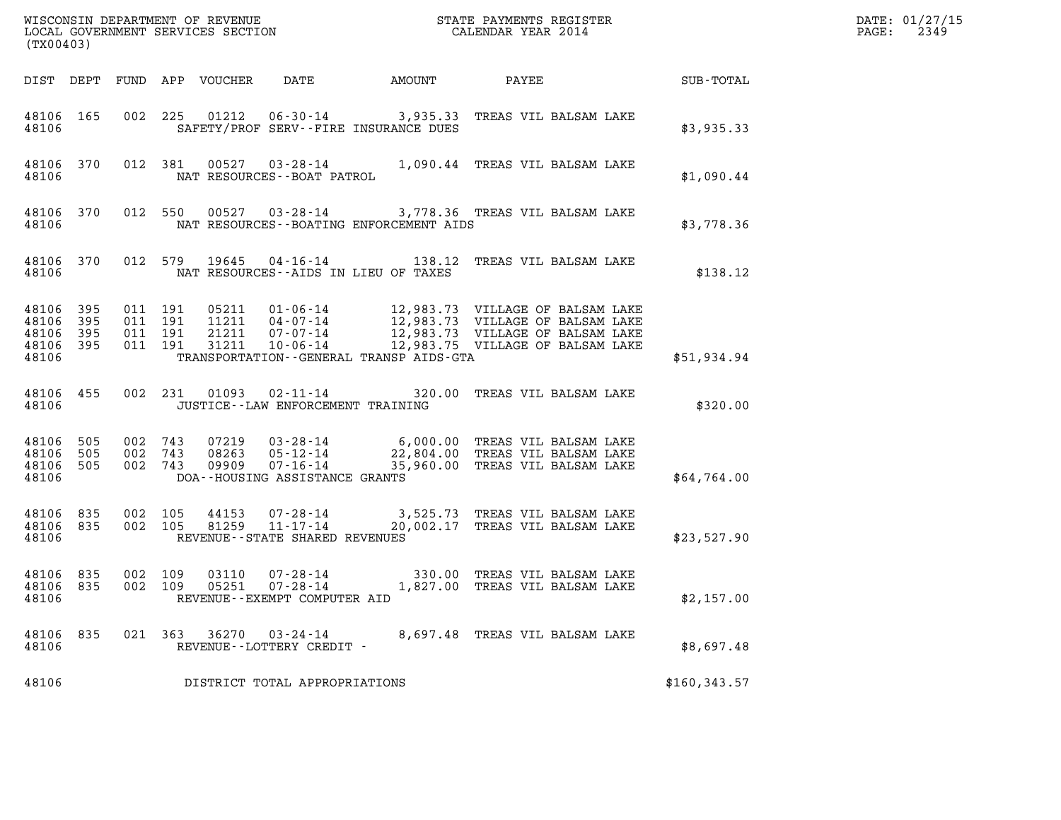WISCONSIN DEPARTMENT OF REVENUE
LOCAL GOVERNMENT SERVICES SECTION
(TX00403)

STATE PAYMENTS REGISTER
CALENDAR YEAR 2014

DATE: 01/27/15
PAGE: 2349

| DIST | DEPT | FUND | APP | VOUCHER | DATE | AMOUNT | PAYEE | SUB-TOTAL |
|---|---|---|---|---|---|---|---|---|
| 48106 | 165 | 002 | 225 | 01212 | 06-30-14 | 3,935.33 | TREAS VIL BALSAM LAKE | |
| 48106 | | | | SAFETY/PROF SERV--FIRE INSURANCE DUES | | | | $3,935.33 |
| 48106 | 370 | 012 | 381 | 00527 | 03-28-14 | 1,090.44 | TREAS VIL BALSAM LAKE | |
| 48106 | | | | NAT RESOURCES--BOAT PATROL | | | | $1,090.44 |
| 48106 | 370 | 012 | 550 | 00527 | 03-28-14 | 3,778.36 | TREAS VIL BALSAM LAKE | |
| 48106 | | | | NAT RESOURCES--BOATING ENFORCEMENT AIDS | | | | $3,778.36 |
| 48106 | 370 | 012 | 579 | 19645 | 04-16-14 | 138.12 | TREAS VIL BALSAM LAKE | |
| 48106 | | | | NAT RESOURCES--AIDS IN LIEU OF TAXES | | | | $138.12 |
| 48106 | 395 | 011 | 191 | 05211 | 01-06-14 | 12,983.73 | VILLAGE OF BALSAM LAKE | |
| 48106 | 395 | 011 | 191 | 11211 | 04-07-14 | 12,983.73 | VILLAGE OF BALSAM LAKE | |
| 48106 | 395 | 011 | 191 | 21211 | 07-07-14 | 12,983.73 | VILLAGE OF BALSAM LAKE | |
| 48106 | 395 | 011 | 191 | 31211 | 10-06-14 | 12,983.75 | VILLAGE OF BALSAM LAKE | |
| 48106 | | | | TRANSPORTATION--GENERAL TRANSP AIDS-GTA | | | | $51,934.94 |
| 48106 | 455 | 002 | 231 | 01093 | 02-11-14 | 320.00 | TREAS VIL BALSAM LAKE | |
| 48106 | | | | JUSTICE--LAW ENFORCEMENT TRAINING | | | | $320.00 |
| 48106 | 505 | 002 | 743 | 07219 | 03-28-14 | 6,000.00 | TREAS VIL BALSAM LAKE | |
| 48106 | 505 | 002 | 743 | 08263 | 05-12-14 | 22,804.00 | TREAS VIL BALSAM LAKE | |
| 48106 | 505 | 002 | 743 | 09909 | 07-16-14 | 35,960.00 | TREAS VIL BALSAM LAKE | |
| 48106 | | | | DOA--HOUSING ASSISTANCE GRANTS | | | | $64,764.00 |
| 48106 | 835 | 002 | 105 | 44153 | 07-28-14 | 3,525.73 | TREAS VIL BALSAM LAKE | |
| 48106 | 835 | 002 | 105 | 81259 | 11-17-14 | 20,002.17 | TREAS VIL BALSAM LAKE | |
| 48106 | | | | REVENUE--STATE SHARED REVENUES | | | | $23,527.90 |
| 48106 | 835 | 002 | 109 | 03110 | 07-28-14 | 330.00 | TREAS VIL BALSAM LAKE | |
| 48106 | 835 | 002 | 109 | 05251 | 07-28-14 | 1,827.00 | TREAS VIL BALSAM LAKE | |
| 48106 | | | | REVENUE--EXEMPT COMPUTER AID | | | | $2,157.00 |
| 48106 | 835 | 021 | 363 | 36270 | 03-24-14 | 8,697.48 | TREAS VIL BALSAM LAKE | |
| 48106 | | | | REVENUE--LOTTERY CREDIT - | | | | $8,697.48 |
| 48106 | | | | DISTRICT TOTAL APPROPRIATIONS | | | | $160,343.57 |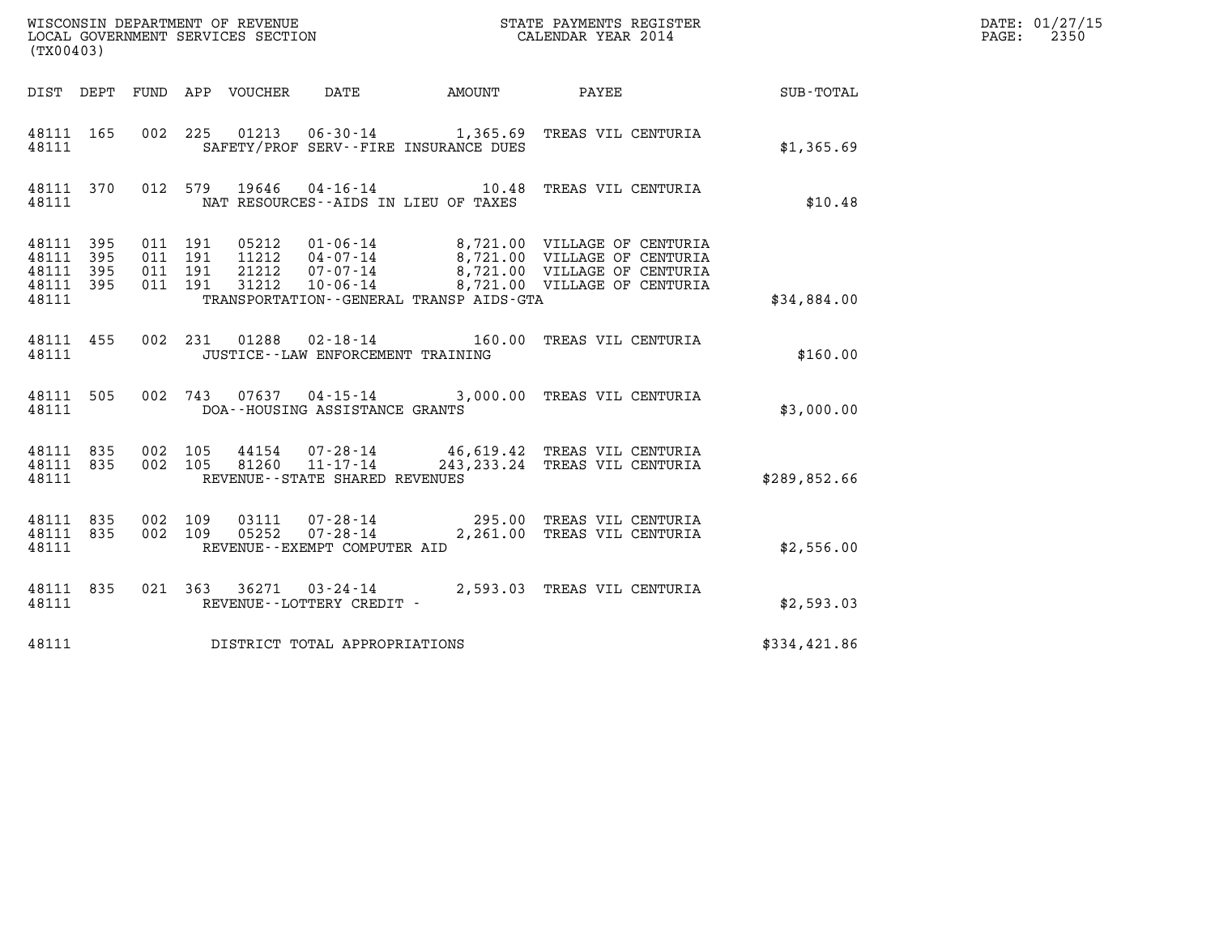WISCONSIN DEPARTMENT OF REVENUE
LOCAL GOVERNMENT SERVICES SECTION
(TX00403)

STATE PAYMENTS REGISTER
CALENDAR YEAR 2014

DATE: 01/27/15
PAGE: 2350

| DIST | DEPT | FUND | APP | VOUCHER | DATE | AMOUNT | PAYEE | SUB-TOTAL |
|---|---|---|---|---|---|---|---|---|
| 48111 | 165 | 002 | 225 | 01213 | 06-30-14 | 1,365.69 | TREAS VIL CENTURIA | |
| 48111 | | | | SAFETY/PROF SERV--FIRE INSURANCE DUES | | | | $1,365.69 |
| 48111 | 370 | 012 | 579 | 19646 | 04-16-14 | 10.48 | TREAS VIL CENTURIA | |
| 48111 | | | | NAT RESOURCES--AIDS IN LIEU OF TAXES | | | | $10.48 |
| 48111 | 395 | 011 | 191 | 05212 | 01-06-14 | 8,721.00 | VILLAGE OF CENTURIA | |
| 48111 | 395 | 011 | 191 | 11212 | 04-07-14 | 8,721.00 | VILLAGE OF CENTURIA | |
| 48111 | 395 | 011 | 191 | 21212 | 07-07-14 | 8,721.00 | VILLAGE OF CENTURIA | |
| 48111 | 395 | 011 | 191 | 31212 | 10-06-14 | 8,721.00 | VILLAGE OF CENTURIA | |
| 48111 | | | | TRANSPORTATION--GENERAL TRANSP AIDS-GTA | | | | $34,884.00 |
| 48111 | 455 | 002 | 231 | 01288 | 02-18-14 | 160.00 | TREAS VIL CENTURIA | |
| 48111 | | | | JUSTICE--LAW ENFORCEMENT TRAINING | | | | $160.00 |
| 48111 | 505 | 002 | 743 | 07637 | 04-15-14 | 3,000.00 | TREAS VIL CENTURIA | |
| 48111 | | | | DOA--HOUSING ASSISTANCE GRANTS | | | | $3,000.00 |
| 48111 | 835 | 002 | 105 | 44154 | 07-28-14 | 46,619.42 | TREAS VIL CENTURIA | |
| 48111 | 835 | 002 | 105 | 81260 | 11-17-14 | 243,233.24 | TREAS VIL CENTURIA | |
| 48111 | | | | REVENUE--STATE SHARED REVENUES | | | | $289,852.66 |
| 48111 | 835 | 002 | 109 | 03111 | 07-28-14 | 295.00 | TREAS VIL CENTURIA | |
| 48111 | 835 | 002 | 109 | 05252 | 07-28-14 | 2,261.00 | TREAS VIL CENTURIA | |
| 48111 | | | | REVENUE--EXEMPT COMPUTER AID | | | | $2,556.00 |
| 48111 | 835 | 021 | 363 | 36271 | 03-24-14 | 2,593.03 | TREAS VIL CENTURIA | |
| 48111 | | | | REVENUE--LOTTERY CREDIT - | | | | $2,593.03 |
| 48111 | | | | DISTRICT TOTAL APPROPRIATIONS | | | | $334,421.86 |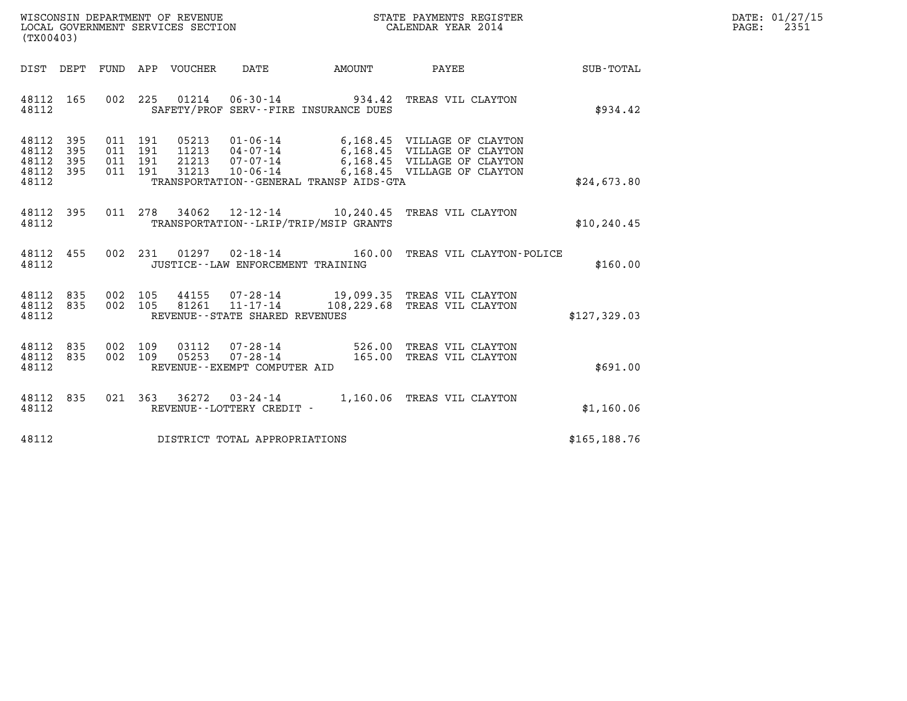WISCONSIN DEPARTMENT OF REVENUE
LOCAL GOVERNMENT SERVICES SECTION
(TX00403)

STATE PAYMENTS REGISTER
CALENDAR YEAR 2014

DATE: 01/27/15
PAGE: 2351

| DIST | DEPT | FUND | APP | VOUCHER | DATE | AMOUNT | PAYEE | SUB-TOTAL |
|---|---|---|---|---|---|---|---|---|
| 48112 | 165 | 002 | 225 | 01214 | 06-30-14 | 934.42 | TREAS VIL CLAYTON | |
| 48112 | | | | | SAFETY/PROF SERV--FIRE INSURANCE DUES | | | $934.42 |
| 48112 | 395 | 011 | 191 | 05213 | 01-06-14 | 6,168.45 | VILLAGE OF CLAYTON | |
| 48112 | 395 | 011 | 191 | 11213 | 04-07-14 | 6,168.45 | VILLAGE OF CLAYTON | |
| 48112 | 395 | 011 | 191 | 21213 | 07-07-14 | 6,168.45 | VILLAGE OF CLAYTON | |
| 48112 | 395 | 011 | 191 | 31213 | 10-06-14 | 6,168.45 | VILLAGE OF CLAYTON | |
| 48112 | | | | | TRANSPORTATION--GENERAL TRANSP AIDS-GTA | | | $24,673.80 |
| 48112 | 395 | 011 | 278 | 34062 | 12-12-14 | 10,240.45 | TREAS VIL CLAYTON | |
| 48112 | | | | | TRANSPORTATION--LRIP/TRIP/MSIP GRANTS | | | $10,240.45 |
| 48112 | 455 | 002 | 231 | 01297 | 02-18-14 | 160.00 | TREAS VIL CLAYTON-POLICE | |
| 48112 | | | | | JUSTICE--LAW ENFORCEMENT TRAINING | | | $160.00 |
| 48112 | 835 | 002 | 105 | 44155 | 07-28-14 | 19,099.35 | TREAS VIL CLAYTON | |
| 48112 | 835 | 002 | 105 | 81261 | 11-17-14 | 108,229.68 | TREAS VIL CLAYTON | |
| 48112 | | | | | REVENUE--STATE SHARED REVENUES | | | $127,329.03 |
| 48112 | 835 | 002 | 109 | 03112 | 07-28-14 | 526.00 | TREAS VIL CLAYTON | |
| 48112 | 835 | 002 | 109 | 05253 | 07-28-14 | 165.00 | TREAS VIL CLAYTON | |
| 48112 | | | | | REVENUE--EXEMPT COMPUTER AID | | | $691.00 |
| 48112 | 835 | 021 | 363 | 36272 | 03-24-14 | 1,160.06 | TREAS VIL CLAYTON | |
| 48112 | | | | | REVENUE--LOTTERY CREDIT - | | | $1,160.06 |
| 48112 | | | | | DISTRICT TOTAL APPROPRIATIONS | | | $165,188.76 |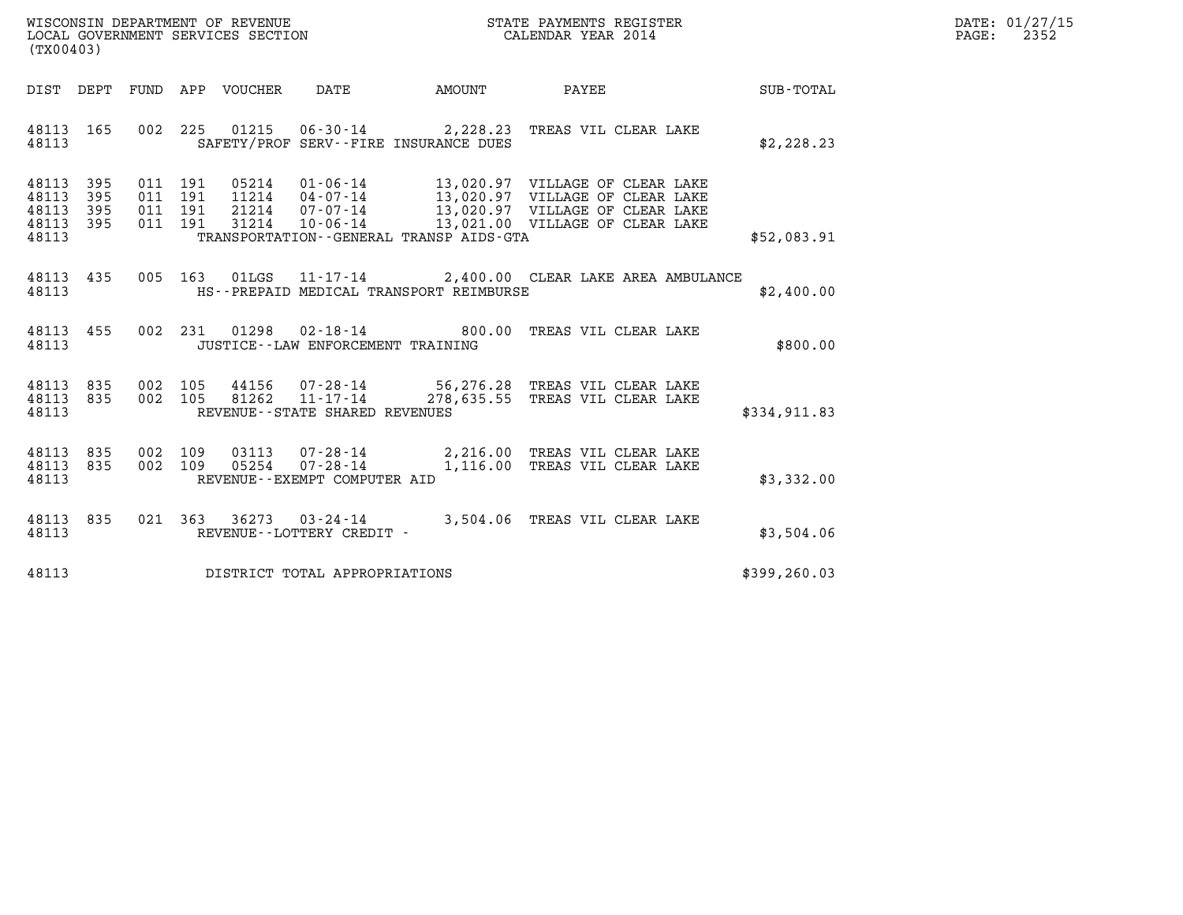WISCONSIN DEPARTMENT OF REVENUE
LOCAL GOVERNMENT SERVICES SECTION
(TX00403)

STATE PAYMENTS REGISTER
CALENDAR YEAR 2014

DATE: 01/27/15
PAGE: 2352

| DIST | DEPT | FUND | APP | VOUCHER | DATE | AMOUNT | PAYEE | SUB-TOTAL |
|---|---|---|---|---|---|---|---|---|
| 48113 | 165 | 002 | 225 | 01215 | 06-30-14 | 2,228.23 | TREAS VIL CLEAR LAKE | |
| 48113 | | | | | SAFETY/PROF SERV--FIRE INSURANCE DUES | | | $2,228.23 |
| 48113 | 395 | 011 | 191 | 05214 | 01-06-14 | 13,020.97 | VILLAGE OF CLEAR LAKE | |
| 48113 | 395 | 011 | 191 | 11214 | 04-07-14 | 13,020.97 | VILLAGE OF CLEAR LAKE | |
| 48113 | 395 | 011 | 191 | 21214 | 07-07-14 | 13,020.97 | VILLAGE OF CLEAR LAKE | |
| 48113 | 395 | 011 | 191 | 31214 | 10-06-14 | 13,021.00 | VILLAGE OF CLEAR LAKE | |
| 48113 | | | | | TRANSPORTATION--GENERAL TRANSP AIDS-GTA | | | $52,083.91 |
| 48113 | 435 | 005 | 163 | 01LGS | 11-17-14 | 2,400.00 | CLEAR LAKE AREA AMBULANCE | |
| 48113 | | | | | HS--PREPAID MEDICAL TRANSPORT REIMBURSE | | | $2,400.00 |
| 48113 | 455 | 002 | 231 | 01298 | 02-18-14 | 800.00 | TREAS VIL CLEAR LAKE | |
| 48113 | | | | | JUSTICE--LAW ENFORCEMENT TRAINING | | | $800.00 |
| 48113 | 835 | 002 | 105 | 44156 | 07-28-14 | 56,276.28 | TREAS VIL CLEAR LAKE | |
| 48113 | 835 | 002 | 105 | 81262 | 11-17-14 | 278,635.55 | TREAS VIL CLEAR LAKE | |
| 48113 | | | | | REVENUE--STATE SHARED REVENUES | | | $334,911.83 |
| 48113 | 835 | 002 | 109 | 03113 | 07-28-14 | 2,216.00 | TREAS VIL CLEAR LAKE | |
| 48113 | 835 | 002 | 109 | 05254 | 07-28-14 | 1,116.00 | TREAS VIL CLEAR LAKE | |
| 48113 | | | | | REVENUE--EXEMPT COMPUTER AID | | | $3,332.00 |
| 48113 | 835 | 021 | 363 | 36273 | 03-24-14 | 3,504.06 | TREAS VIL CLEAR LAKE | |
| 48113 | | | | | REVENUE--LOTTERY CREDIT - | | | $3,504.06 |
| 48113 | | | | | DISTRICT TOTAL APPROPRIATIONS | | | $399,260.03 |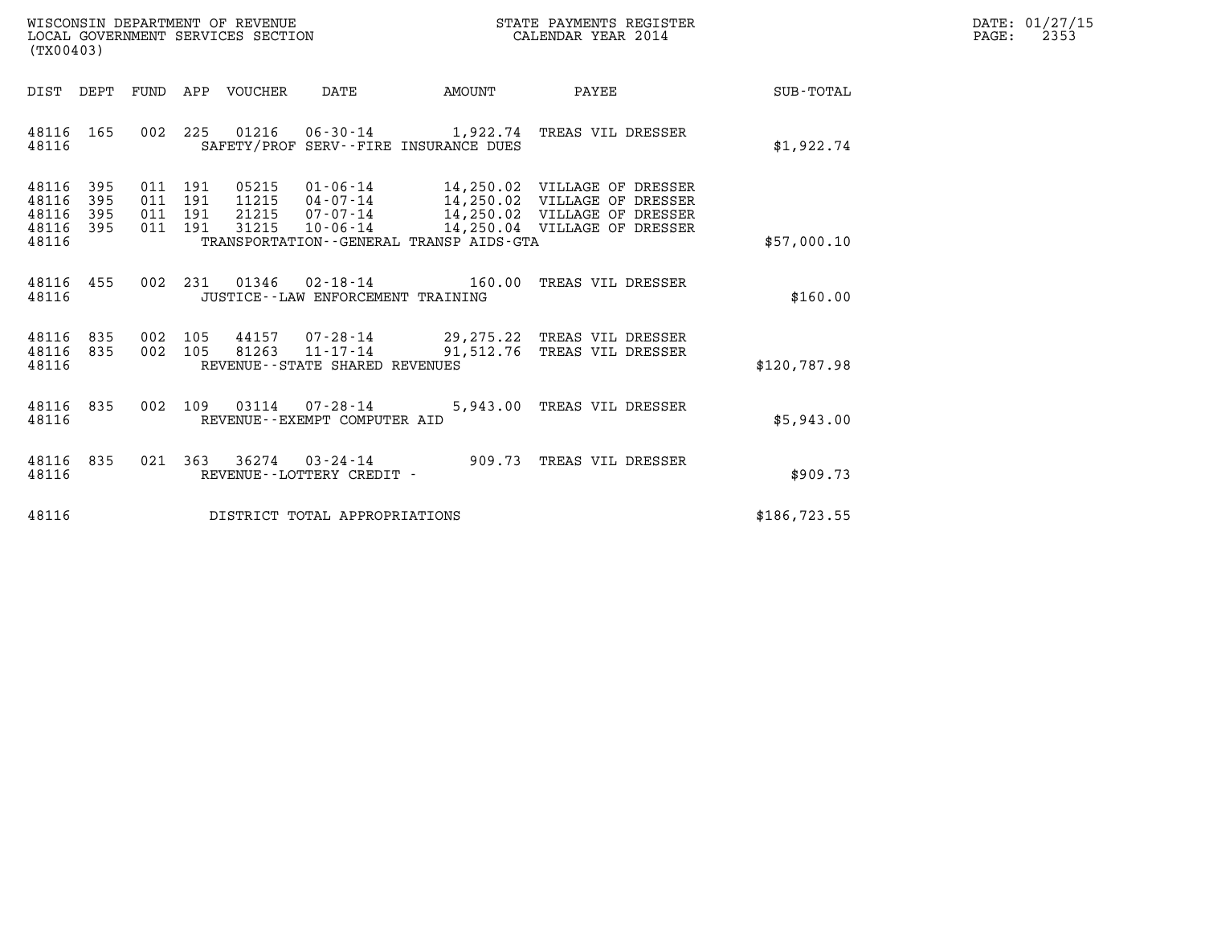WISCONSIN DEPARTMENT OF REVENUE
LOCAL GOVERNMENT SERVICES SECTION
(TX00403)

STATE PAYMENTS REGISTER
CALENDAR YEAR 2014

DATE: 01/27/15
PAGE: 2353

| DIST | DEPT | FUND | APP | VOUCHER | DATE | AMOUNT | PAYEE | SUB-TOTAL |
|---|---|---|---|---|---|---|---|---|
| 48116 | 165 | 002 | 225 | 01216 | 06-30-14 | 1,922.74 | TREAS VIL DRESSER | |
| 48116 | | | | SAFETY/PROF SERV--FIRE INSURANCE DUES | | | | $1,922.74 |
| 48116 | 395 | 011 | 191 | 05215 | 01-06-14 | 14,250.02 | VILLAGE OF DRESSER | |
| 48116 | 395 | 011 | 191 | 11215 | 04-07-14 | 14,250.02 | VILLAGE OF DRESSER | |
| 48116 | 395 | 011 | 191 | 21215 | 07-07-14 | 14,250.02 | VILLAGE OF DRESSER | |
| 48116 | 395 | 011 | 191 | 31215 | 10-06-14 | 14,250.04 | VILLAGE OF DRESSER | |
| 48116 | | | | TRANSPORTATION--GENERAL TRANSP AIDS-GTA | | | | $57,000.10 |
| 48116 | 455 | 002 | 231 | 01346 | 02-18-14 | 160.00 | TREAS VIL DRESSER | |
| 48116 | | | | JUSTICE--LAW ENFORCEMENT TRAINING | | | | $160.00 |
| 48116 | 835 | 002 | 105 | 44157 | 07-28-14 | 29,275.22 | TREAS VIL DRESSER | |
| 48116 | 835 | 002 | 105 | 81263 | 11-17-14 | 91,512.76 | TREAS VIL DRESSER | |
| 48116 | | | | REVENUE--STATE SHARED REVENUES | | | | $120,787.98 |
| 48116 | 835 | 002 | 109 | 03114 | 07-28-14 | 5,943.00 | TREAS VIL DRESSER | |
| 48116 | | | | REVENUE--EXEMPT COMPUTER AID | | | | $5,943.00 |
| 48116 | 835 | 021 | 363 | 36274 | 03-24-14 | 909.73 | TREAS VIL DRESSER | |
| 48116 | | | | REVENUE--LOTTERY CREDIT - | | | | $909.73 |
| 48116 | | | | DISTRICT TOTAL APPROPRIATIONS | | | | $186,723.55 |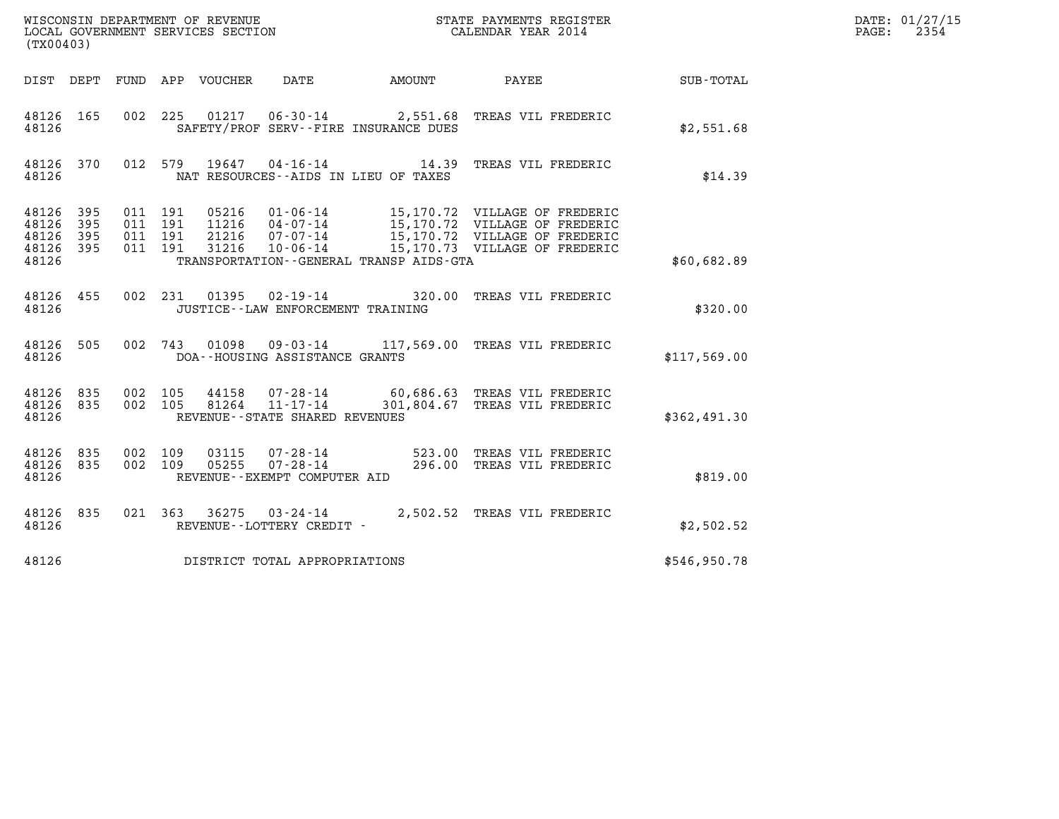WISCONSIN DEPARTMENT OF REVENUE
LOCAL GOVERNMENT SERVICES SECTION
(TX00403)

STATE PAYMENTS REGISTER
CALENDAR YEAR 2014

DATE: 01/27/15
PAGE: 2354

| DIST | DEPT | FUND | APP | VOUCHER | DATE | AMOUNT | PAYEE | SUB-TOTAL |
|---|---|---|---|---|---|---|---|---|
| 48126 | 165 | 002 | 225 | 01217 | 06-30-14 | 2,551.68 | TREAS VIL FREDERIC | |
| 48126 | | | | SAFETY/PROF SERV--FIRE INSURANCE DUES | | | | $2,551.68 |
| 48126 | 370 | 012 | 579 | 19647 | 04-16-14 | 14.39 | TREAS VIL FREDERIC | |
| 48126 | | | | NAT RESOURCES--AIDS IN LIEU OF TAXES | | | | $14.39 |
| 48126 | 395 | 011 | 191 | 05216 | 01-06-14 | 15,170.72 | VILLAGE OF FREDERIC | |
| 48126 | 395 | 011 | 191 | 11216 | 04-07-14 | 15,170.72 | VILLAGE OF FREDERIC | |
| 48126 | 395 | 011 | 191 | 21216 | 07-07-14 | 15,170.72 | VILLAGE OF FREDERIC | |
| 48126 | 395 | 011 | 191 | 31216 | 10-06-14 | 15,170.73 | VILLAGE OF FREDERIC | |
| 48126 | | | | TRANSPORTATION--GENERAL TRANSP AIDS-GTA | | | | $60,682.89 |
| 48126 | 455 | 002 | 231 | 01395 | 02-19-14 | 320.00 | TREAS VIL FREDERIC | |
| 48126 | | | | JUSTICE--LAW ENFORCEMENT TRAINING | | | | $320.00 |
| 48126 | 505 | 002 | 743 | 01098 | 09-03-14 | 117,569.00 | TREAS VIL FREDERIC | |
| 48126 | | | | DOA--HOUSING ASSISTANCE GRANTS | | | | $117,569.00 |
| 48126 | 835 | 002 | 105 | 44158 | 07-28-14 | 60,686.63 | TREAS VIL FREDERIC | |
| 48126 | 835 | 002 | 105 | 81264 | 11-17-14 | 301,804.67 | TREAS VIL FREDERIC | |
| 48126 | | | | REVENUE--STATE SHARED REVENUES | | | | $362,491.30 |
| 48126 | 835 | 002 | 109 | 03115 | 07-28-14 | 523.00 | TREAS VIL FREDERIC | |
| 48126 | 835 | 002 | 109 | 05255 | 07-28-14 | 296.00 | TREAS VIL FREDERIC | |
| 48126 | | | | REVENUE--EXEMPT COMPUTER AID | | | | $819.00 |
| 48126 | 835 | 021 | 363 | 36275 | 03-24-14 | 2,502.52 | TREAS VIL FREDERIC | |
| 48126 | | | | REVENUE--LOTTERY CREDIT - | | | | $2,502.52 |
| 48126 | | | | DISTRICT TOTAL APPROPRIATIONS | | | | $546,950.78 |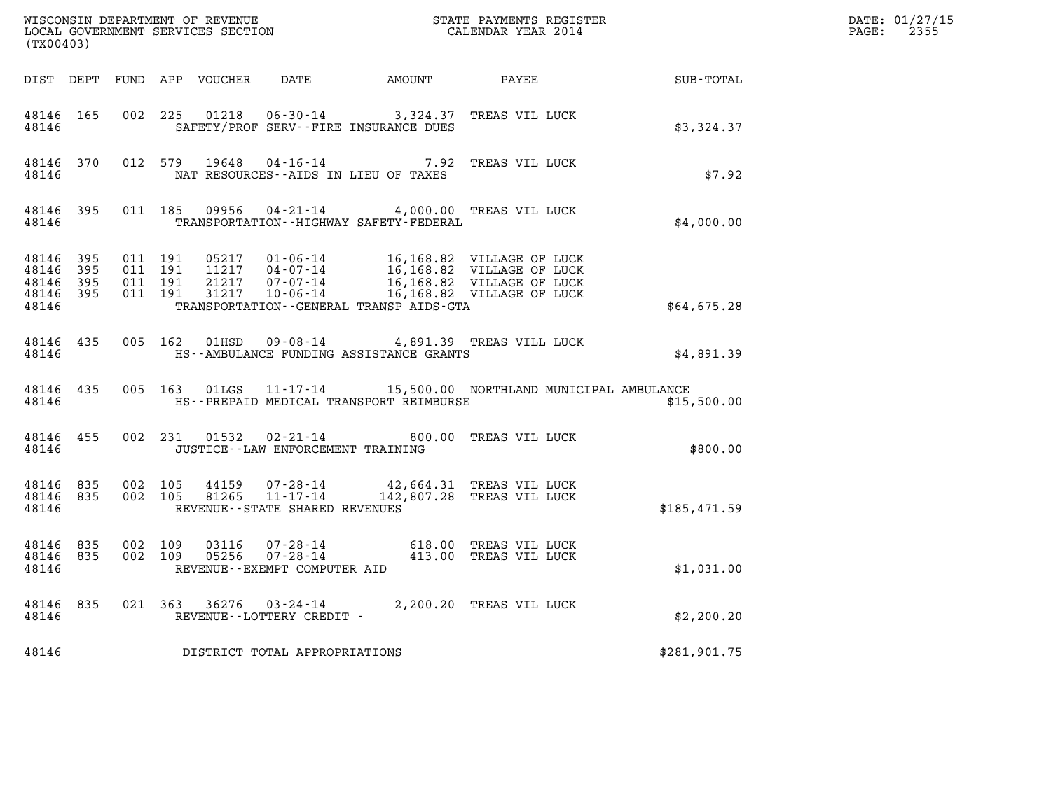WISCONSIN DEPARTMENT OF REVENUE
LOCAL GOVERNMENT SERVICES SECTION
(TX00403)

STATE PAYMENTS REGISTER
CALENDAR YEAR 2014

DATE: 01/27/15
PAGE: 2355

| DIST | DEPT | FUND | APP | VOUCHER | DATE | AMOUNT | PAYEE | SUB-TOTAL |
|---|---|---|---|---|---|---|---|---|
| 48146 | 165 | 002 | 225 | 01218 | 06-30-14 | 3,324.37 | TREAS VIL LUCK | |
| 48146 | | | | SAFETY/PROF SERV--FIRE INSURANCE DUES | | | | $3,324.37 |
| 48146 | 370 | 012 | 579 | 19648 | 04-16-14 | 7.92 | TREAS VIL LUCK | |
| 48146 | | | | NAT RESOURCES--AIDS IN LIEU OF TAXES | | | | $7.92 |
| 48146 | 395 | 011 | 185 | 09956 | 04-21-14 | 4,000.00 | TREAS VIL LUCK | |
| 48146 | | | | TRANSPORTATION--HIGHWAY SAFETY-FEDERAL | | | | $4,000.00 |
| 48146 | 395 | 011 | 191 | 05217 | 01-06-14 | 16,168.82 | VILLAGE OF LUCK | |
| 48146 | 395 | 011 | 191 | 11217 | 04-07-14 | 16,168.82 | VILLAGE OF LUCK | |
| 48146 | 395 | 011 | 191 | 21217 | 07-07-14 | 16,168.82 | VILLAGE OF LUCK | |
| 48146 | 395 | 011 | 191 | 31217 | 10-06-14 | 16,168.82 | VILLAGE OF LUCK | |
| 48146 | | | | TRANSPORTATION--GENERAL TRANSP AIDS-GTA | | | | $64,675.28 |
| 48146 | 435 | 005 | 162 | 01HSD | 09-08-14 | 4,891.39 | TREAS VILL LUCK | |
| 48146 | | | | HS--AMBULANCE FUNDING ASSISTANCE GRANTS | | | | $4,891.39 |
| 48146 | 435 | 005 | 163 | 01LGS | 11-17-14 | 15,500.00 | NORTHLAND MUNICIPAL AMBULANCE | |
| 48146 | | | | HS--PREPAID MEDICAL TRANSPORT REIMBURSE | | | | $15,500.00 |
| 48146 | 455 | 002 | 231 | 01532 | 02-21-14 | 800.00 | TREAS VIL LUCK | |
| 48146 | | | | JUSTICE--LAW ENFORCEMENT TRAINING | | | | $800.00 |
| 48146 | 835 | 002 | 105 | 44159 | 07-28-14 | 42,664.31 | TREAS VIL LUCK | |
| 48146 | 835 | 002 | 105 | 81265 | 11-17-14 | 142,807.28 | TREAS VIL LUCK | |
| 48146 | | | | REVENUE--STATE SHARED REVENUES | | | | $185,471.59 |
| 48146 | 835 | 002 | 109 | 03116 | 07-28-14 | 618.00 | TREAS VIL LUCK | |
| 48146 | 835 | 002 | 109 | 05256 | 07-28-14 | 413.00 | TREAS VIL LUCK | |
| 48146 | | | | REVENUE--EXEMPT COMPUTER AID | | | | $1,031.00 |
| 48146 | 835 | 021 | 363 | 36276 | 03-24-14 | 2,200.20 | TREAS VIL LUCK | |
| 48146 | | | | REVENUE--LOTTERY CREDIT - | | | | $2,200.20 |
| 48146 | | | | DISTRICT TOTAL APPROPRIATIONS | | | | $281,901.75 |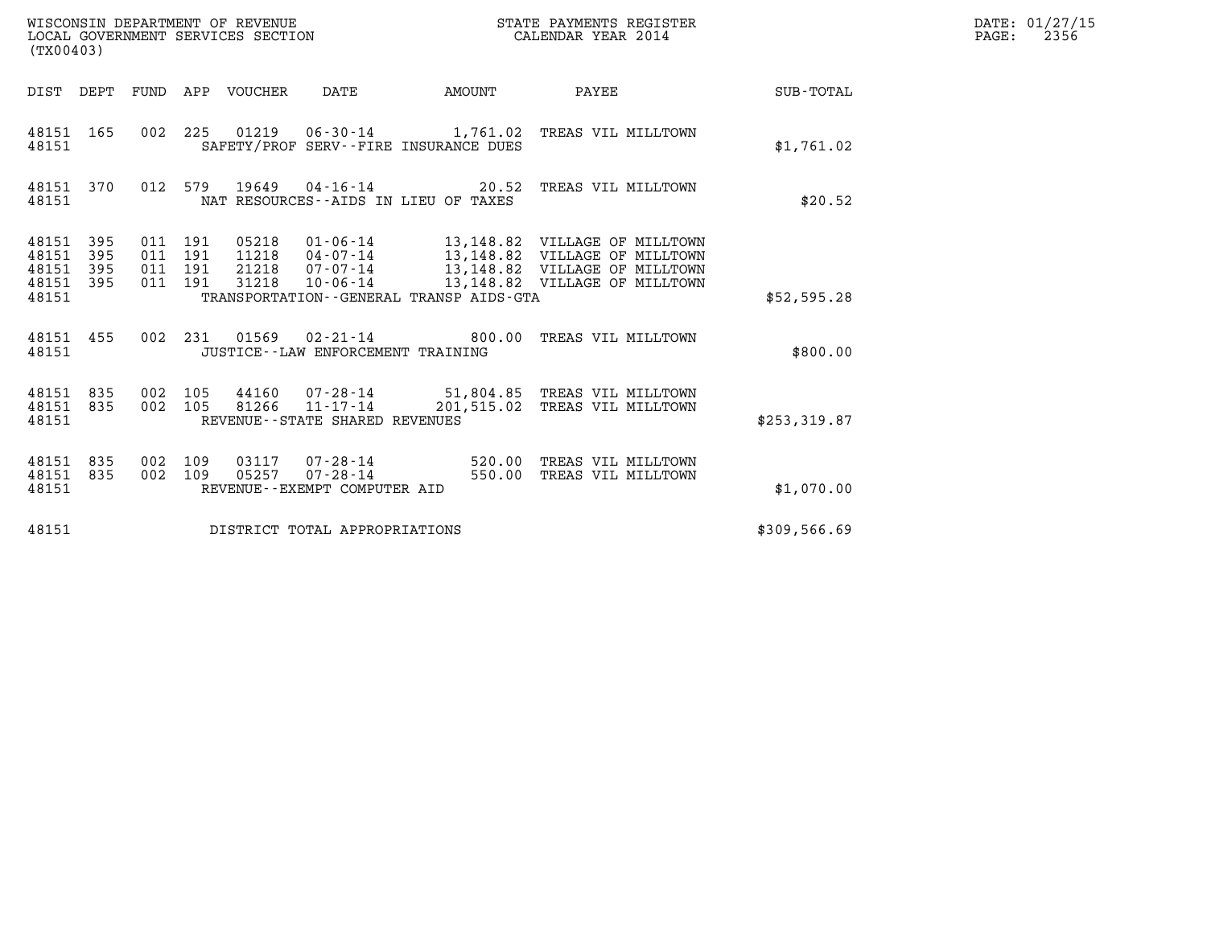WISCONSIN DEPARTMENT OF REVENUE
LOCAL GOVERNMENT SERVICES SECTION
(TX00403)

STATE PAYMENTS REGISTER
CALENDAR YEAR 2014

DATE: 01/27/15
PAGE: 2356

| DIST | DEPT | FUND | APP | VOUCHER | DATE | AMOUNT | PAYEE | SUB-TOTAL |
|---|---|---|---|---|---|---|---|---|
| 48151 | 165 | 002 | 225 | 01219 | 06-30-14 | 1,761.02 | TREAS VIL MILLTOWN | |
| 48151 | | | | SAFETY/PROF SERV--FIRE INSURANCE DUES | | | | $1,761.02 |
| 48151 | 370 | 012 | 579 | 19649 | 04-16-14 | 20.52 | TREAS VIL MILLTOWN | |
| 48151 | | | | NAT RESOURCES--AIDS IN LIEU OF TAXES | | | | $20.52 |
| 48151 | 395 | 011 | 191 | 05218 | 01-06-14 | 13,148.82 | VILLAGE OF MILLTOWN | |
| 48151 | 395 | 011 | 191 | 11218 | 04-07-14 | 13,148.82 | VILLAGE OF MILLTOWN | |
| 48151 | 395 | 011 | 191 | 21218 | 07-07-14 | 13,148.82 | VILLAGE OF MILLTOWN | |
| 48151 | 395 | 011 | 191 | 31218 | 10-06-14 | 13,148.82 | VILLAGE OF MILLTOWN | |
| 48151 | | | | TRANSPORTATION--GENERAL TRANSP AIDS-GTA | | | | $52,595.28 |
| 48151 | 455 | 002 | 231 | 01569 | 02-21-14 | 800.00 | TREAS VIL MILLTOWN | |
| 48151 | | | | JUSTICE--LAW ENFORCEMENT TRAINING | | | | $800.00 |
| 48151 | 835 | 002 | 105 | 44160 | 07-28-14 | 51,804.85 | TREAS VIL MILLTOWN | |
| 48151 | 835 | 002 | 105 | 81266 | 11-17-14 | 201,515.02 | TREAS VIL MILLTOWN | |
| 48151 | | | | REVENUE--STATE SHARED REVENUES | | | | $253,319.87 |
| 48151 | 835 | 002 | 109 | 03117 | 07-28-14 | 520.00 | TREAS VIL MILLTOWN | |
| 48151 | 835 | 002 | 109 | 05257 | 07-28-14 | 550.00 | TREAS VIL MILLTOWN | |
| 48151 | | | | REVENUE--EXEMPT COMPUTER AID | | | | $1,070.00 |
| 48151 | | | | DISTRICT TOTAL APPROPRIATIONS | | | | $309,566.69 |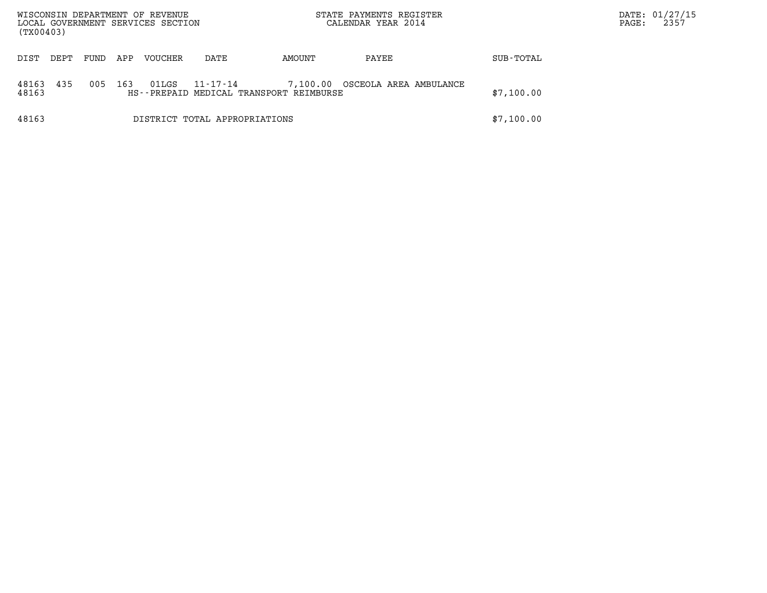| DIST | DEPT | FUND | APP | VOUCHER | DATE | AMOUNT | PAYEE | SUB-TOTAL |
|---|---|---|---|---|---|---|---|---|
| 48163 | 435 | 005 | 163 | 01LGS | 11-17-14 | 7,100.00 | OSCEOLA AREA AMBULANCE | |
| 48163 | | | | HS--PREPAID MEDICAL TRANSPORT REIMBURSE | | | | $7,100.00 |
| 48163 | | | | DISTRICT TOTAL APPROPRIATIONS | | | | $7,100.00 |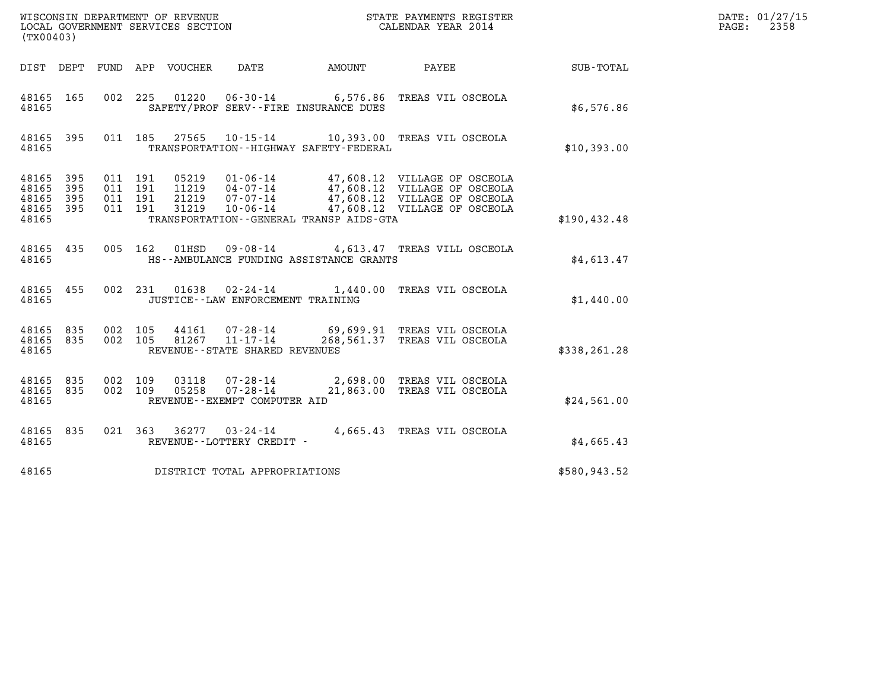WISCONSIN DEPARTMENT OF REVENUE
LOCAL GOVERNMENT SERVICES SECTION
(TX00403)

STATE PAYMENTS REGISTER
CALENDAR YEAR 2014

DATE: 01/27/15
PAGE: 2358

| DIST | DEPT | FUND | APP | VOUCHER | DATE | AMOUNT | PAYEE | SUB-TOTAL |
|---|---|---|---|---|---|---|---|---|
| 48165 | 165 | 002 | 225 | 01220 | 06-30-14 | 6,576.86 | TREAS VIL OSCEOLA | |
| 48165 | | | | SAFETY/PROF SERV--FIRE INSURANCE DUES | | | | $6,576.86 |
| 48165 | 395 | 011 | 185 | 27565 | 10-15-14 | 10,393.00 | TREAS VIL OSCEOLA | |
| 48165 | | | | TRANSPORTATION--HIGHWAY SAFETY-FEDERAL | | | | $10,393.00 |
| 48165 | 395 | 011 | 191 | 05219 | 01-06-14 | 47,608.12 | VILLAGE OF OSCEOLA | |
| 48165 | 395 | 011 | 191 | 11219 | 04-07-14 | 47,608.12 | VILLAGE OF OSCEOLA | |
| 48165 | 395 | 011 | 191 | 21219 | 07-07-14 | 47,608.12 | VILLAGE OF OSCEOLA | |
| 48165 | 395 | 011 | 191 | 31219 | 10-06-14 | 47,608.12 | VILLAGE OF OSCEOLA | |
| 48165 | | | | TRANSPORTATION--GENERAL TRANSP AIDS-GTA | | | | $190,432.48 |
| 48165 | 435 | 005 | 162 | 01HSD | 09-08-14 | 4,613.47 | TREAS VILL OSCEOLA | |
| 48165 | | | | HS--AMBULANCE FUNDING ASSISTANCE GRANTS | | | | $4,613.47 |
| 48165 | 455 | 002 | 231 | 01638 | 02-24-14 | 1,440.00 | TREAS VIL OSCEOLA | |
| 48165 | | | | JUSTICE--LAW ENFORCEMENT TRAINING | | | | $1,440.00 |
| 48165 | 835 | 002 | 105 | 44161 | 07-28-14 | 69,699.91 | TREAS VIL OSCEOLA | |
| 48165 | 835 | 002 | 105 | 81267 | 11-17-14 | 268,561.37 | TREAS VIL OSCEOLA | |
| 48165 | | | | REVENUE--STATE SHARED REVENUES | | | | $338,261.28 |
| 48165 | 835 | 002 | 109 | 03118 | 07-28-14 | 2,698.00 | TREAS VIL OSCEOLA | |
| 48165 | 835 | 002 | 109 | 05258 | 07-28-14 | 21,863.00 | TREAS VIL OSCEOLA | |
| 48165 | | | | REVENUE--EXEMPT COMPUTER AID | | | | $24,561.00 |
| 48165 | 835 | 021 | 363 | 36277 | 03-24-14 | 4,665.43 | TREAS VIL OSCEOLA | |
| 48165 | | | | REVENUE--LOTTERY CREDIT - | | | | $4,665.43 |
| 48165 | | | | DISTRICT TOTAL APPROPRIATIONS | | | | $580,943.52 |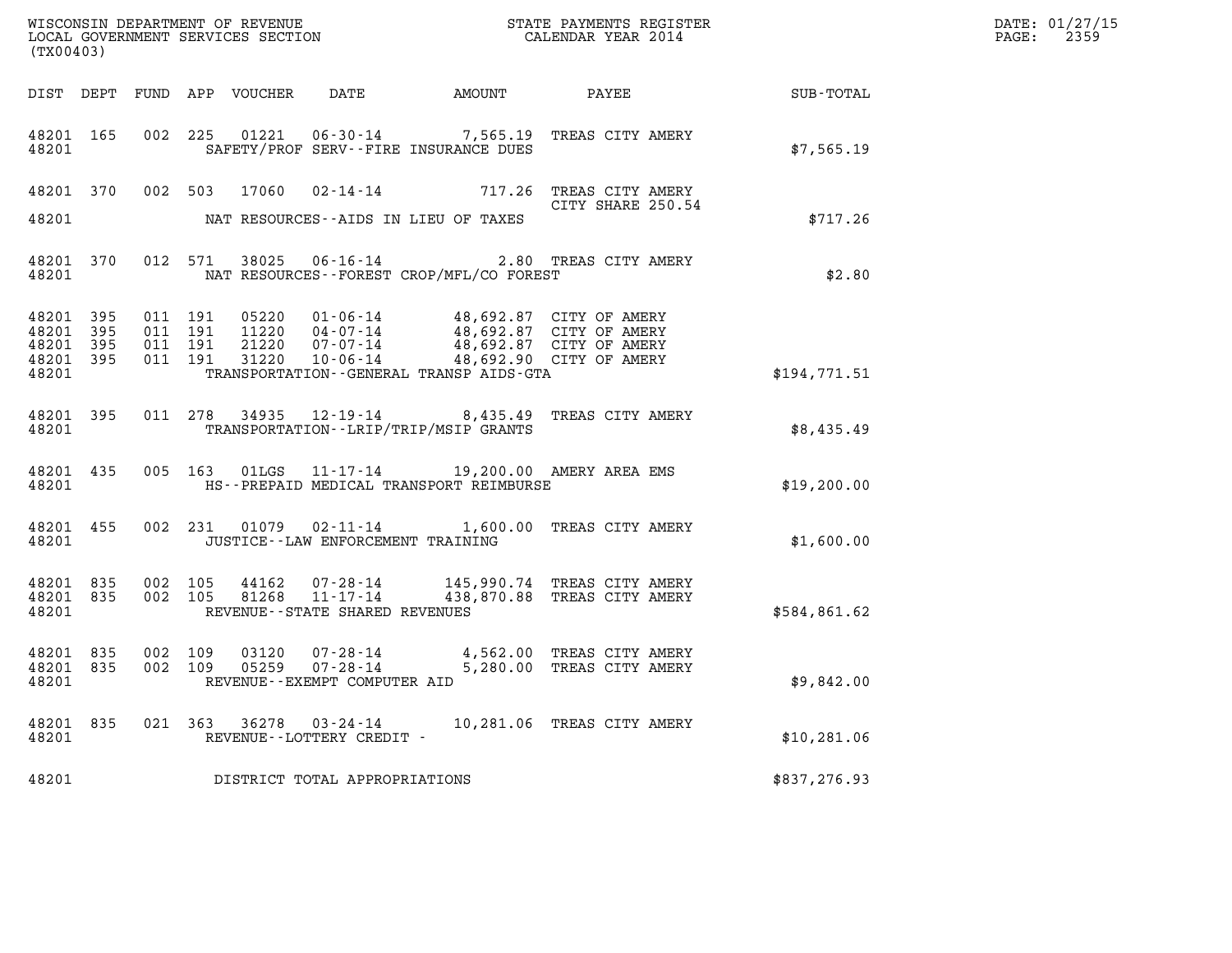WISCONSIN DEPARTMENT OF REVENUE
LOCAL GOVERNMENT SERVICES SECTION
(TX00403)

STATE PAYMENTS REGISTER
CALENDAR YEAR 2014

DATE: 01/27/15

| DIST | DEPT | FUND | APP | VOUCHER | DATE | AMOUNT | PAYEE | SUB-TOTAL |
|---|---|---|---|---|---|---|---|---|
| 48201 | 165 | 002 | 225 | 01221 | 06-30-14 | 7,565.19 | TREAS CITY AMERY | |
| 48201 | | | | SAFETY/PROF SERV--FIRE INSURANCE DUES | | | | $7,565.19 |
| 48201 | 370 | 002 | 503 | 17060 | 02-14-14 | 717.26 | TREAS CITY AMERY CITY SHARE 250.54 | |
| 48201 | | | | NAT RESOURCES--AIDS IN LIEU OF TAXES | | | | $717.26 |
| 48201 | 370 | 012 | 571 | 38025 | 06-16-14 | 2.80 | TREAS CITY AMERY | |
| 48201 | | | | NAT RESOURCES--FOREST CROP/MFL/CO FOREST | | | | $2.80 |
| 48201 | 395 | 011 | 191 | 05220 | 01-06-14 | 48,692.87 | CITY OF AMERY | |
| 48201 | 395 | 011 | 191 | 11220 | 04-07-14 | 48,692.87 | CITY OF AMERY | |
| 48201 | 395 | 011 | 191 | 21220 | 07-07-14 | 48,692.87 | CITY OF AMERY | |
| 48201 | 395 | 011 | 191 | 31220 | 10-06-14 | 48,692.90 | CITY OF AMERY | |
| 48201 | | | | TRANSPORTATION--GENERAL TRANSP AIDS-GTA | | | | $194,771.51 |
| 48201 | 395 | 011 | 278 | 34935 | 12-19-14 | 8,435.49 | TREAS CITY AMERY | |
| 48201 | | | | TRANSPORTATION--LRIP/TRIP/MSIP GRANTS | | | | $8,435.49 |
| 48201 | 435 | 005 | 163 | 01LGS | 11-17-14 | 19,200.00 | AMERY AREA EMS | |
| 48201 | | | | HS--PREPAID MEDICAL TRANSPORT REIMBURSE | | | | $19,200.00 |
| 48201 | 455 | 002 | 231 | 01079 | 02-11-14 | 1,600.00 | TREAS CITY AMERY | |
| 48201 | | | | JUSTICE--LAW ENFORCEMENT TRAINING | | | | $1,600.00 |
| 48201 | 835 | 002 | 105 | 44162 | 07-28-14 | 145,990.74 | TREAS CITY AMERY | |
| 48201 | 835 | 002 | 105 | 81268 | 11-17-14 | 438,870.88 | TREAS CITY AMERY | |
| 48201 | | | | REVENUE--STATE SHARED REVENUES | | | | $584,861.62 |
| 48201 | 835 | 002 | 109 | 03120 | 07-28-14 | 4,562.00 | TREAS CITY AMERY | |
| 48201 | 835 | 002 | 109 | 05259 | 07-28-14 | 5,280.00 | TREAS CITY AMERY | |
| 48201 | | | | REVENUE--EXEMPT COMPUTER AID | | | | $9,842.00 |
| 48201 | 835 | 021 | 363 | 36278 | 03-24-14 | 10,281.06 | TREAS CITY AMERY | |
| 48201 | | | | REVENUE--LOTTERY CREDIT - | | | | $10,281.06 |
| 48201 | | | | DISTRICT TOTAL APPROPRIATIONS | | | | $837,276.93 |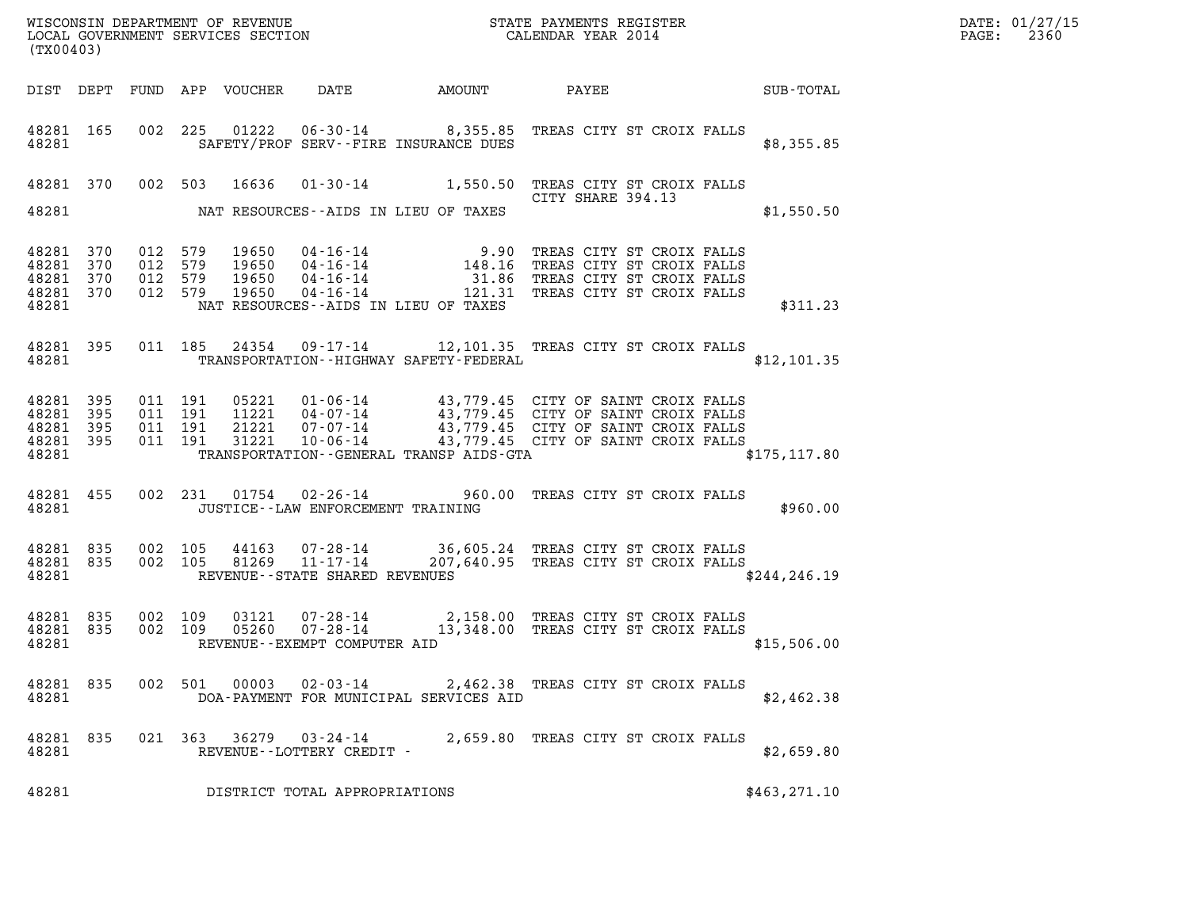WISCONSIN DEPARTMENT OF REVENUE
LOCAL GOVERNMENT SERVICES SECTION
(TX00403)

STATE PAYMENTS REGISTER
CALENDAR YEAR 2014

DATE: 01/27/15

| DIST | DEPT | FUND | APP | VOUCHER | DATE | AMOUNT | PAYEE | SUB-TOTAL |
|---|---|---|---|---|---|---|---|---|
| 48281 | 165 | 002 | 225 | 01222 | 06-30-14 | 8,355.85 | TREAS CITY ST CROIX FALLS | |
| 48281 | | | | | SAFETY/PROF SERV--FIRE INSURANCE DUES | | | $8,355.85 |
| 48281 | 370 | 002 | 503 | 16636 | 01-30-14 | 1,550.50 | TREAS CITY ST CROIX FALLS CITY SHARE 394.13 | |
| 48281 | | | | | NAT RESOURCES--AIDS IN LIEU OF TAXES | | | $1,550.50 |
| 48281 | 370 | 012 | 579 | 19650 | 04-16-14 | 9.90 | TREAS CITY ST CROIX FALLS | |
| 48281 | 370 | 012 | 579 | 19650 | 04-16-14 | 148.16 | TREAS CITY ST CROIX FALLS | |
| 48281 | 370 | 012 | 579 | 19650 | 04-16-14 | 31.86 | TREAS CITY ST CROIX FALLS | |
| 48281 | 370 | 012 | 579 | 19650 | 04-16-14 | 121.31 | TREAS CITY ST CROIX FALLS | |
| 48281 | | | | | NAT RESOURCES--AIDS IN LIEU OF TAXES | | | $311.23 |
| 48281 | 395 | 011 | 185 | 24354 | 09-17-14 | 12,101.35 | TREAS CITY ST CROIX FALLS | |
| 48281 | | | | | TRANSPORTATION--HIGHWAY SAFETY-FEDERAL | | | $12,101.35 |
| 48281 | 395 | 011 | 191 | 05221 | 01-06-14 | 43,779.45 | CITY OF SAINT CROIX FALLS | |
| 48281 | 395 | 011 | 191 | 11221 | 04-07-14 | 43,779.45 | CITY OF SAINT CROIX FALLS | |
| 48281 | 395 | 011 | 191 | 21221 | 07-07-14 | 43,779.45 | CITY OF SAINT CROIX FALLS | |
| 48281 | 395 | 011 | 191 | 31221 | 10-06-14 | 43,779.45 | CITY OF SAINT CROIX FALLS | |
| 48281 | | | | | TRANSPORTATION--GENERAL TRANSP AIDS-GTA | | | $175,117.80 |
| 48281 | 455 | 002 | 231 | 01754 | 02-26-14 | 960.00 | TREAS CITY ST CROIX FALLS | |
| 48281 | | | | | JUSTICE--LAW ENFORCEMENT TRAINING | | | $960.00 |
| 48281 | 835 | 002 | 105 | 44163 | 07-28-14 | 36,605.24 | TREAS CITY ST CROIX FALLS | |
| 48281 | 835 | 002 | 105 | 81269 | 11-17-14 | 207,640.95 | TREAS CITY ST CROIX FALLS | |
| 48281 | | | | | REVENUE--STATE SHARED REVENUES | | | $244,246.19 |
| 48281 | 835 | 002 | 109 | 03121 | 07-28-14 | 2,158.00 | TREAS CITY ST CROIX FALLS | |
| 48281 | 835 | 002 | 109 | 05260 | 07-28-14 | 13,348.00 | TREAS CITY ST CROIX FALLS | |
| 48281 | | | | | REVENUE--EXEMPT COMPUTER AID | | | $15,506.00 |
| 48281 | 835 | 002 | 501 | 00003 | 02-03-14 | 2,462.38 | TREAS CITY ST CROIX FALLS | |
| 48281 | | | | | DOA-PAYMENT FOR MUNICIPAL SERVICES AID | | | $2,462.38 |
| 48281 | 835 | 021 | 363 | 36279 | 03-24-14 | 2,659.80 | TREAS CITY ST CROIX FALLS | |
| 48281 | | | | | REVENUE--LOTTERY CREDIT - | | | $2,659.80 |
| 48281 | | | | | DISTRICT TOTAL APPROPRIATIONS | | | $463,271.10 |